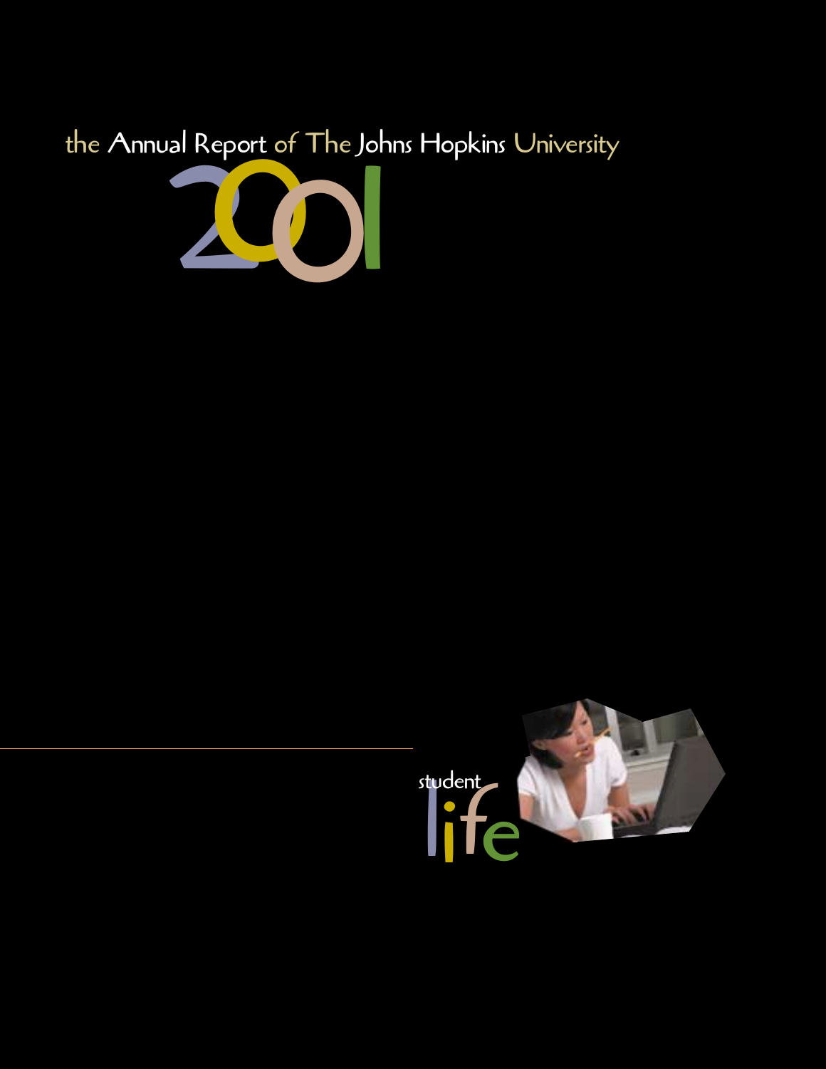# the Annual Report of The Johns Hopkins University

# 2001

student life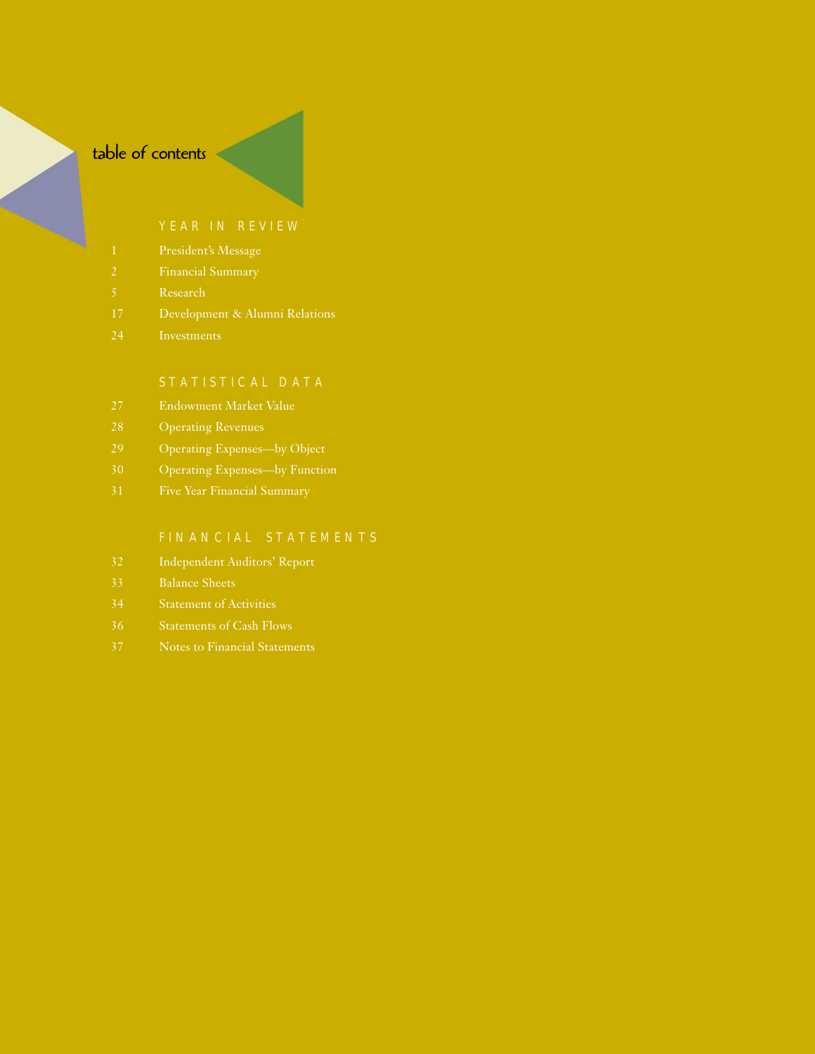# table of contents

## YEAR IN REVIEW

| | |
|---|---|
| 1 | President's Message |
| 2 | Financial Summary |
| 5 | Research |
| 17 | Development & Alumni Relations |
| 24 | Investments |

## STATISTICAL DATA

| | |
|---|---|
| 27 | Endowment Market Value |
| 28 | Operating Revenues |
| 29 | Operating Expenses—by Object |
| 30 | Operating Expenses—by Function |
| 31 | Five Year Financial Summary |

## FINANCIAL STATEMENTS

| | |
|---|---|
| 32 | Independent Auditors' Report |
| 33 | Balance Sheets |
| 34 | Statement of Activities |
| 36 | Statements of Cash Flows |
| 37 | Notes to Financial Statements |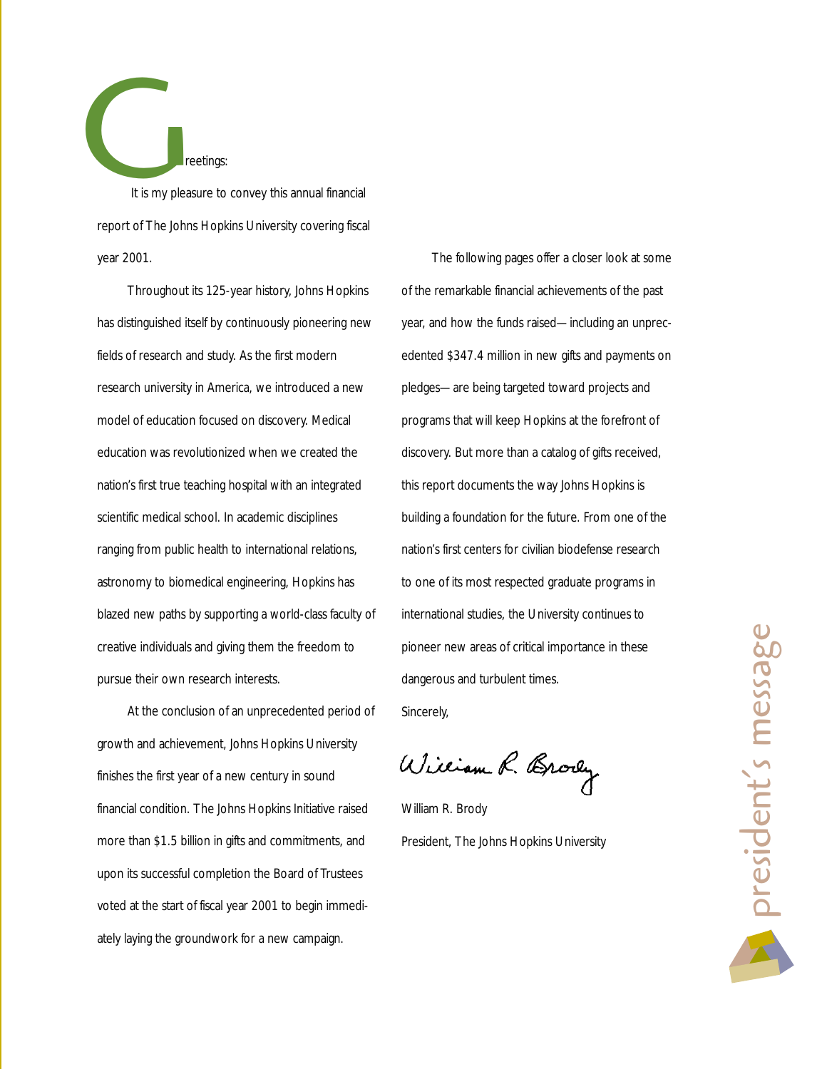# President's Message

Greetings:

It is my pleasure to convey this annual financial report of The Johns Hopkins University covering fiscal year 2001.

Throughout its 125-year history, Johns Hopkins has distinguished itself by continuously pioneering new fields of research and study. As the first modern research university in America, we introduced a new model of education focused on discovery. Medical education was revolutionized when we created the nation's first true teaching hospital with an integrated scientific medical school. In academic disciplines ranging from public health to international relations, astronomy to biomedical engineering, Hopkins has blazed new paths by supporting a world-class faculty of creative individuals and giving them the freedom to pursue their own research interests.

At the conclusion of an unprecedented period of growth and achievement, Johns Hopkins University finishes the first year of a new century in sound financial condition. The Johns Hopkins Initiative raised more than $1.5 billion in gifts and commitments, and upon its successful completion the Board of Trustees voted at the start of fiscal year 2001 to begin immediately laying the groundwork for a new campaign.

The following pages offer a closer look at some of the remarkable financial achievements of the past year, and how the funds raised—including an unprecedented $347.4 million in new gifts and payments on pledges—are being targeted toward projects and programs that will keep Hopkins at the forefront of discovery. But more than a catalog of gifts received, this report documents the way Johns Hopkins is building a foundation for the future. From one of the nation's first centers for civilian biodefense research to one of its most respected graduate programs in international studies, the University continues to pioneer new areas of critical importance in these dangerous and turbulent times.

Sincerely,

William R. Brody

William R. Brody

President, The Johns Hopkins University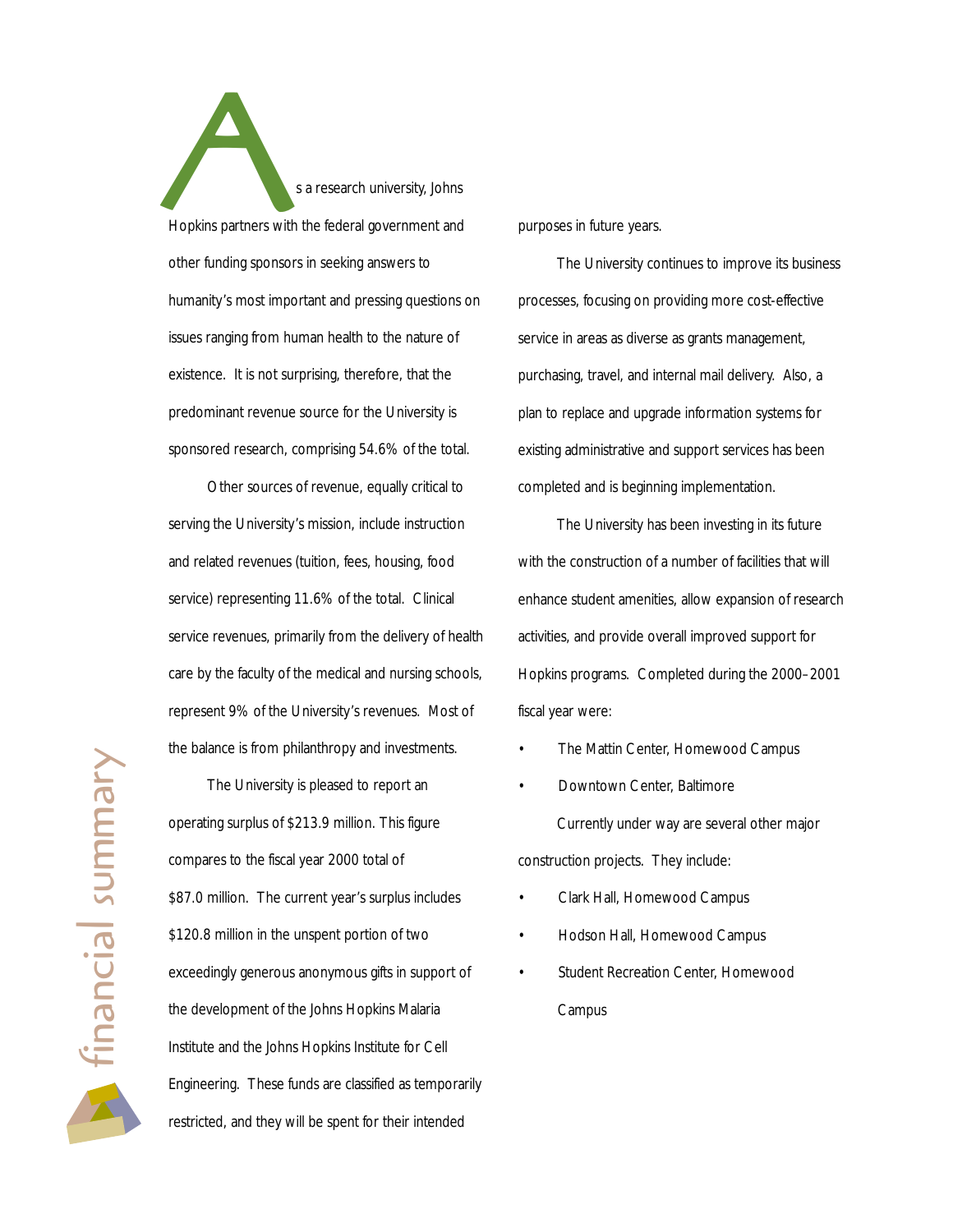# financial summary

As a research university, Johns Hopkins partners with the federal government and other funding sponsors in seeking answers to humanity's most important and pressing questions on issues ranging from human health to the nature of existence. It is not surprising, therefore, that the predominant revenue source for the University is sponsored research, comprising 54.6% of the total.

Other sources of revenue, equally critical to serving the University's mission, include instruction and related revenues (tuition, fees, housing, food service) representing 11.6% of the total. Clinical service revenues, primarily from the delivery of health care by the faculty of the medical and nursing schools, represent 9% of the University's revenues. Most of the balance is from philanthropy and investments.

The University is pleased to report an operating surplus of $213.9 million. This figure compares to the fiscal year 2000 total of $87.0 million. The current year's surplus includes $120.8 million in the unspent portion of two exceedingly generous anonymous gifts in support of the development of the Johns Hopkins Malaria Institute and the Johns Hopkins Institute for Cell Engineering. These funds are classified as temporarily restricted, and they will be spent for their intended purposes in future years.

The University continues to improve its business processes, focusing on providing more cost-effective service in areas as diverse as grants management, purchasing, travel, and internal mail delivery. Also, a plan to replace and upgrade information systems for existing administrative and support services has been completed and is beginning implementation.

The University has been investing in its future with the construction of a number of facilities that will enhance student amenities, allow expansion of research activities, and provide overall improved support for Hopkins programs. Completed during the 2000–2001 fiscal year were:

- The Mattin Center, Homewood Campus
- Downtown Center, Baltimore

Currently under way are several other major construction projects. They include:

- Clark Hall, Homewood Campus
- Hodson Hall, Homewood Campus
- Student Recreation Center, Homewood Campus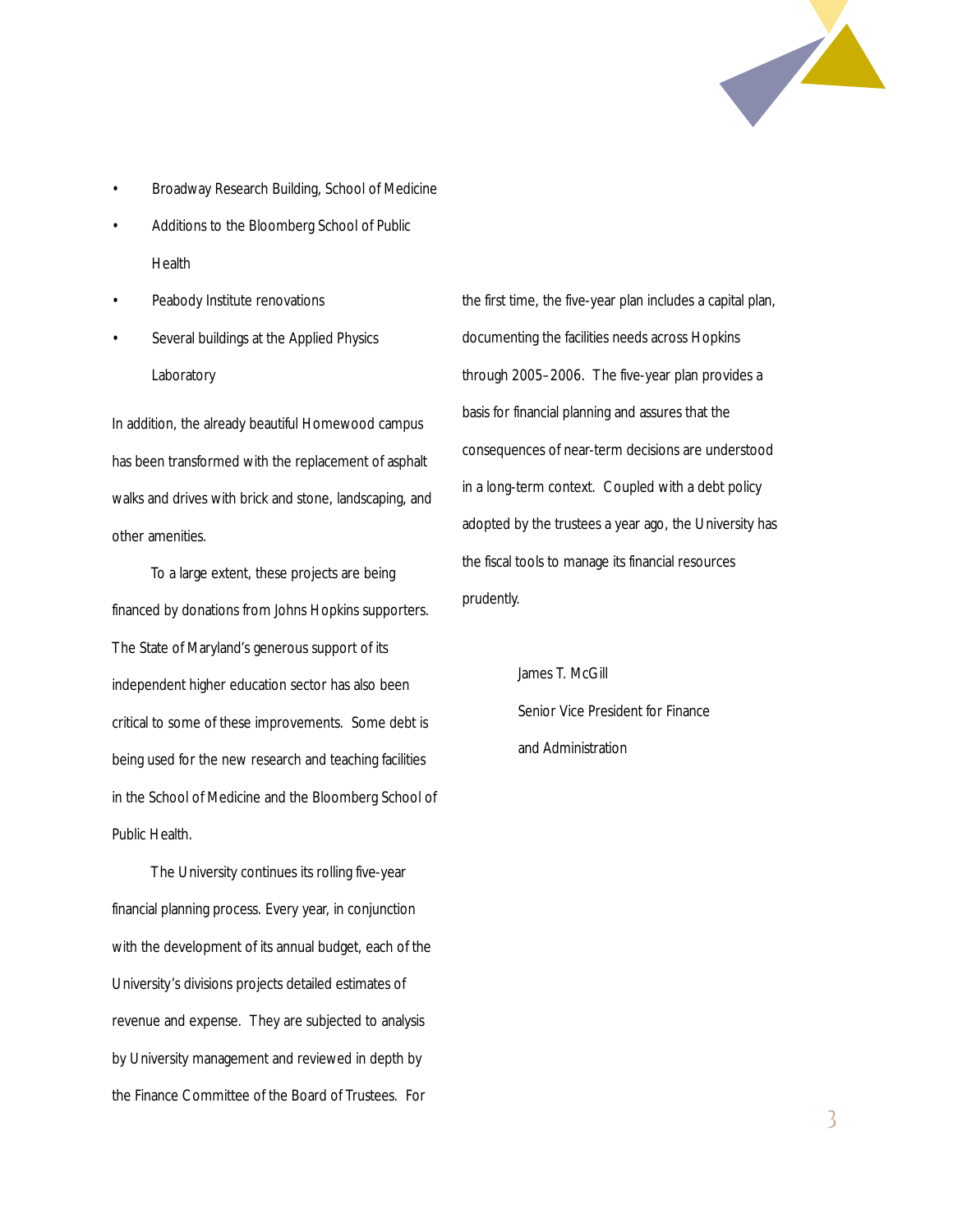- Broadway Research Building, School of Medicine
- Additions to the Bloomberg School of Public Health
- Peabody Institute renovations
- Several buildings at the Applied Physics Laboratory

In addition, the already beautiful Homewood campus has been transformed with the replacement of asphalt walks and drives with brick and stone, landscaping, and other amenities.

To a large extent, these projects are being financed by donations from Johns Hopkins supporters. The State of Maryland's generous support of its independent higher education sector has also been critical to some of these improvements. Some debt is being used for the new research and teaching facilities in the School of Medicine and the Bloomberg School of Public Health.

The University continues its rolling five-year financial planning process. Every year, in conjunction with the development of its annual budget, each of the University's divisions projects detailed estimates of revenue and expense. They are subjected to analysis by University management and reviewed in depth by the Finance Committee of the Board of Trustees. For the first time, the five-year plan includes a capital plan, documenting the facilities needs across Hopkins through 2005–2006. The five-year plan provides a basis for financial planning and assures that the consequences of near-term decisions are understood in a long-term context. Coupled with a debt policy adopted by the trustees a year ago, the University has the fiscal tools to manage its financial resources prudently.

James T. McGill
Senior Vice President for Finance
and Administration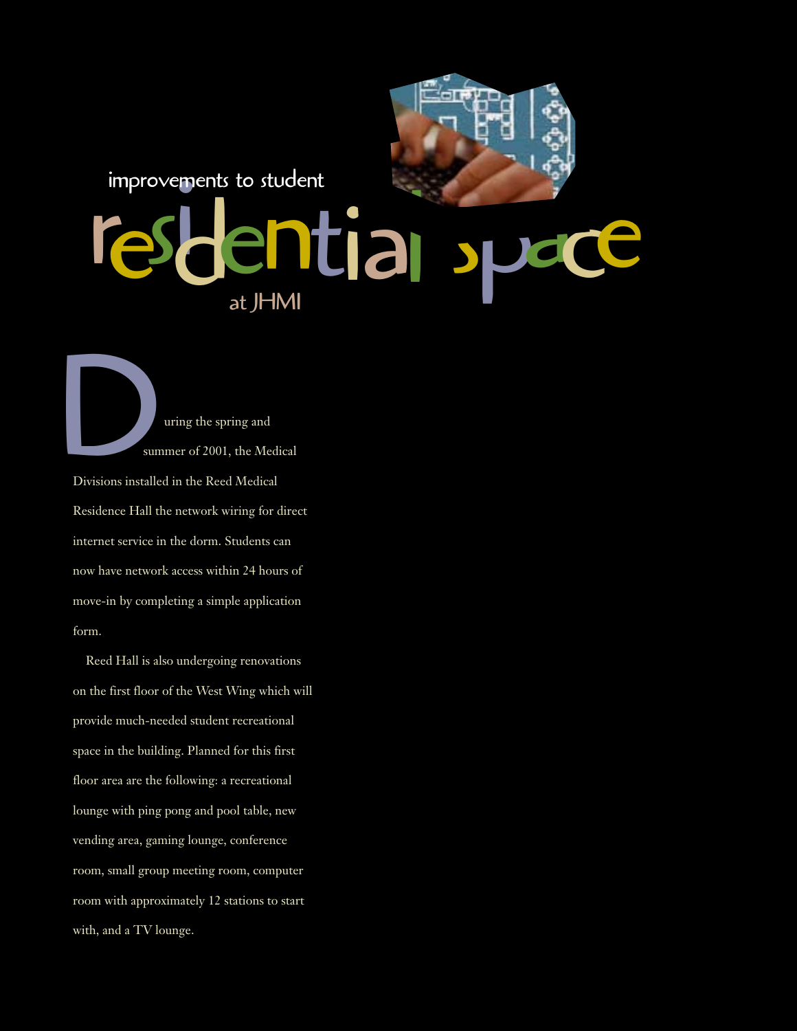# improvements to student residential space at JHMI

During the spring and summer of 2001, the Medical Divisions installed in the Reed Medical Residence Hall the network wiring for direct internet service in the dorm. Students can now have network access within 24 hours of move-in by completing a simple application form.

Reed Hall is also undergoing renovations on the first floor of the West Wing which will provide much-needed student recreational space in the building. Planned for this first floor area are the following: a recreational lounge with ping pong and pool table, new vending area, gaming lounge, conference room, small group meeting room, computer room with approximately 12 stations to start with, and a TV lounge.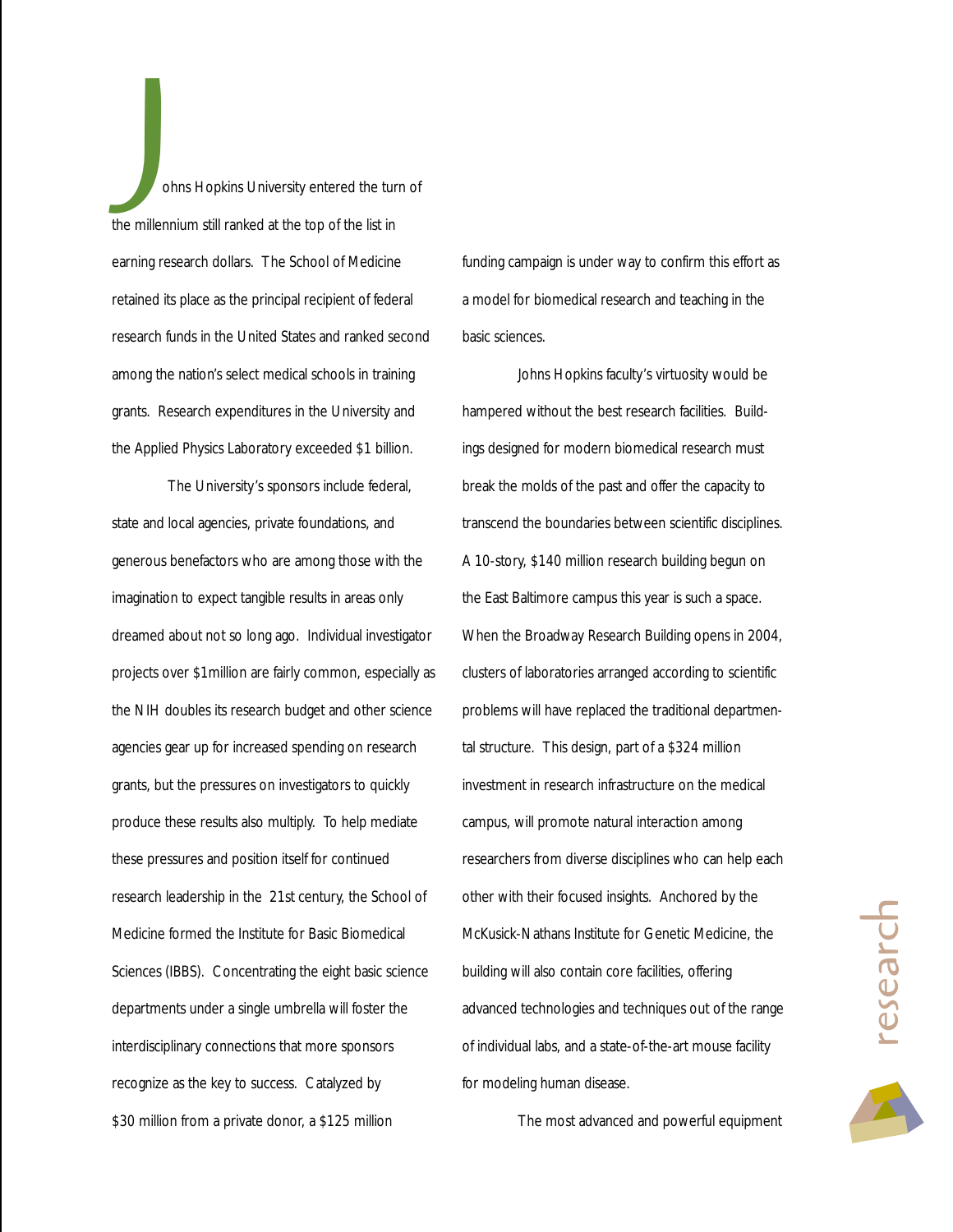Johns Hopkins University entered the turn of the millennium still ranked at the top of the list in earning research dollars. The School of Medicine retained its place as the principal recipient of federal research funds in the United States and ranked second among the nation's select medical schools in training grants. Research expenditures in the University and the Applied Physics Laboratory exceeded $1 billion.

The University's sponsors include federal, state and local agencies, private foundations, and generous benefactors who are among those with the imagination to expect tangible results in areas only dreamed about not so long ago. Individual investigator projects over $1million are fairly common, especially as the NIH doubles its research budget and other science agencies gear up for increased spending on research grants, but the pressures on investigators to quickly produce these results also multiply. To help mediate these pressures and position itself for continued research leadership in the 21st century, the School of Medicine formed the Institute for Basic Biomedical Sciences (IBBS). Concentrating the eight basic science departments under a single umbrella will foster the interdisciplinary connections that more sponsors recognize as the key to success. Catalyzed by $30 million from a private donor, a $125 million funding campaign is under way to confirm this effort as a model for biomedical research and teaching in the basic sciences.

Johns Hopkins faculty's virtuosity would be hampered without the best research facilities. Buildings designed for modern biomedical research must break the molds of the past and offer the capacity to transcend the boundaries between scientific disciplines. A 10-story, $140 million research building begun on the East Baltimore campus this year is such a space. When the Broadway Research Building opens in 2004, clusters of laboratories arranged according to scientific problems will have replaced the traditional departmental structure. This design, part of a $324 million investment in research infrastructure on the medical campus, will promote natural interaction among researchers from diverse disciplines who can help each other with their focused insights. Anchored by the McKusick-Nathans Institute for Genetic Medicine, the building will also contain core facilities, offering advanced technologies and techniques out of the range of individual labs, and a state-of-the-art mouse facility for modeling human disease.

The most advanced and powerful equipment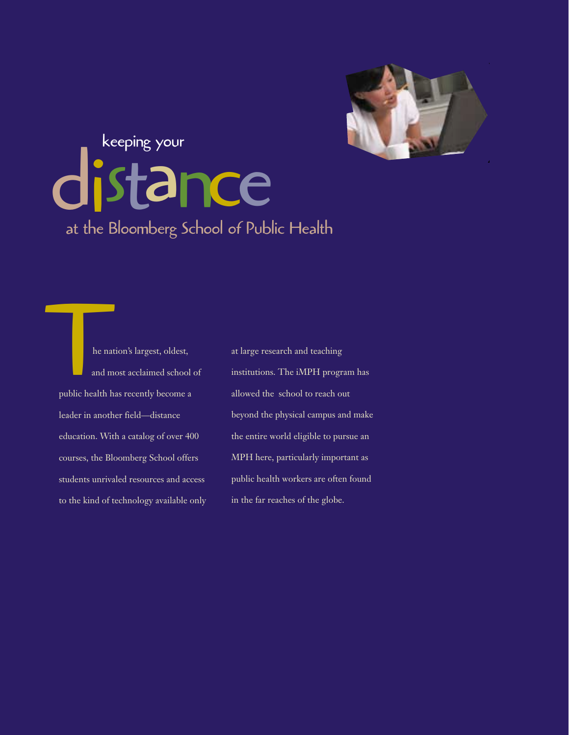# keeping your distance at the Bloomberg School of Public Health

The nation's largest, oldest, and most acclaimed school of public health has recently become a leader in another field—distance education. With a catalog of over 400 courses, the Bloomberg School offers students unrivaled resources and access to the kind of technology available only at large research and teaching institutions. The iMPH program has allowed the school to reach out beyond the physical campus and make the entire world eligible to pursue an MPH here, particularly important as public health workers are often found in the far reaches of the globe.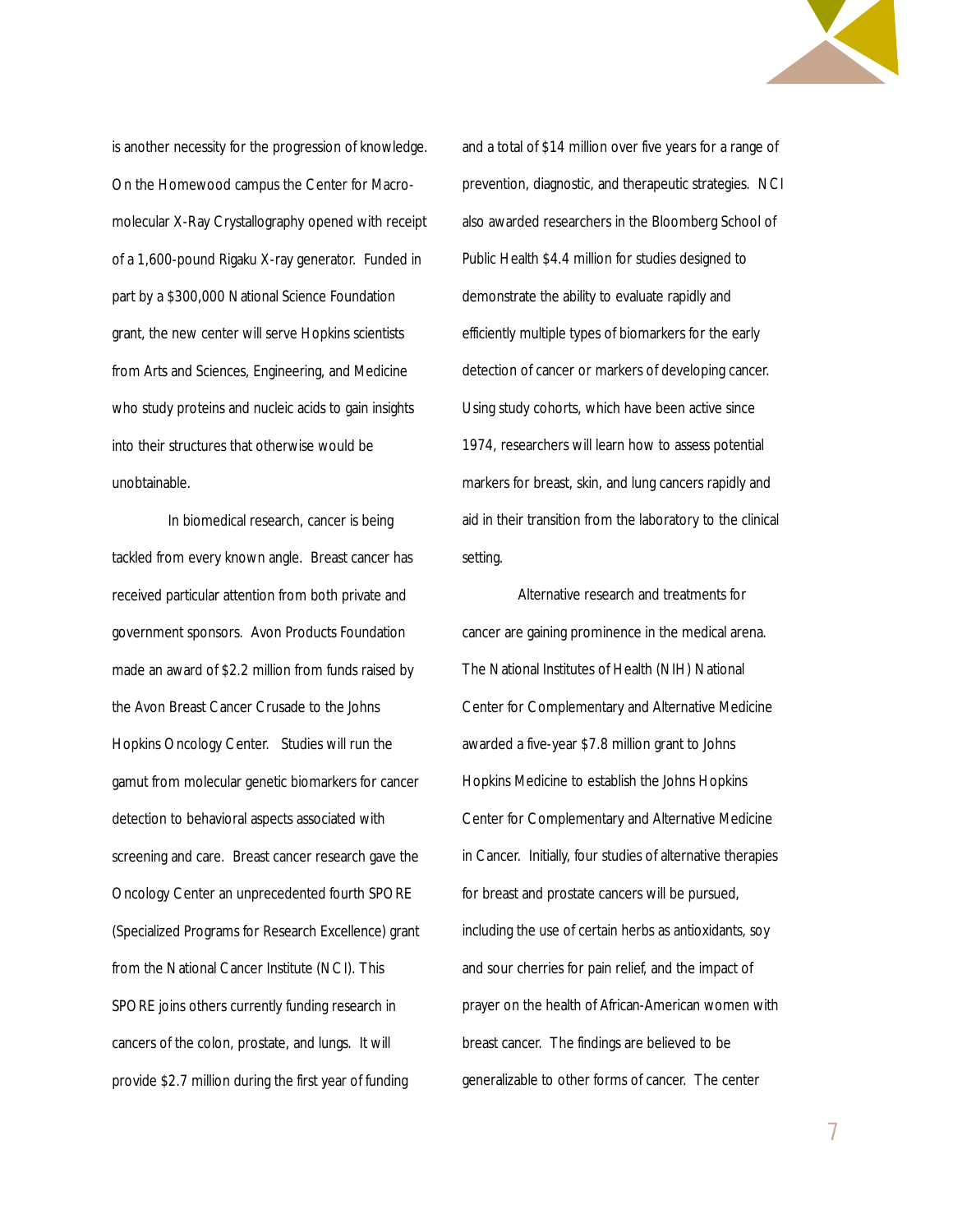is another necessity for the progression of knowledge. On the Homewood campus the Center for Macromolecular X-Ray Crystallography opened with receipt of a 1,600-pound Rigaku X-ray generator. Funded in part by a $300,000 National Science Foundation grant, the new center will serve Hopkins scientists from Arts and Sciences, Engineering, and Medicine who study proteins and nucleic acids to gain insights into their structures that otherwise would be unobtainable.

In biomedical research, cancer is being tackled from every known angle. Breast cancer has received particular attention from both private and government sponsors. Avon Products Foundation made an award of $2.2 million from funds raised by the Avon Breast Cancer Crusade to the Johns Hopkins Oncology Center. Studies will run the gamut from molecular genetic biomarkers for cancer detection to behavioral aspects associated with screening and care. Breast cancer research gave the Oncology Center an unprecedented fourth SPORE (Specialized Programs for Research Excellence) grant from the National Cancer Institute (NCI). This SPORE joins others currently funding research in cancers of the colon, prostate, and lungs. It will provide $2.7 million during the first year of funding and a total of $14 million over five years for a range of prevention, diagnostic, and therapeutic strategies. NCI also awarded researchers in the Bloomberg School of Public Health $4.4 million for studies designed to demonstrate the ability to evaluate rapidly and efficiently multiple types of biomarkers for the early detection of cancer or markers of developing cancer. Using study cohorts, which have been active since 1974, researchers will learn how to assess potential markers for breast, skin, and lung cancers rapidly and aid in their transition from the laboratory to the clinical setting.

Alternative research and treatments for cancer are gaining prominence in the medical arena. The National Institutes of Health (NIH) National Center for Complementary and Alternative Medicine awarded a five-year $7.8 million grant to Johns Hopkins Medicine to establish the Johns Hopkins Center for Complementary and Alternative Medicine in Cancer. Initially, four studies of alternative therapies for breast and prostate cancers will be pursued, including the use of certain herbs as antioxidants, soy and sour cherries for pain relief, and the impact of prayer on the health of African-American women with breast cancer. The findings are believed to be generalizable to other forms of cancer. The center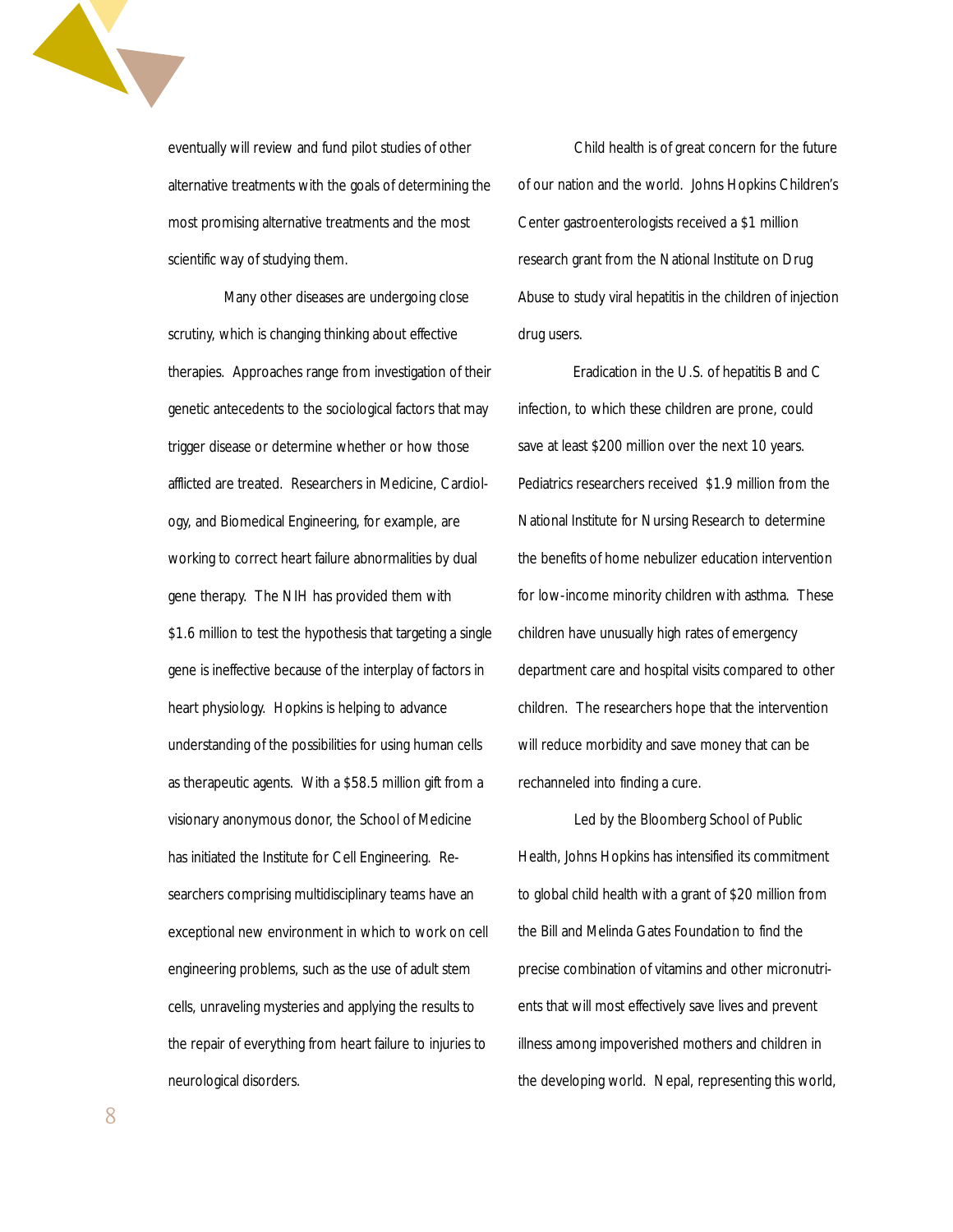eventually will review and fund pilot studies of other alternative treatments with the goals of determining the most promising alternative treatments and the most scientific way of studying them.

Many other diseases are undergoing close scrutiny, which is changing thinking about effective therapies. Approaches range from investigation of their genetic antecedents to the sociological factors that may trigger disease or determine whether or how those afflicted are treated. Researchers in Medicine, Cardiology, and Biomedical Engineering, for example, are working to correct heart failure abnormalities by dual gene therapy. The NIH has provided them with $1.6 million to test the hypothesis that targeting a single gene is ineffective because of the interplay of factors in heart physiology. Hopkins is helping to advance understanding of the possibilities for using human cells as therapeutic agents. With a $58.5 million gift from a visionary anonymous donor, the School of Medicine has initiated the Institute for Cell Engineering. Researchers comprising multidisciplinary teams have an exceptional new environment in which to work on cell engineering problems, such as the use of adult stem cells, unraveling mysteries and applying the results to the repair of everything from heart failure to injuries to neurological disorders.

Child health is of great concern for the future of our nation and the world. Johns Hopkins Children's Center gastroenterologists received a $1 million research grant from the National Institute on Drug Abuse to study viral hepatitis in the children of injection drug users.

Eradication in the U.S. of hepatitis B and C infection, to which these children are prone, could save at least $200 million over the next 10 years. Pediatrics researchers received $1.9 million from the National Institute for Nursing Research to determine the benefits of home nebulizer education intervention for low-income minority children with asthma. These children have unusually high rates of emergency department care and hospital visits compared to other children. The researchers hope that the intervention will reduce morbidity and save money that can be rechanneled into finding a cure.

Led by the Bloomberg School of Public Health, Johns Hopkins has intensified its commitment to global child health with a grant of $20 million from the Bill and Melinda Gates Foundation to find the precise combination of vitamins and other micronutrients that will most effectively save lives and prevent illness among impoverished mothers and children in the developing world. Nepal, representing this world,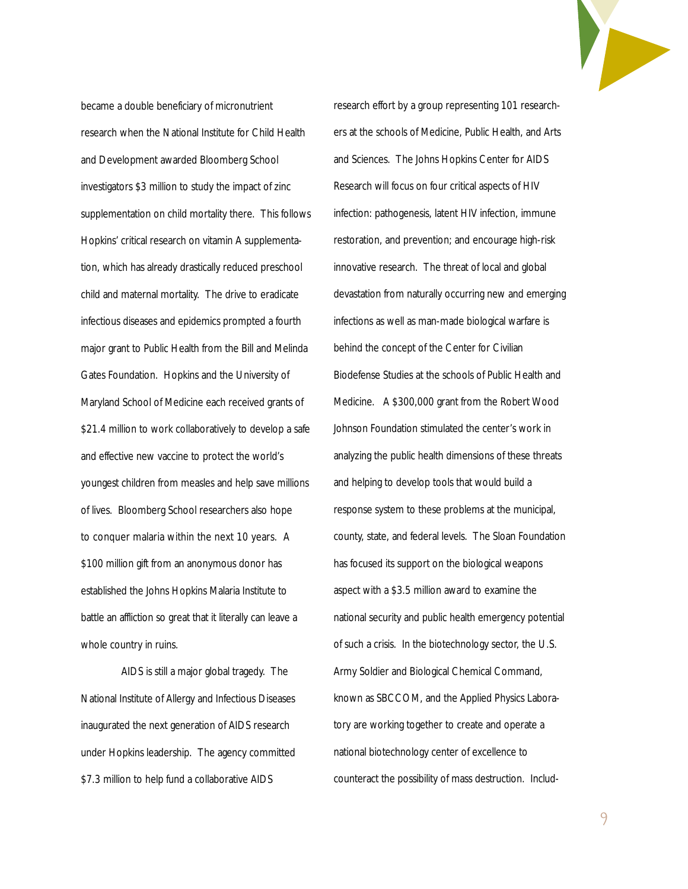became a double beneficiary of micronutrient research when the National Institute for Child Health and Development awarded Bloomberg School investigators $3 million to study the impact of zinc supplementation on child mortality there. This follows Hopkins' critical research on vitamin A supplementation, which has already drastically reduced preschool child and maternal mortality. The drive to eradicate infectious diseases and epidemics prompted a fourth major grant to Public Health from the Bill and Melinda Gates Foundation. Hopkins and the University of Maryland School of Medicine each received grants of $21.4 million to work collaboratively to develop a safe and effective new vaccine to protect the world's youngest children from measles and help save millions of lives. Bloomberg School researchers also hope to conquer malaria within the next 10 years. A $100 million gift from an anonymous donor has established the Johns Hopkins Malaria Institute to battle an affliction so great that it literally can leave a whole country in ruins.

AIDS is still a major global tragedy. The National Institute of Allergy and Infectious Diseases inaugurated the next generation of AIDS research under Hopkins leadership. The agency committed $7.3 million to help fund a collaborative AIDS research effort by a group representing 101 researchers at the schools of Medicine, Public Health, and Arts and Sciences. The Johns Hopkins Center for AIDS Research will focus on four critical aspects of HIV infection: pathogenesis, latent HIV infection, immune restoration, and prevention; and encourage high-risk innovative research. The threat of local and global devastation from naturally occurring new and emerging infections as well as man-made biological warfare is behind the concept of the Center for Civilian Biodefense Studies at the schools of Public Health and Medicine. A $300,000 grant from the Robert Wood Johnson Foundation stimulated the center's work in analyzing the public health dimensions of these threats and helping to develop tools that would build a response system to these problems at the municipal, county, state, and federal levels. The Sloan Foundation has focused its support on the biological weapons aspect with a $3.5 million award to examine the national security and public health emergency potential of such a crisis. In the biotechnology sector, the U.S. Army Soldier and Biological Chemical Command, known as SBCCOM, and the Applied Physics Laboratory are working together to create and operate a national biotechnology center of excellence to counteract the possibility of mass destruction. Includ-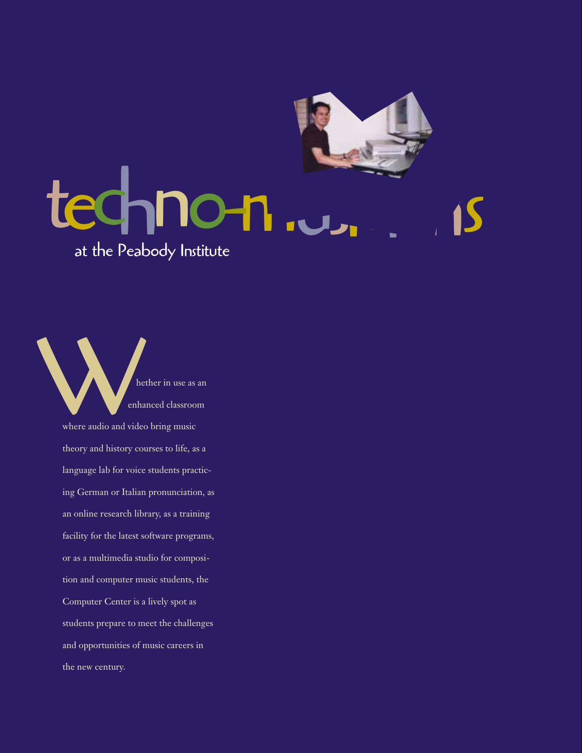# techno-musicians

## at the Peabody Institute

Whether in use as an enhanced classroom where audio and video bring music theory and history courses to life, as a language lab for voice students practicing German or Italian pronunciation, as an online research library, as a training facility for the latest software programs, or as a multimedia studio for composition and computer music students, the Computer Center is a lively spot as students prepare to meet the challenges and opportunities of music careers in the new century.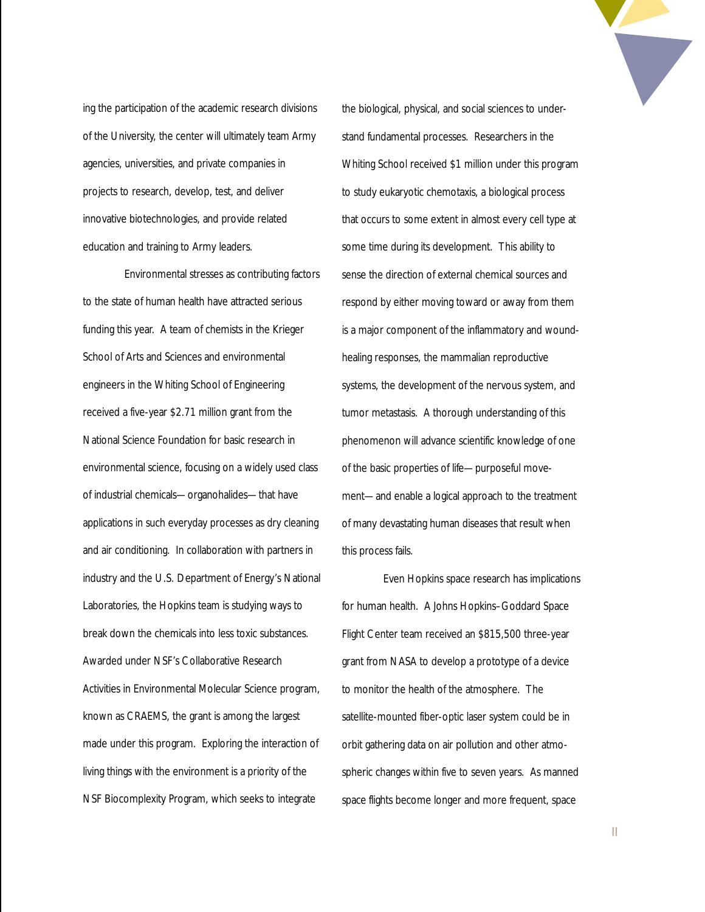ing the participation of the academic research divisions of the University, the center will ultimately team Army agencies, universities, and private companies in projects to research, develop, test, and deliver innovative biotechnologies, and provide related education and training to Army leaders.

Environmental stresses as contributing factors to the state of human health have attracted serious funding this year. A team of chemists in the Krieger School of Arts and Sciences and environmental engineers in the Whiting School of Engineering received a five-year $2.71 million grant from the National Science Foundation for basic research in environmental science, focusing on a widely used class of industrial chemicals—organohalides—that have applications in such everyday processes as dry cleaning and air conditioning. In collaboration with partners in industry and the U.S. Department of Energy's National Laboratories, the Hopkins team is studying ways to break down the chemicals into less toxic substances. Awarded under NSF's Collaborative Research Activities in Environmental Molecular Science program, known as CRAEMS, the grant is among the largest made under this program. Exploring the interaction of living things with the environment is a priority of the NSF Biocomplexity Program, which seeks to integrate the biological, physical, and social sciences to understand fundamental processes. Researchers in the Whiting School received $1 million under this program to study eukaryotic chemotaxis, a biological process that occurs to some extent in almost every cell type at some time during its development. This ability to sense the direction of external chemical sources and respond by either moving toward or away from them is a major component of the inflammatory and wound-healing responses, the mammalian reproductive systems, the development of the nervous system, and tumor metastasis. A thorough understanding of this phenomenon will advance scientific knowledge of one of the basic properties of life—purposeful movement—and enable a logical approach to the treatment of many devastating human diseases that result when this process fails.

Even Hopkins space research has implications for human health. A Johns Hopkins–Goddard Space Flight Center team received an $815,500 three-year grant from NASA to develop a prototype of a device to monitor the health of the atmosphere. The satellite-mounted fiber-optic laser system could be in orbit gathering data on air pollution and other atmospheric changes within five to seven years. As manned space flights become longer and more frequent, space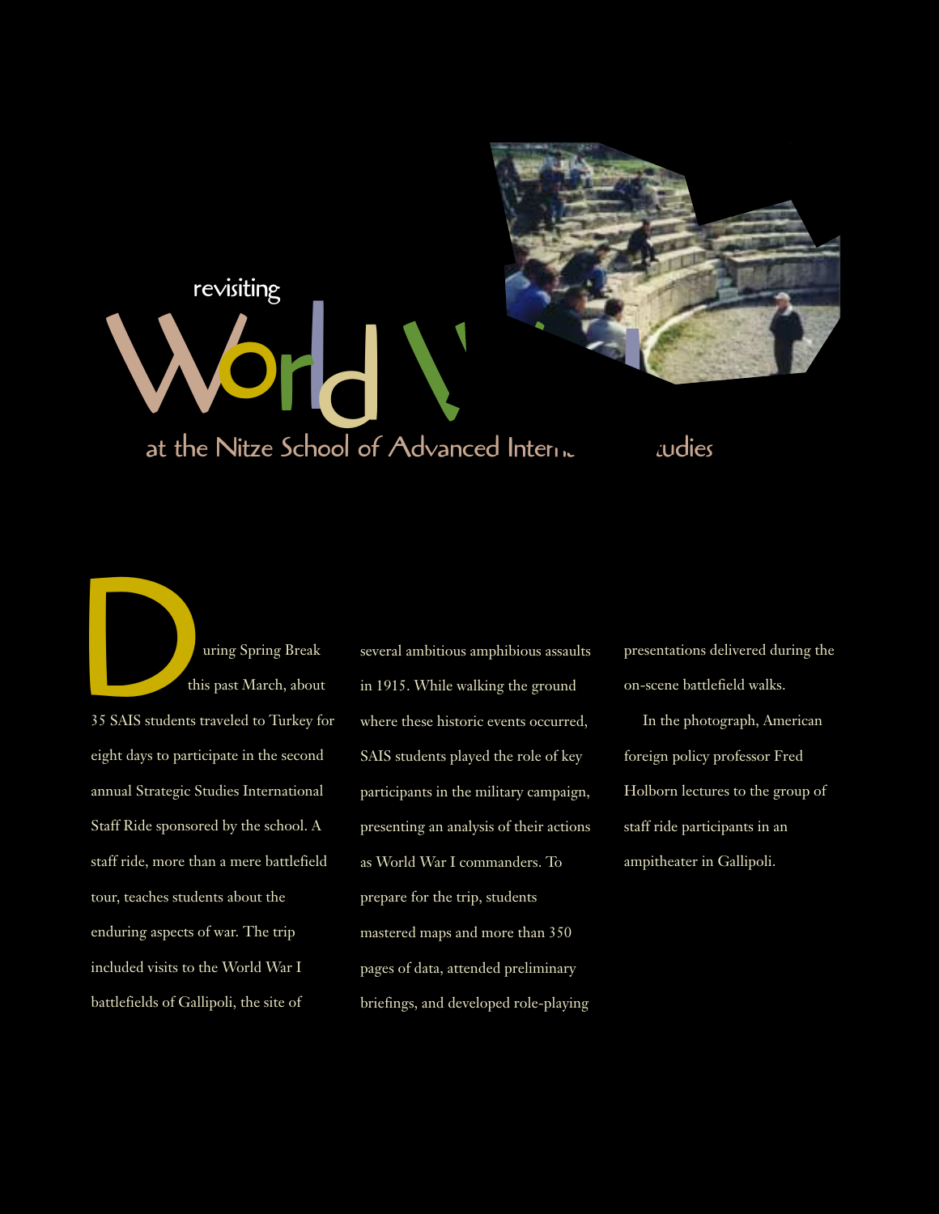revisiting

# World W

## at the Nitze School of Advanced Interr tudies

During Spring Break this past March, about 35 SAIS students traveled to Turkey for eight days to participate in the second annual Strategic Studies International Staff Ride sponsored by the school. A staff ride, more than a mere battlefield tour, teaches students about the enduring aspects of war. The trip included visits to the World War I battlefields of Gallipoli, the site of several ambitious amphibious assaults in 1915. While walking the ground where these historic events occurred, SAIS students played the role of key participants in the military campaign, presenting an analysis of their actions as World War I commanders. To prepare for the trip, students mastered maps and more than 350 pages of data, attended preliminary briefings, and developed role-playing presentations delivered during the on-scene battlefield walks.

In the photograph, American foreign policy professor Fred Holborn lectures to the group of staff ride participants in an ampitheater in Gallipoli.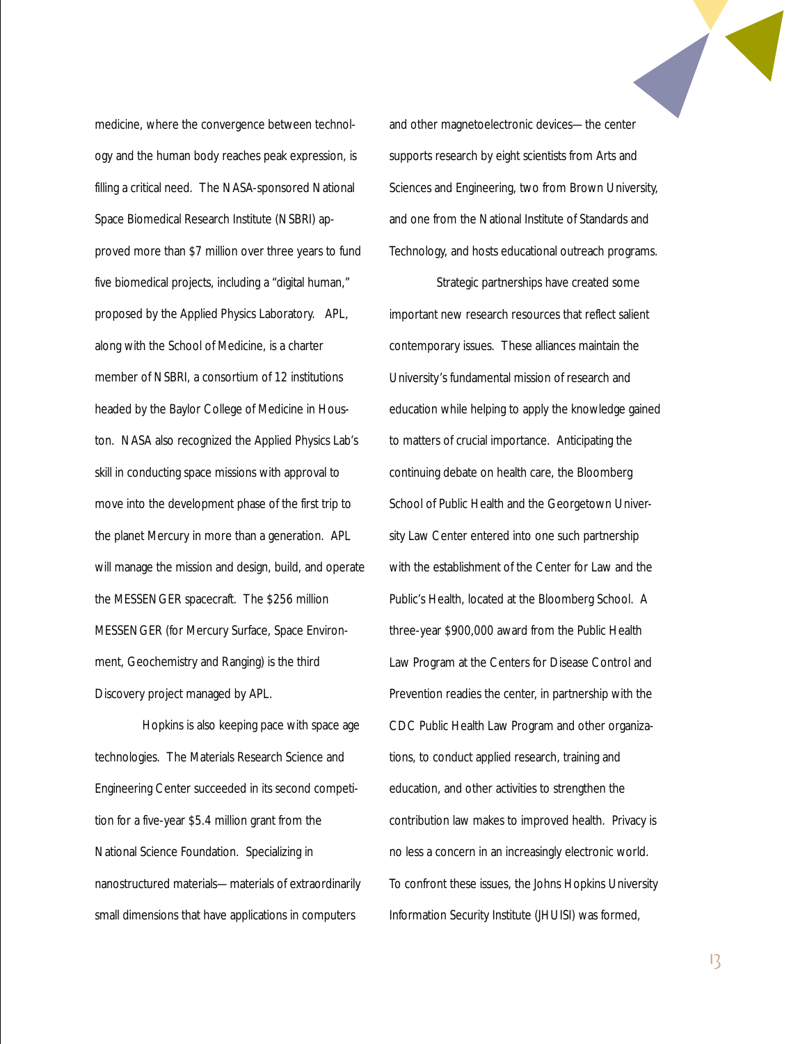medicine, where the convergence between technology and the human body reaches peak expression, is filling a critical need. The NASA-sponsored National Space Biomedical Research Institute (NSBRI) approved more than $7 million over three years to fund five biomedical projects, including a "digital human," proposed by the Applied Physics Laboratory. APL, along with the School of Medicine, is a charter member of NSBRI, a consortium of 12 institutions headed by the Baylor College of Medicine in Houston. NASA also recognized the Applied Physics Lab's skill in conducting space missions with approval to move into the development phase of the first trip to the planet Mercury in more than a generation. APL will manage the mission and design, build, and operate the MESSENGER spacecraft. The $256 million MESSENGER (for Mercury Surface, Space Environment, Geochemistry and Ranging) is the third Discovery project managed by APL.

Hopkins is also keeping pace with space age technologies. The Materials Research Science and Engineering Center succeeded in its second competition for a five-year $5.4 million grant from the National Science Foundation. Specializing in nanostructured materials—materials of extraordinarily small dimensions that have applications in computers and other magnetoelectronic devices—the center supports research by eight scientists from Arts and Sciences and Engineering, two from Brown University, and one from the National Institute of Standards and Technology, and hosts educational outreach programs.

Strategic partnerships have created some important new research resources that reflect salient contemporary issues. These alliances maintain the University's fundamental mission of research and education while helping to apply the knowledge gained to matters of crucial importance. Anticipating the continuing debate on health care, the Bloomberg School of Public Health and the Georgetown University Law Center entered into one such partnership with the establishment of the Center for Law and the Public's Health, located at the Bloomberg School. A three-year $900,000 award from the Public Health Law Program at the Centers for Disease Control and Prevention readies the center, in partnership with the CDC Public Health Law Program and other organizations, to conduct applied research, training and education, and other activities to strengthen the contribution law makes to improved health. Privacy is no less a concern in an increasingly electronic world. To confront these issues, the Johns Hopkins University Information Security Institute (JHUISI) was formed,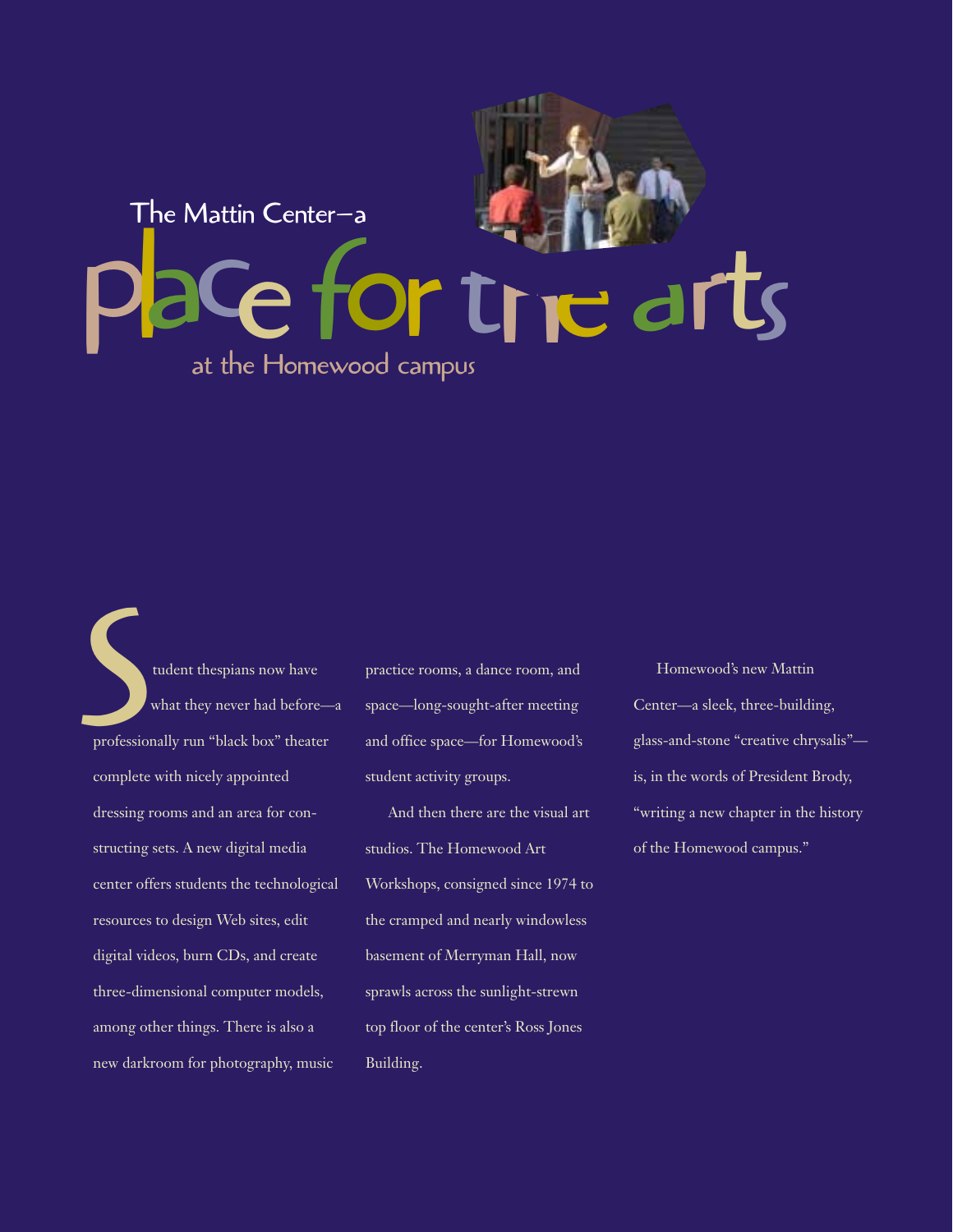# The Mattin Center—a place for the arts at the Homewood campus

Student thespians now have what they never had before—a professionally run "black box" theater complete with nicely appointed dressing rooms and an area for constructing sets. A new digital media center offers students the technological resources to design Web sites, edit digital videos, burn CDs, and create three-dimensional computer models, among other things. There is also a new darkroom for photography, music practice rooms, a dance room, and space—long-sought-after meeting and office space—for Homewood's student activity groups.

And then there are the visual art studios. The Homewood Art Workshops, consigned since 1974 to the cramped and nearly windowless basement of Merryman Hall, now sprawls across the sunlight-strewn top floor of the center's Ross Jones Building.

Homewood's new Mattin Center—a sleek, three-building, glass-and-stone "creative chrysalis"—is, in the words of President Brody, "writing a new chapter in the history of the Homewood campus."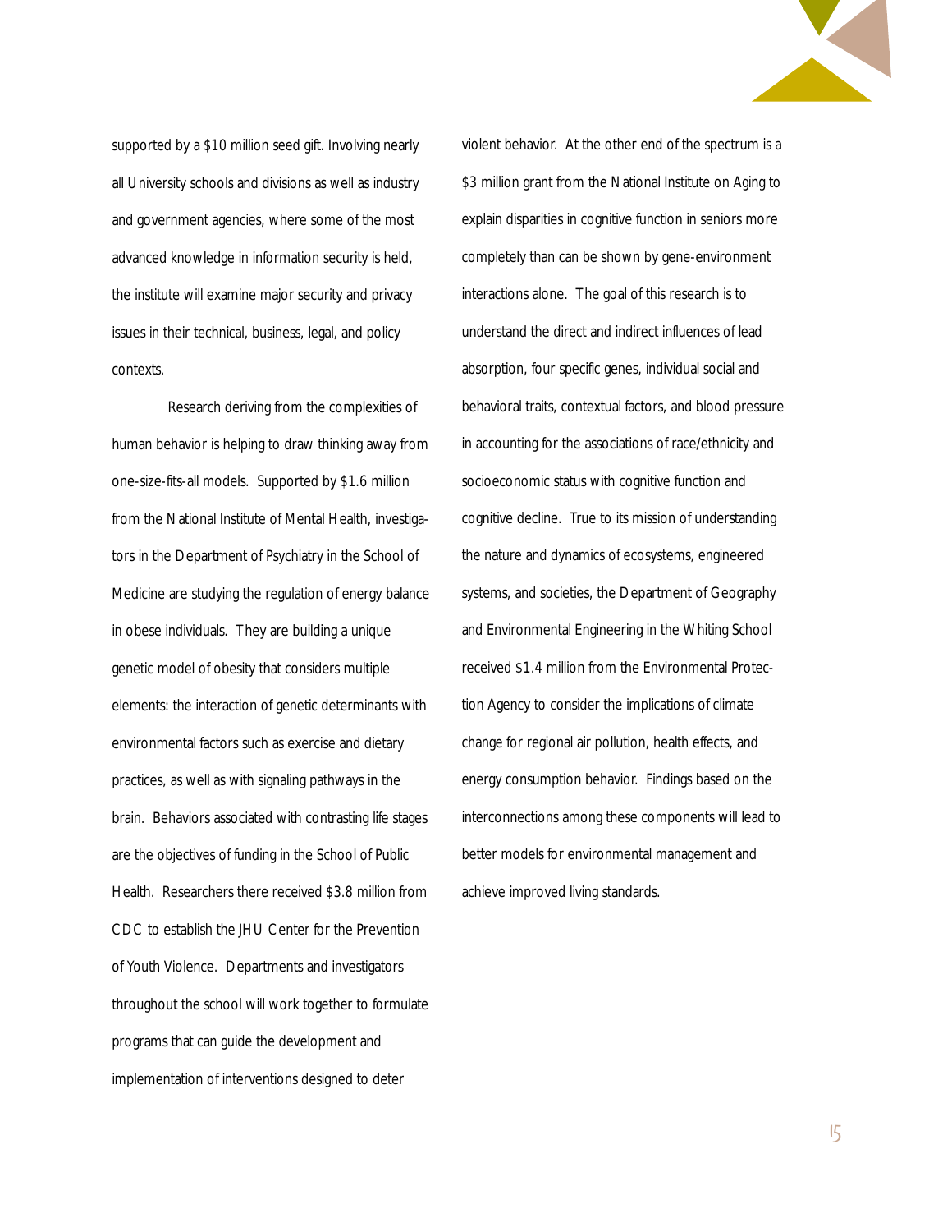supported by a $10 million seed gift. Involving nearly all University schools and divisions as well as industry and government agencies, where some of the most advanced knowledge in information security is held, the institute will examine major security and privacy issues in their technical, business, legal, and policy contexts.

Research deriving from the complexities of human behavior is helping to draw thinking away from one-size-fits-all models. Supported by $1.6 million from the National Institute of Mental Health, investigators in the Department of Psychiatry in the School of Medicine are studying the regulation of energy balance in obese individuals. They are building a unique genetic model of obesity that considers multiple elements: the interaction of genetic determinants with environmental factors such as exercise and dietary practices, as well as with signaling pathways in the brain. Behaviors associated with contrasting life stages are the objectives of funding in the School of Public Health. Researchers there received $3.8 million from CDC to establish the JHU Center for the Prevention of Youth Violence. Departments and investigators throughout the school will work together to formulate programs that can guide the development and implementation of interventions designed to deter violent behavior. At the other end of the spectrum is a $3 million grant from the National Institute on Aging to explain disparities in cognitive function in seniors more completely than can be shown by gene-environment interactions alone. The goal of this research is to understand the direct and indirect influences of lead absorption, four specific genes, individual social and behavioral traits, contextual factors, and blood pressure in accounting for the associations of race/ethnicity and socioeconomic status with cognitive function and cognitive decline. True to its mission of understanding the nature and dynamics of ecosystems, engineered systems, and societies, the Department of Geography and Environmental Engineering in the Whiting School received $1.4 million from the Environmental Protection Agency to consider the implications of climate change for regional air pollution, health effects, and energy consumption behavior. Findings based on the interconnections among these components will lead to better models for environmental management and achieve improved living standards.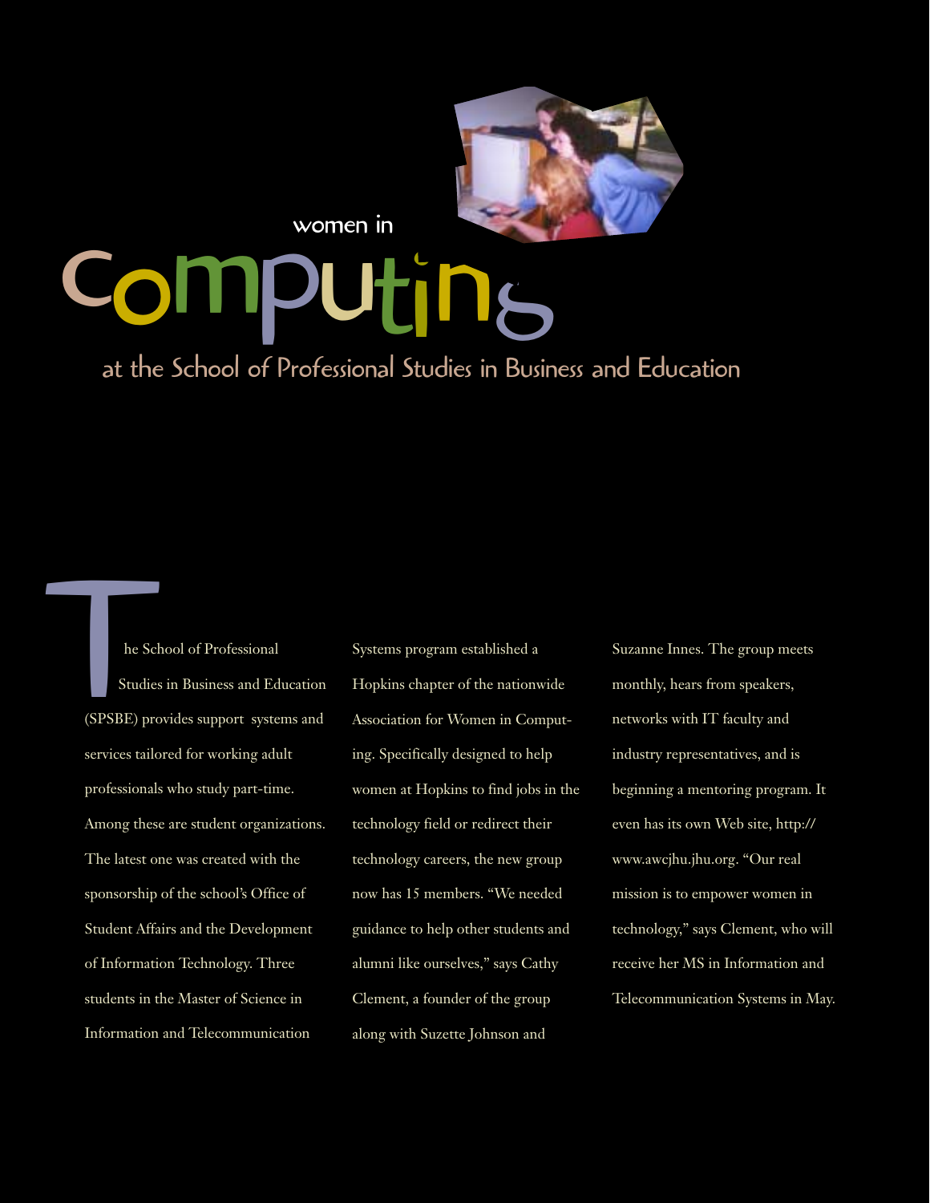women in

# Computing

## at the School of Professional Studies in Business and Education

The School of Professional Studies in Business and Education (SPSBE) provides support systems and services tailored for working adult professionals who study part-time. Among these are student organizations. The latest one was created with the sponsorship of the school's Office of Student Affairs and the Development of Information Technology. Three students in the Master of Science in Information and Telecommunication Systems program established a Hopkins chapter of the nationwide Association for Women in Computing. Specifically designed to help women at Hopkins to find jobs in the technology field or redirect their technology careers, the new group now has 15 members. "We needed guidance to help other students and alumni like ourselves," says Cathy Clement, a founder of the group along with Suzette Johnson and Suzanne Innes. The group meets monthly, hears from speakers, networks with IT faculty and industry representatives, and is beginning a mentoring program. It even has its own Web site, http://www.awcjhu.jhu.org. "Our real mission is to empower women in technology," says Clement, who will receive her MS in Information and Telecommunication Systems in May.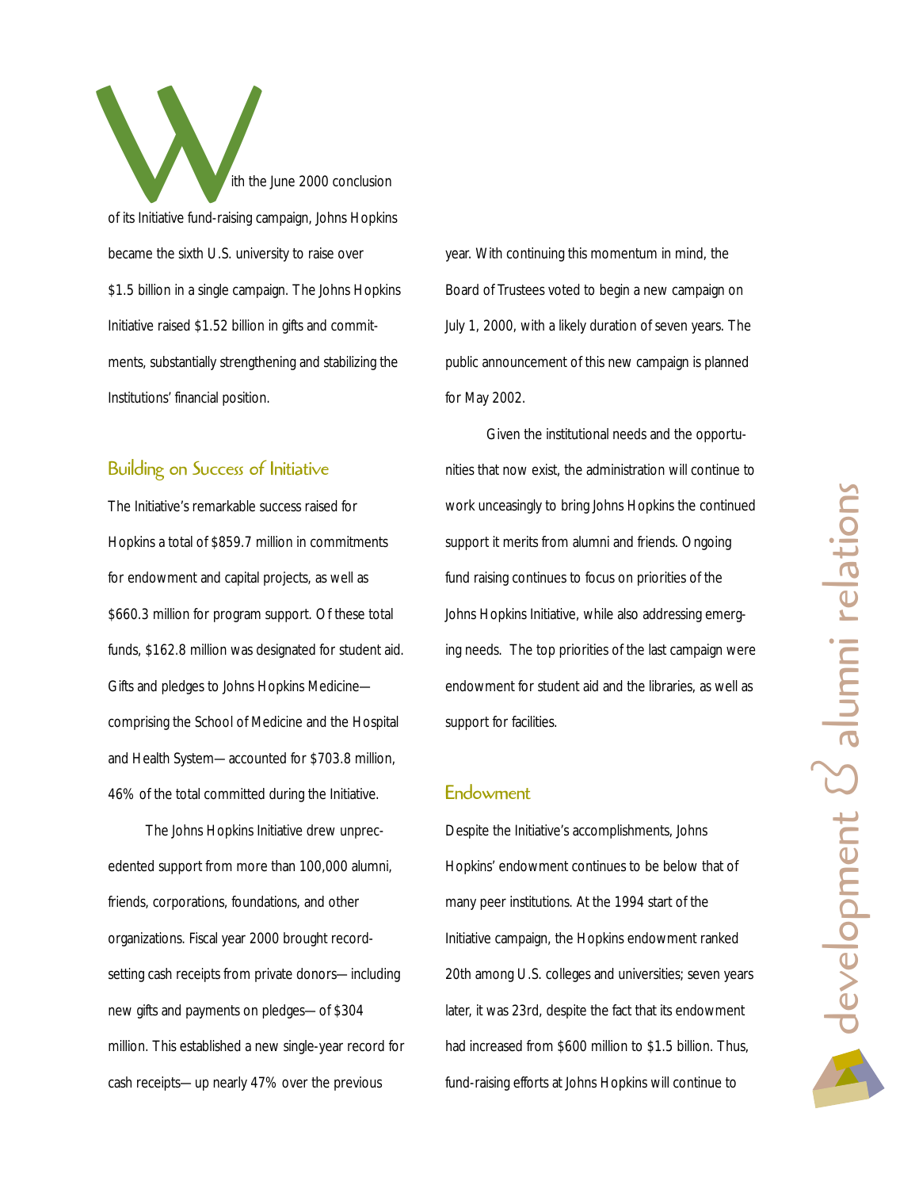With the June 2000 conclusion of its Initiative fund-raising campaign, Johns Hopkins became the sixth U.S. university to raise over $1.5 billion in a single campaign. The Johns Hopkins Initiative raised $1.52 billion in gifts and commitments, substantially strengthening and stabilizing the Institutions' financial position.

## Building on Success of Initiative

The Initiative's remarkable success raised for Hopkins a total of $859.7 million in commitments for endowment and capital projects, as well as $660.3 million for program support. Of these total funds, $162.8 million was designated for student aid. Gifts and pledges to Johns Hopkins Medicine—comprising the School of Medicine and the Hospital and Health System—accounted for $703.8 million, 46% of the total committed during the Initiative.

The Johns Hopkins Initiative drew unprecedented support from more than 100,000 alumni, friends, corporations, foundations, and other organizations. Fiscal year 2000 brought record-setting cash receipts from private donors—including new gifts and payments on pledges—of $304 million. This established a new single-year record for cash receipts—up nearly 47% over the previous year. With continuing this momentum in mind, the Board of Trustees voted to begin a new campaign on July 1, 2000, with a likely duration of seven years. The public announcement of this new campaign is planned for May 2002.

Given the institutional needs and the opportunities that now exist, the administration will continue to work unceasingly to bring Johns Hopkins the continued support it merits from alumni and friends. Ongoing fund raising continues to focus on priorities of the Johns Hopkins Initiative, while also addressing emerging needs. The top priorities of the last campaign were endowment for student aid and the libraries, as well as support for facilities.

## Endowment

Despite the Initiative's accomplishments, Johns Hopkins' endowment continues to be below that of many peer institutions. At the 1994 start of the Initiative campaign, the Hopkins endowment ranked 20th among U.S. colleges and universities; seven years later, it was 23rd, despite the fact that its endowment had increased from $600 million to $1.5 billion. Thus, fund-raising efforts at Johns Hopkins will continue to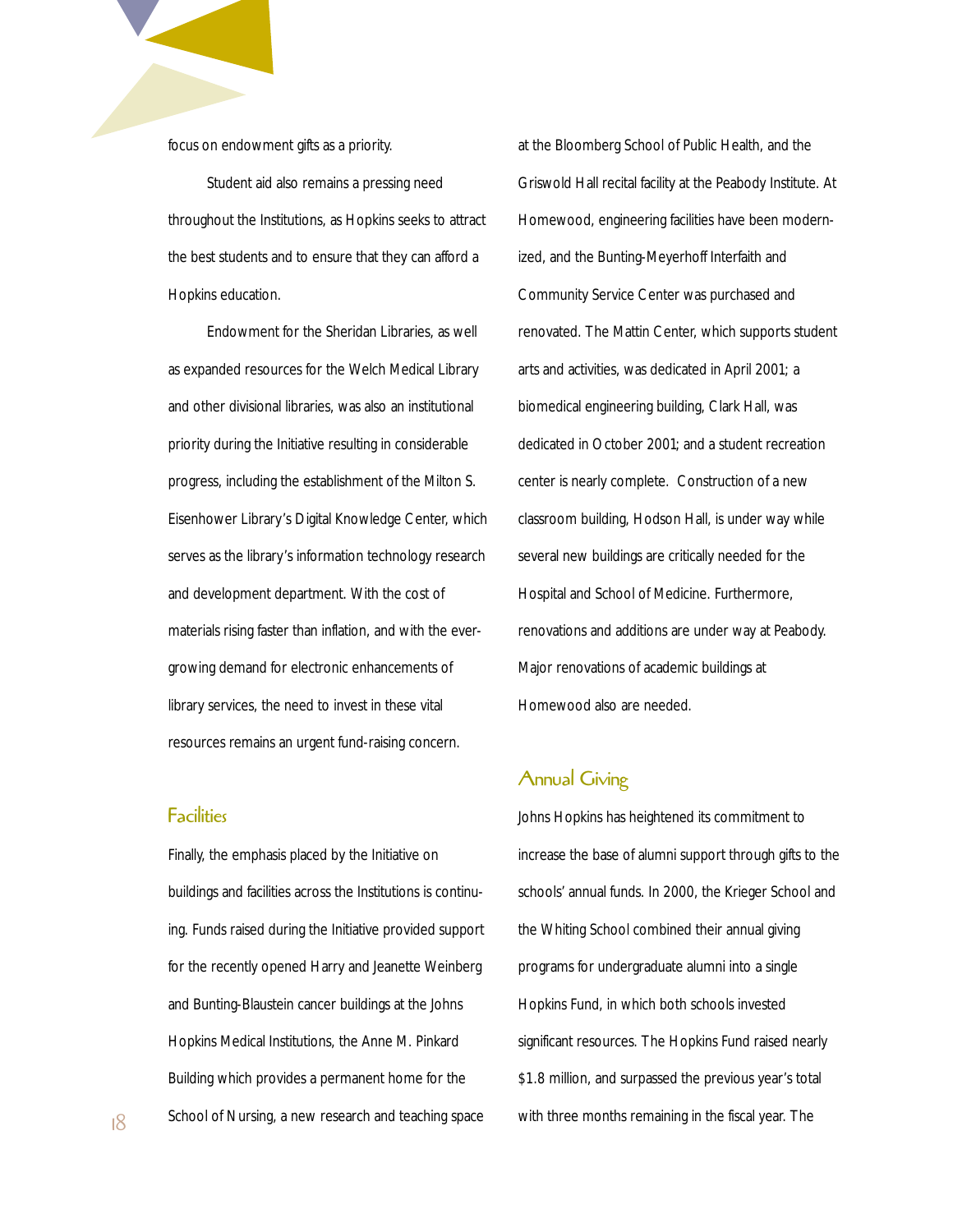focus on endowment gifts as a priority.

Student aid also remains a pressing need throughout the Institutions, as Hopkins seeks to attract the best students and to ensure that they can afford a Hopkins education.

Endowment for the Sheridan Libraries, as well as expanded resources for the Welch Medical Library and other divisional libraries, was also an institutional priority during the Initiative resulting in considerable progress, including the establishment of the Milton S. Eisenhower Library's Digital Knowledge Center, which serves as the library's information technology research and development department. With the cost of materials rising faster than inflation, and with the ever-growing demand for electronic enhancements of library services, the need to invest in these vital resources remains an urgent fund-raising concern.

## Facilities

Finally, the emphasis placed by the Initiative on buildings and facilities across the Institutions is continuing. Funds raised during the Initiative provided support for the recently opened Harry and Jeanette Weinberg and Bunting-Blaustein cancer buildings at the Johns Hopkins Medical Institutions, the Anne M. Pinkard Building which provides a permanent home for the School of Nursing, a new research and teaching space at the Bloomberg School of Public Health, and the Griswold Hall recital facility at the Peabody Institute. At Homewood, engineering facilities have been modernized, and the Bunting-Meyerhoff Interfaith and Community Service Center was purchased and renovated. The Mattin Center, which supports student arts and activities, was dedicated in April 2001; a biomedical engineering building, Clark Hall, was dedicated in October 2001; and a student recreation center is nearly complete. Construction of a new classroom building, Hodson Hall, is under way while several new buildings are critically needed for the Hospital and School of Medicine. Furthermore, renovations and additions are under way at Peabody. Major renovations of academic buildings at Homewood also are needed.

## Annual Giving

Johns Hopkins has heightened its commitment to increase the base of alumni support through gifts to the schools' annual funds. In 2000, the Krieger School and the Whiting School combined their annual giving programs for undergraduate alumni into a single Hopkins Fund, in which both schools invested significant resources. The Hopkins Fund raised nearly $1.8 million, and surpassed the previous year's total with three months remaining in the fiscal year. The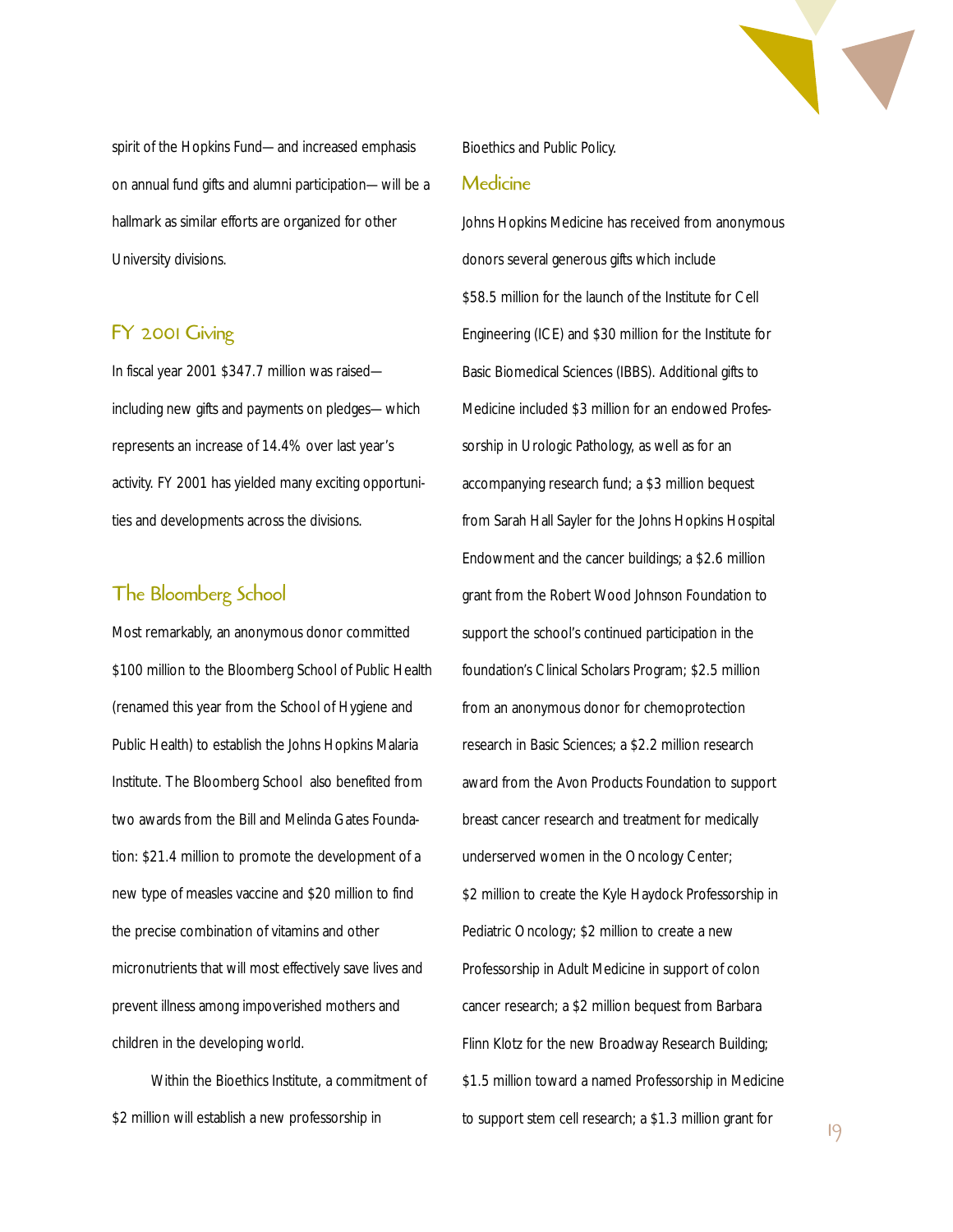spirit of the Hopkins Fund—and increased emphasis on annual fund gifts and alumni participation—will be a hallmark as similar efforts are organized for other University divisions.

## FY 2001 Giving

In fiscal year 2001 $347.7 million was raised—including new gifts and payments on pledges—which represents an increase of 14.4% over last year's activity. FY 2001 has yielded many exciting opportunities and developments across the divisions.

## The Bloomberg School

Most remarkably, an anonymous donor committed $100 million to the Bloomberg School of Public Health (renamed this year from the School of Hygiene and Public Health) to establish the Johns Hopkins Malaria Institute. The Bloomberg School also benefited from two awards from the Bill and Melinda Gates Foundation: $21.4 million to promote the development of a new type of measles vaccine and $20 million to find the precise combination of vitamins and other micronutrients that will most effectively save lives and prevent illness among impoverished mothers and children in the developing world.

Within the Bioethics Institute, a commitment of $2 million will establish a new professorship in Bioethics and Public Policy.

## Medicine

Johns Hopkins Medicine has received from anonymous donors several generous gifts which include $58.5 million for the launch of the Institute for Cell Engineering (ICE) and $30 million for the Institute for Basic Biomedical Sciences (IBBS). Additional gifts to Medicine included $3 million for an endowed Professorship in Urologic Pathology, as well as for an accompanying research fund; a $3 million bequest from Sarah Hall Sayler for the Johns Hopkins Hospital Endowment and the cancer buildings; a $2.6 million grant from the Robert Wood Johnson Foundation to support the school's continued participation in the foundation's Clinical Scholars Program; $2.5 million from an anonymous donor for chemoprotection research in Basic Sciences; a $2.2 million research award from the Avon Products Foundation to support breast cancer research and treatment for medically underserved women in the Oncology Center; $2 million to create the Kyle Haydock Professorship in Pediatric Oncology; $2 million to create a new Professorship in Adult Medicine in support of colon cancer research; a $2 million bequest from Barbara Flinn Klotz for the new Broadway Research Building; $1.5 million toward a named Professorship in Medicine to support stem cell research; a $1.3 million grant for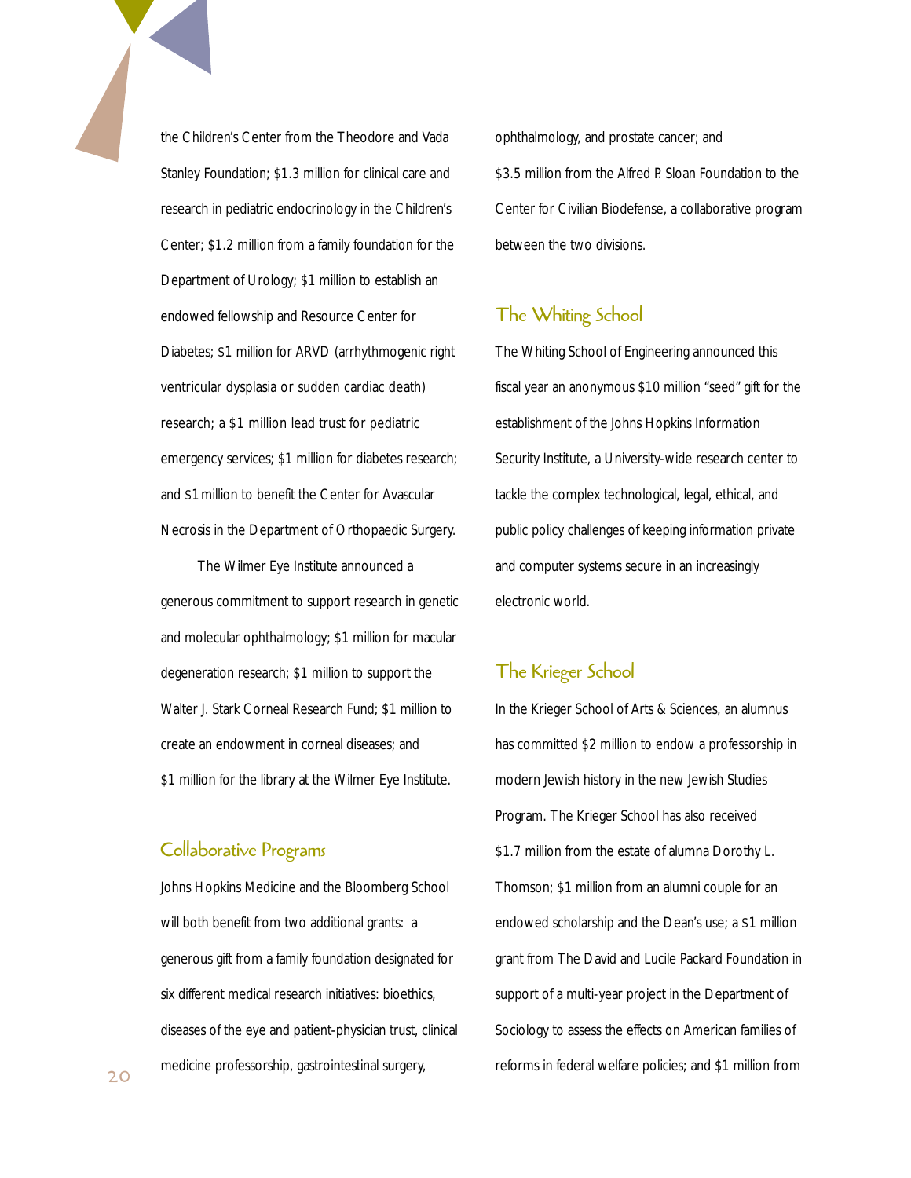the Children's Center from the Theodore and Vada Stanley Foundation; $1.3 million for clinical care and research in pediatric endocrinology in the Children's Center; $1.2 million from a family foundation for the Department of Urology; $1 million to establish an endowed fellowship and Resource Center for Diabetes; $1 million for ARVD (arrhythmogenic right ventricular dysplasia or sudden cardiac death) research; a $1 million lead trust for pediatric emergency services; $1 million for diabetes research; and $1 million to benefit the Center for Avascular Necrosis in the Department of Orthopaedic Surgery.

The Wilmer Eye Institute announced a generous commitment to support research in genetic and molecular ophthalmology; $1 million for macular degeneration research; $1 million to support the Walter J. Stark Corneal Research Fund; $1 million to create an endowment in corneal diseases; and $1 million for the library at the Wilmer Eye Institute.

## Collaborative Programs

Johns Hopkins Medicine and the Bloomberg School will both benefit from two additional grants: a generous gift from a family foundation designated for six different medical research initiatives: bioethics, diseases of the eye and patient-physician trust, clinical medicine professorship, gastrointestinal surgery, ophthalmology, and prostate cancer; and $3.5 million from the Alfred P. Sloan Foundation to the Center for Civilian Biodefense, a collaborative program between the two divisions.

## The Whiting School

The Whiting School of Engineering announced this fiscal year an anonymous $10 million "seed" gift for the establishment of the Johns Hopkins Information Security Institute, a University-wide research center to tackle the complex technological, legal, ethical, and public policy challenges of keeping information private and computer systems secure in an increasingly electronic world.

## The Krieger School

In the Krieger School of Arts & Sciences, an alumnus has committed $2 million to endow a professorship in modern Jewish history in the new Jewish Studies Program. The Krieger School has also received $1.7 million from the estate of alumna Dorothy L. Thomson; $1 million from an alumni couple for an endowed scholarship and the Dean's use; a $1 million grant from The David and Lucile Packard Foundation in support of a multi-year project in the Department of Sociology to assess the effects on American families of reforms in federal welfare policies; and $1 million from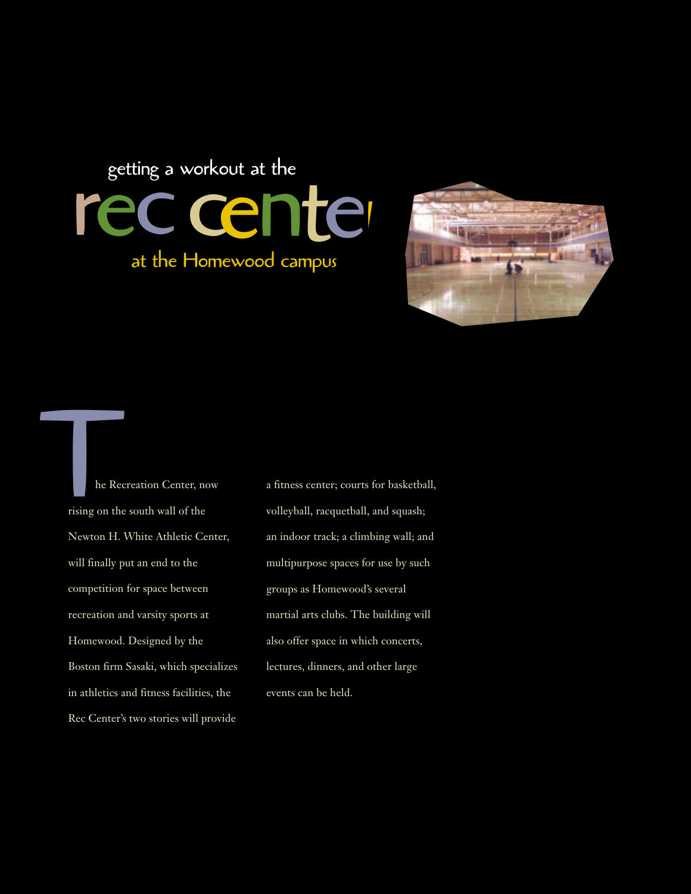getting a workout at the

# rec center

## at the Homewood campus

The Recreation Center, now rising on the south wall of the Newton H. White Athletic Center, will finally put an end to the competition for space between recreation and varsity sports at Homewood. Designed by the Boston firm Sasaki, which specializes in athletics and fitness facilities, the Rec Center's two stories will provide a fitness center; courts for basketball, volleyball, racquetball, and squash; an indoor track; a climbing wall; and multipurpose spaces for use by such groups as Homewood's several martial arts clubs. The building will also offer space in which concerts, lectures, dinners, and other large events can be held.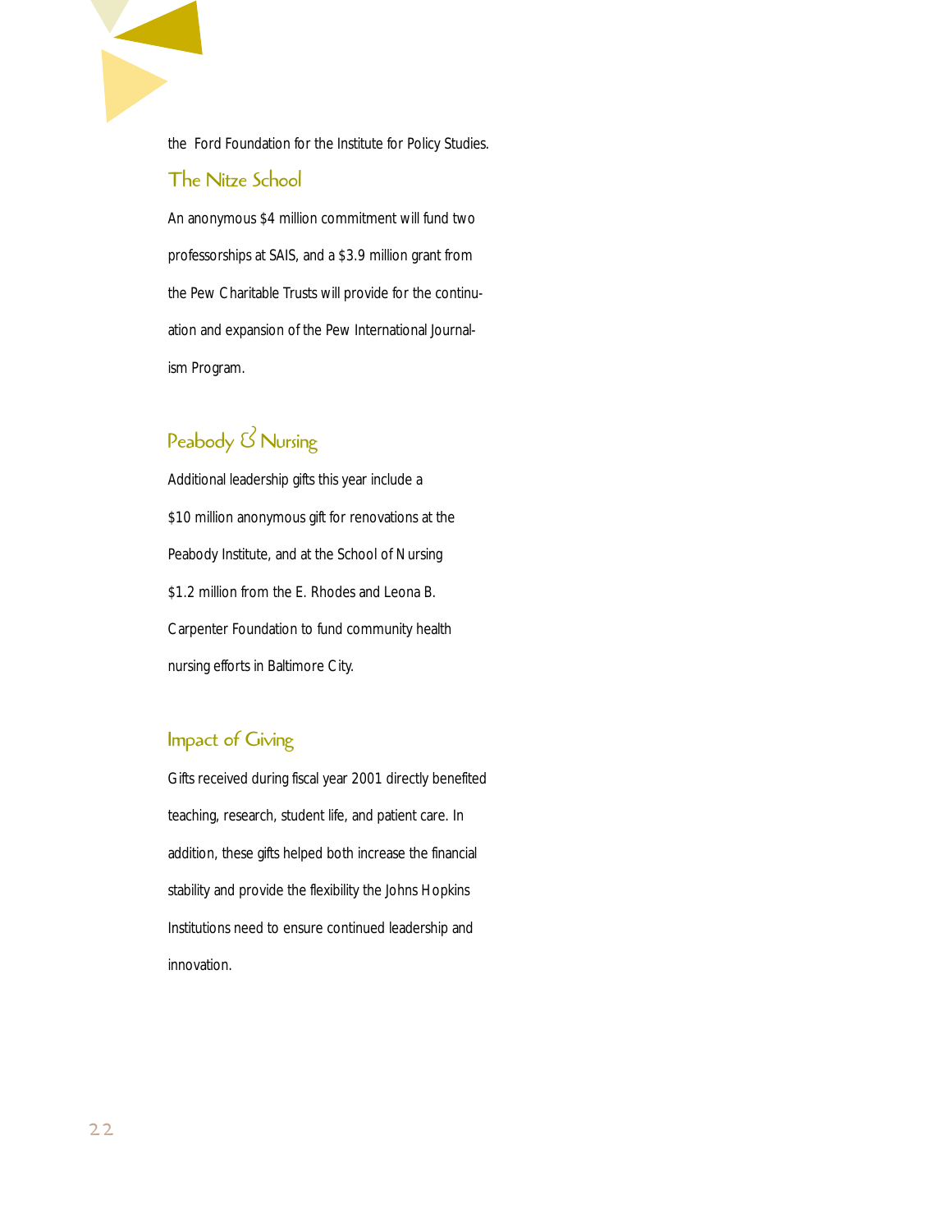the Ford Foundation for the Institute for Policy Studies.

## The Nitze School

An anonymous $4 million commitment will fund two professorships at SAIS, and a $3.9 million grant from the Pew Charitable Trusts will provide for the continuation and expansion of the Pew International Journalism Program.

## Peabody & Nursing

Additional leadership gifts this year include a $10 million anonymous gift for renovations at the Peabody Institute, and at the School of Nursing $1.2 million from the E. Rhodes and Leona B. Carpenter Foundation to fund community health nursing efforts in Baltimore City.

## Impact of Giving

Gifts received during fiscal year 2001 directly benefited teaching, research, student life, and patient care. In addition, these gifts helped both increase the financial stability and provide the flexibility the Johns Hopkins Institutions need to ensure continued leadership and innovation.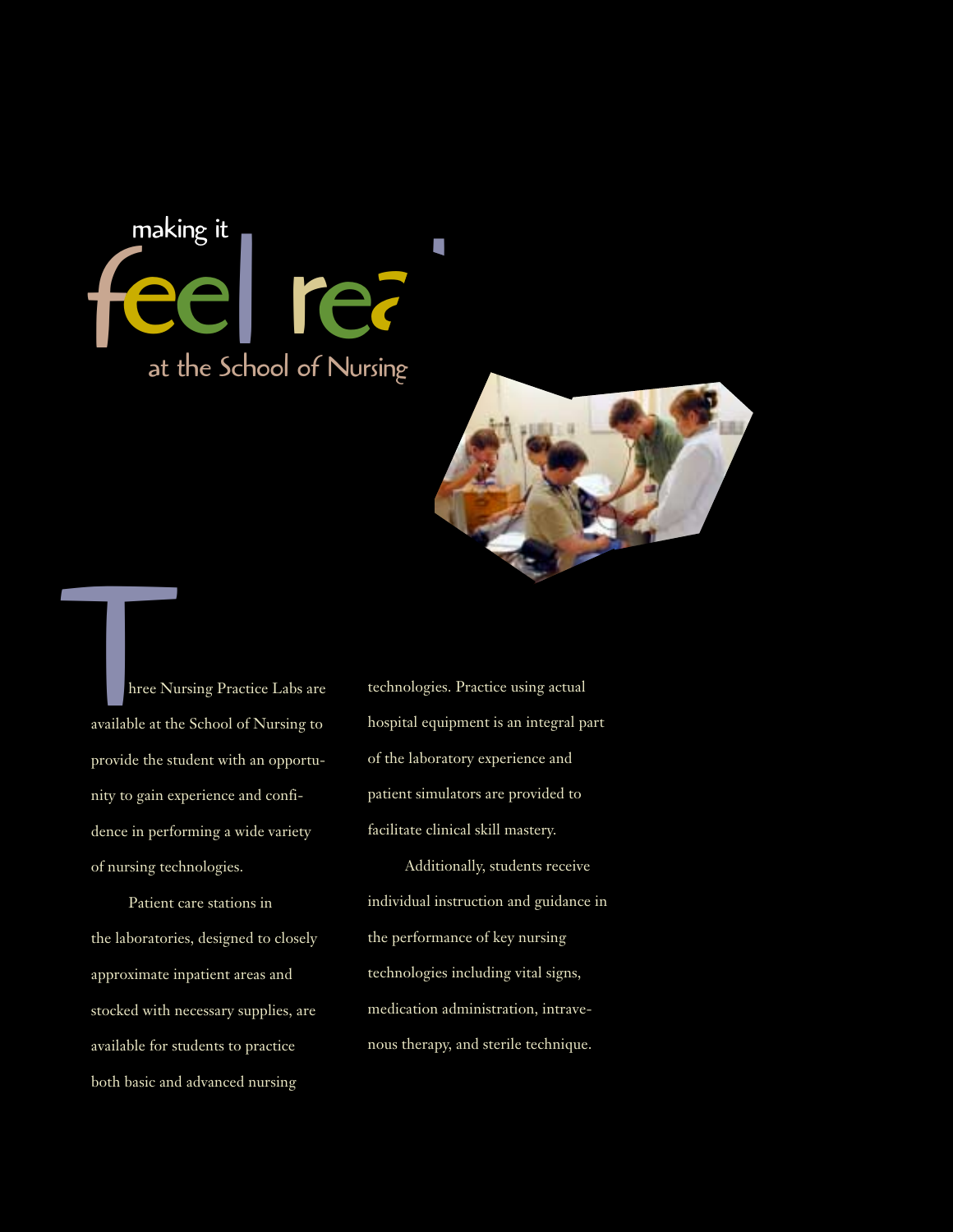# making it feel real at the School of Nursing

Three Nursing Practice Labs are available at the School of Nursing to provide the student with an opportunity to gain experience and confidence in performing a wide variety of nursing technologies.

Patient care stations in the laboratories, designed to closely approximate inpatient areas and stocked with necessary supplies, are available for students to practice both basic and advanced nursing technologies. Practice using actual hospital equipment is an integral part of the laboratory experience and patient simulators are provided to facilitate clinical skill mastery.

Additionally, students receive individual instruction and guidance in the performance of key nursing technologies including vital signs, medication administration, intravenous therapy, and sterile technique.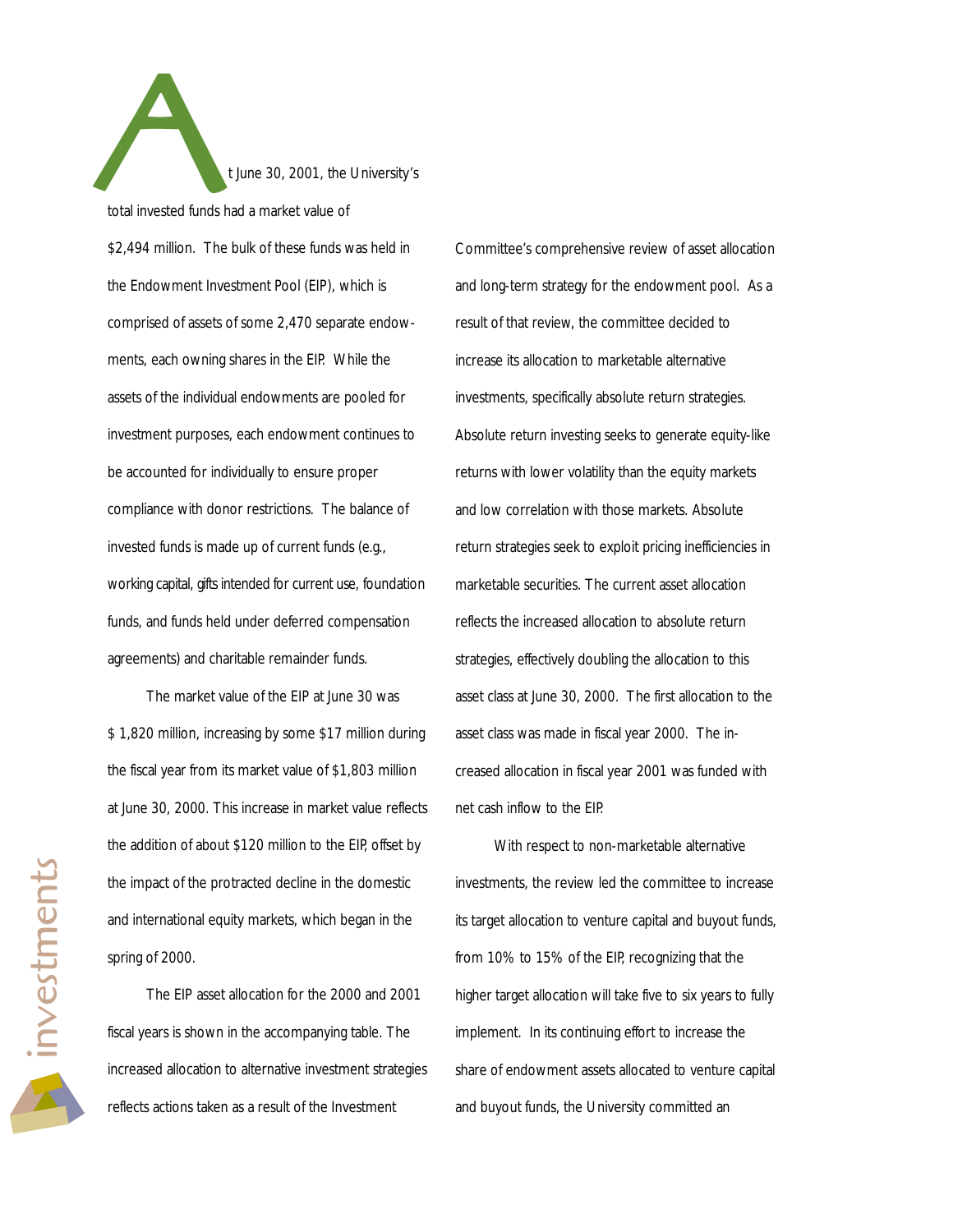At June 30, 2001, the University's total invested funds had a market value of $2,494 million. The bulk of these funds was held in the Endowment Investment Pool (EIP), which is comprised of assets of some 2,470 separate endowments, each owning shares in the EIP. While the assets of the individual endowments are pooled for investment purposes, each endowment continues to be accounted for individually to ensure proper compliance with donor restrictions. The balance of invested funds is made up of current funds (e.g., working capital, gifts intended for current use, foundation funds, and funds held under deferred compensation agreements) and charitable remainder funds.

The market value of the EIP at June 30 was $ 1,820 million, increasing by some $17 million during the fiscal year from its market value of $1,803 million at June 30, 2000. This increase in market value reflects the addition of about $120 million to the EIP, offset by the impact of the protracted decline in the domestic and international equity markets, which began in the spring of 2000.

The EIP asset allocation for the 2000 and 2001 fiscal years is shown in the accompanying table. The increased allocation to alternative investment strategies reflects actions taken as a result of the Investment Committee's comprehensive review of asset allocation and long-term strategy for the endowment pool. As a result of that review, the committee decided to increase its allocation to marketable alternative investments, specifically absolute return strategies. Absolute return investing seeks to generate equity-like returns with lower volatility than the equity markets and low correlation with those markets. Absolute return strategies seek to exploit pricing inefficiencies in marketable securities. The current asset allocation reflects the increased allocation to absolute return strategies, effectively doubling the allocation to this asset class at June 30, 2000. The first allocation to the asset class was made in fiscal year 2000. The increased allocation in fiscal year 2001 was funded with net cash inflow to the EIP.

With respect to non-marketable alternative investments, the review led the committee to increase its target allocation to venture capital and buyout funds, from 10% to 15% of the EIP, recognizing that the higher target allocation will take five to six years to fully implement. In its continuing effort to increase the share of endowment assets allocated to venture capital and buyout funds, the University committed an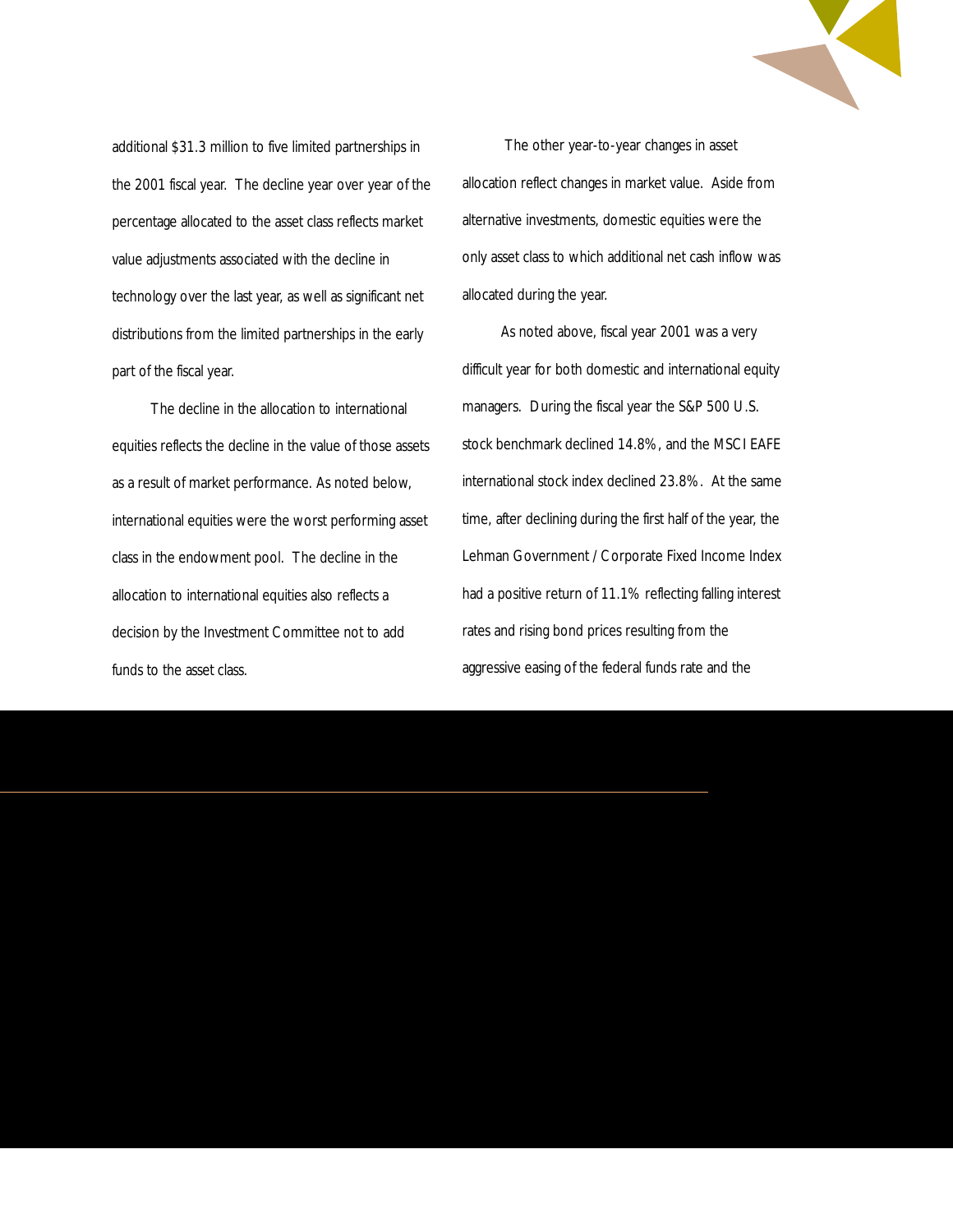additional $31.3 million to five limited partnerships in the 2001 fiscal year. The decline year over year of the percentage allocated to the asset class reflects market value adjustments associated with the decline in technology over the last year, as well as significant net distributions from the limited partnerships in the early part of the fiscal year.

The decline in the allocation to international equities reflects the decline in the value of those assets as a result of market performance. As noted below, international equities were the worst performing asset class in the endowment pool. The decline in the allocation to international equities also reflects a decision by the Investment Committee not to add funds to the asset class.

The other year-to-year changes in asset allocation reflect changes in market value. Aside from alternative investments, domestic equities were the only asset class to which additional net cash inflow was allocated during the year.

As noted above, fiscal year 2001 was a very difficult year for both domestic and international equity managers. During the fiscal year the S&P 500 U.S. stock benchmark declined 14.8%, and the MSCI EAFE international stock index declined 23.8%. At the same time, after declining during the first half of the year, the Lehman Government / Corporate Fixed Income Index had a positive return of 11.1% reflecting falling interest rates and rising bond prices resulting from the aggressive easing of the federal funds rate and the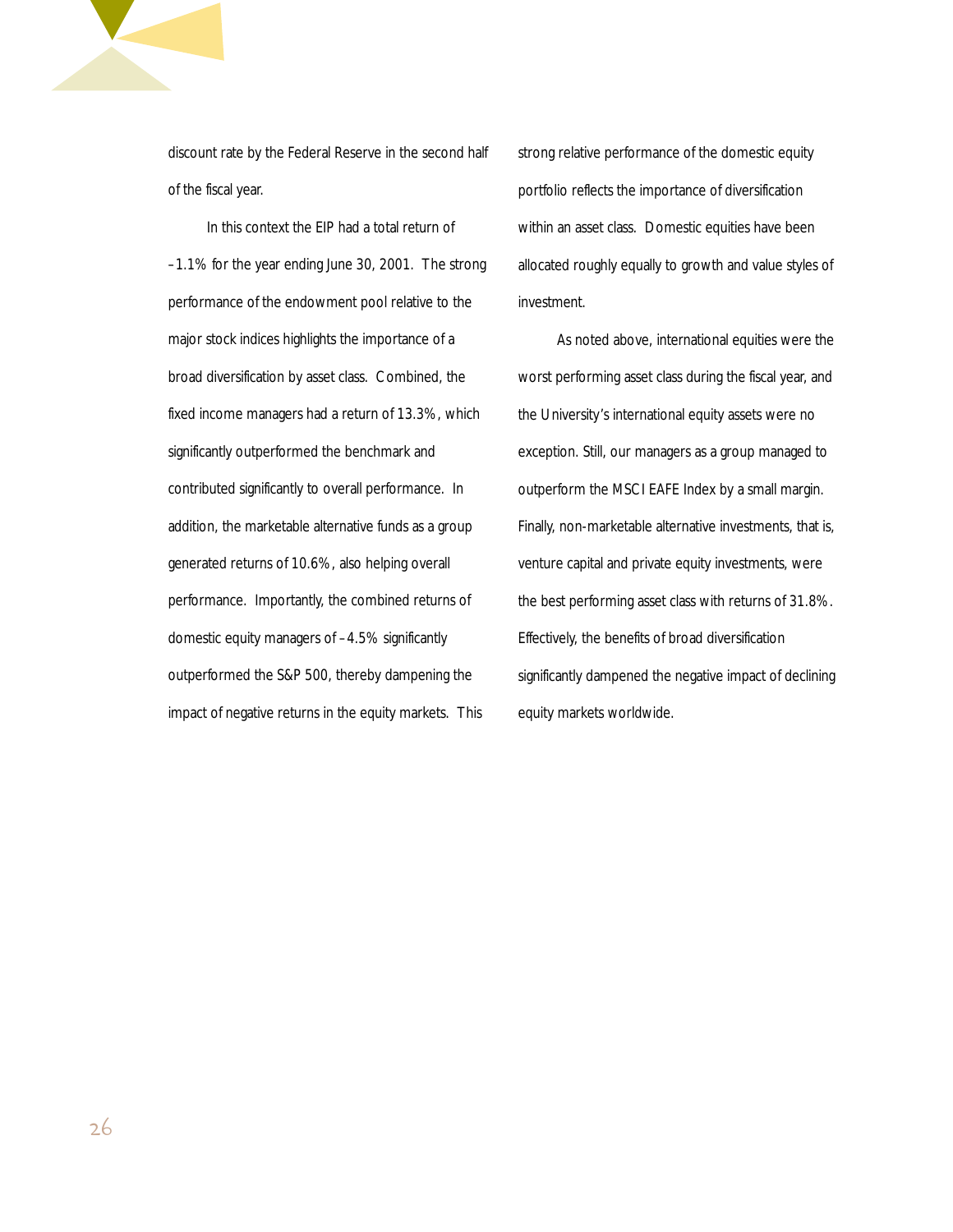discount rate by the Federal Reserve in the second half of the fiscal year.

In this context the EIP had a total return of –1.1% for the year ending June 30, 2001. The strong performance of the endowment pool relative to the major stock indices highlights the importance of a broad diversification by asset class. Combined, the fixed income managers had a return of 13.3%, which significantly outperformed the benchmark and contributed significantly to overall performance. In addition, the marketable alternative funds as a group generated returns of 10.6%, also helping overall performance. Importantly, the combined returns of domestic equity managers of –4.5% significantly outperformed the S&P 500, thereby dampening the impact of negative returns in the equity markets. This strong relative performance of the domestic equity portfolio reflects the importance of diversification within an asset class. Domestic equities have been allocated roughly equally to growth and value styles of investment.

As noted above, international equities were the worst performing asset class during the fiscal year, and the University's international equity assets were no exception. Still, our managers as a group managed to outperform the MSCI EAFE Index by a small margin. Finally, non-marketable alternative investments, that is, venture capital and private equity investments, were the best performing asset class with returns of 31.8%. Effectively, the benefits of broad diversification significantly dampened the negative impact of declining equity markets worldwide.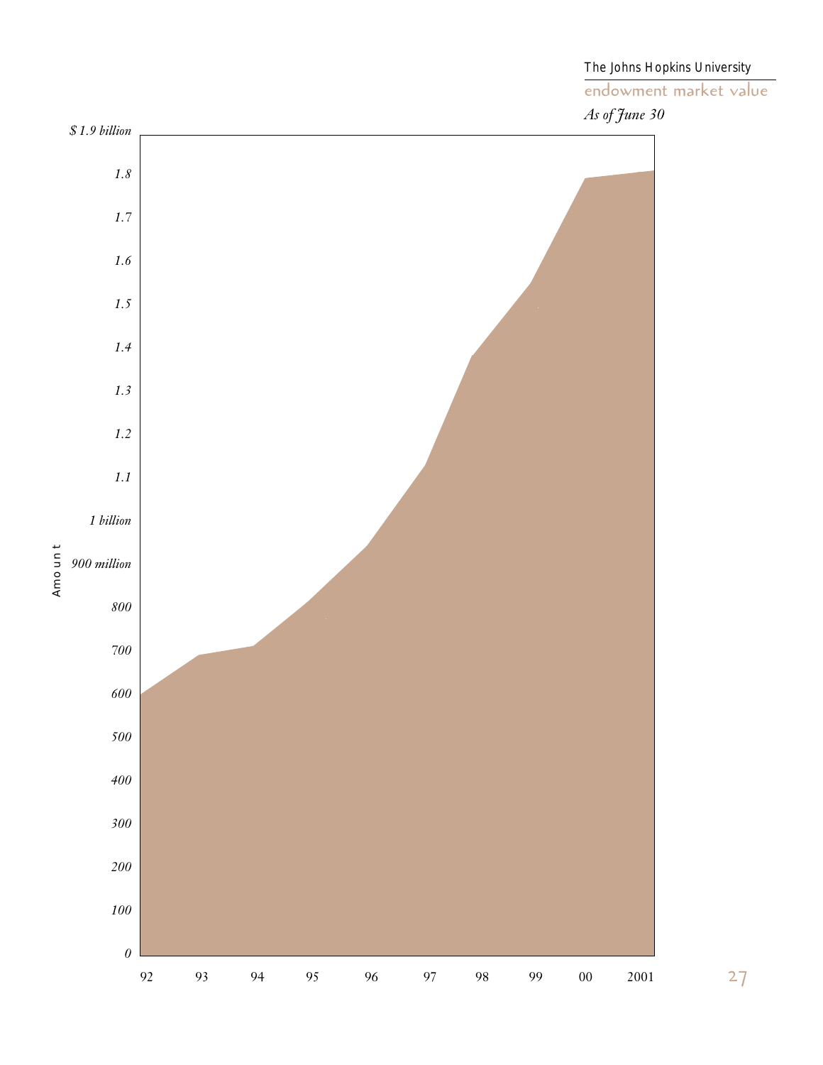The Johns Hopkins University

endowment market value

*As of June 30*

| Amount | |
|---|---|
| *$ 1.9 billion* | |
| *1.8* | |
| *1.7* | |
| *1.6* | |
| *1.5* | |
| *1.4* | |
| *1.3* | |
| *1.2* | |
| *1.1* | |
| *1 billion* | |
| *900 million* | |
| *800* | |
| *700* | |
| *600* | |
| *500* | |
| *400* | |
| *300* | |
| *200* | |
| *100* | |
| *0* | |

92 93 94 95 96 97 98 99 00 2001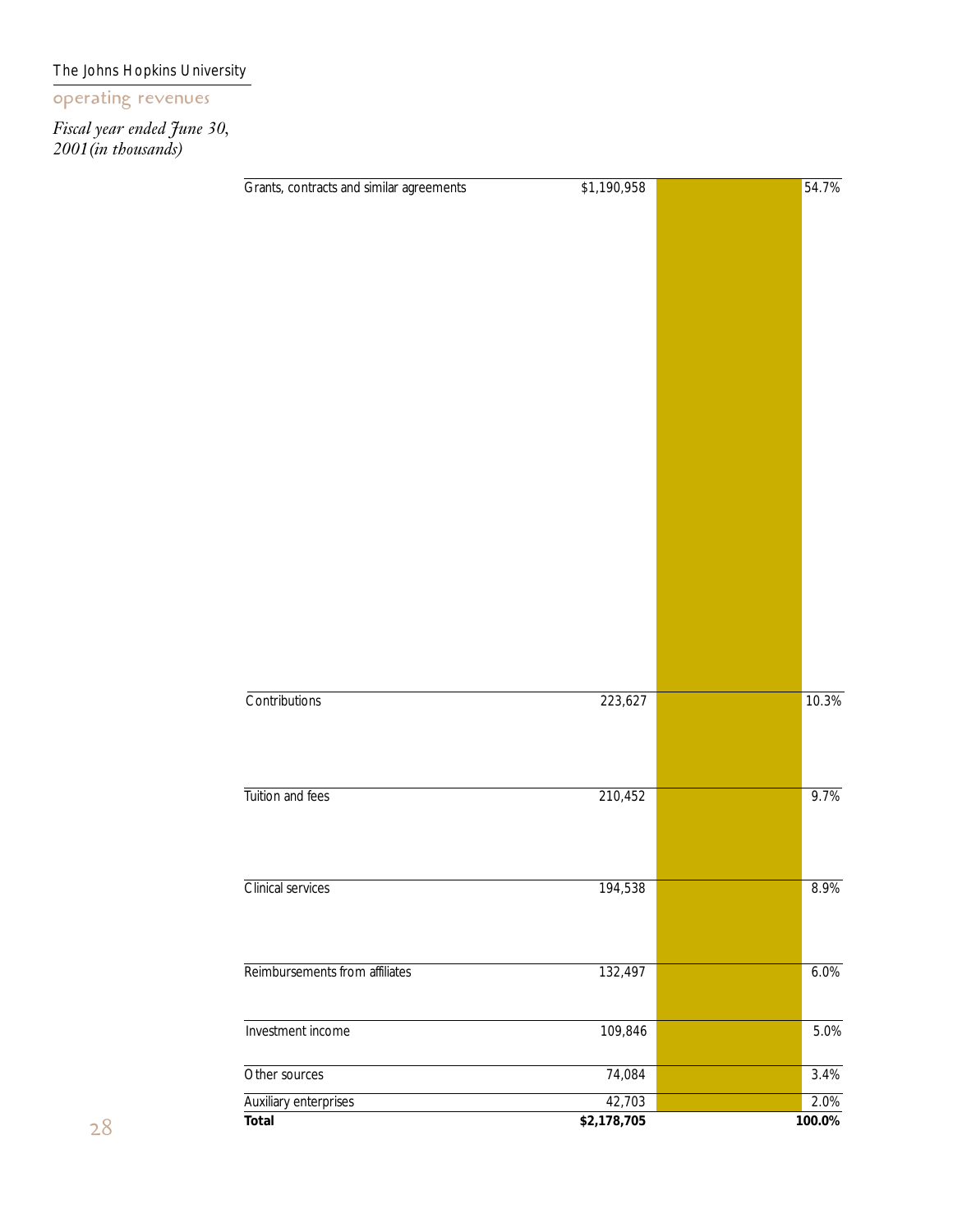The Johns Hopkins University

## operating revenues

*Fiscal year ended June 30, 2001 (in thousands)*

| | | |
|---|---|---|
| Grants, contracts and similar agreements | $1,190,958 | 54.7% |
| Contributions | 223,627 | 10.3% |
| Tuition and fees | 210,452 | 9.7% |
| Clinical services | 194,538 | 8.9% |
| Reimbursements from affiliates | 132,497 | 6.0% |
| Investment income | 109,846 | 5.0% |
| Other sources | 74,084 | 3.4% |
| Auxiliary enterprises | 42,703 | 2.0% |
| **Total** | **$2,178,705** | **100.0%** |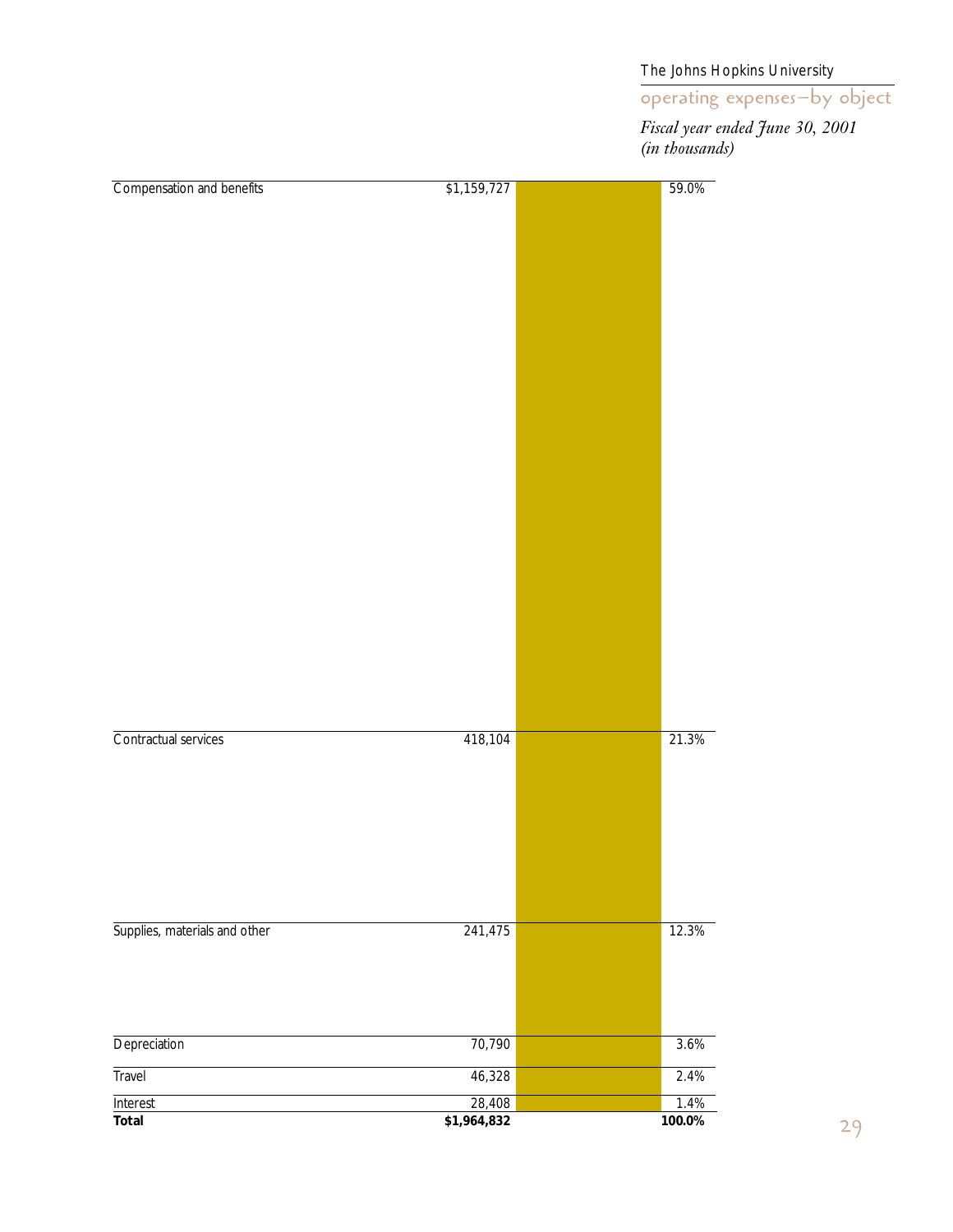The Johns Hopkins University

## operating expenses—by object

*Fiscal year ended June 30, 2001*
*(in thousands)*

| | | |
|---|---|---|
| Compensation and benefits | $1,159,727 | 59.0% |
| Contractual services | 418,104 | 21.3% |
| Supplies, materials and other | 241,475 | 12.3% |
| Depreciation | 70,790 | 3.6% |
| Travel | 46,328 | 2.4% |
| Interest | 28,408 | 1.4% |
| **Total** | **$1,964,832** | **100.0%** |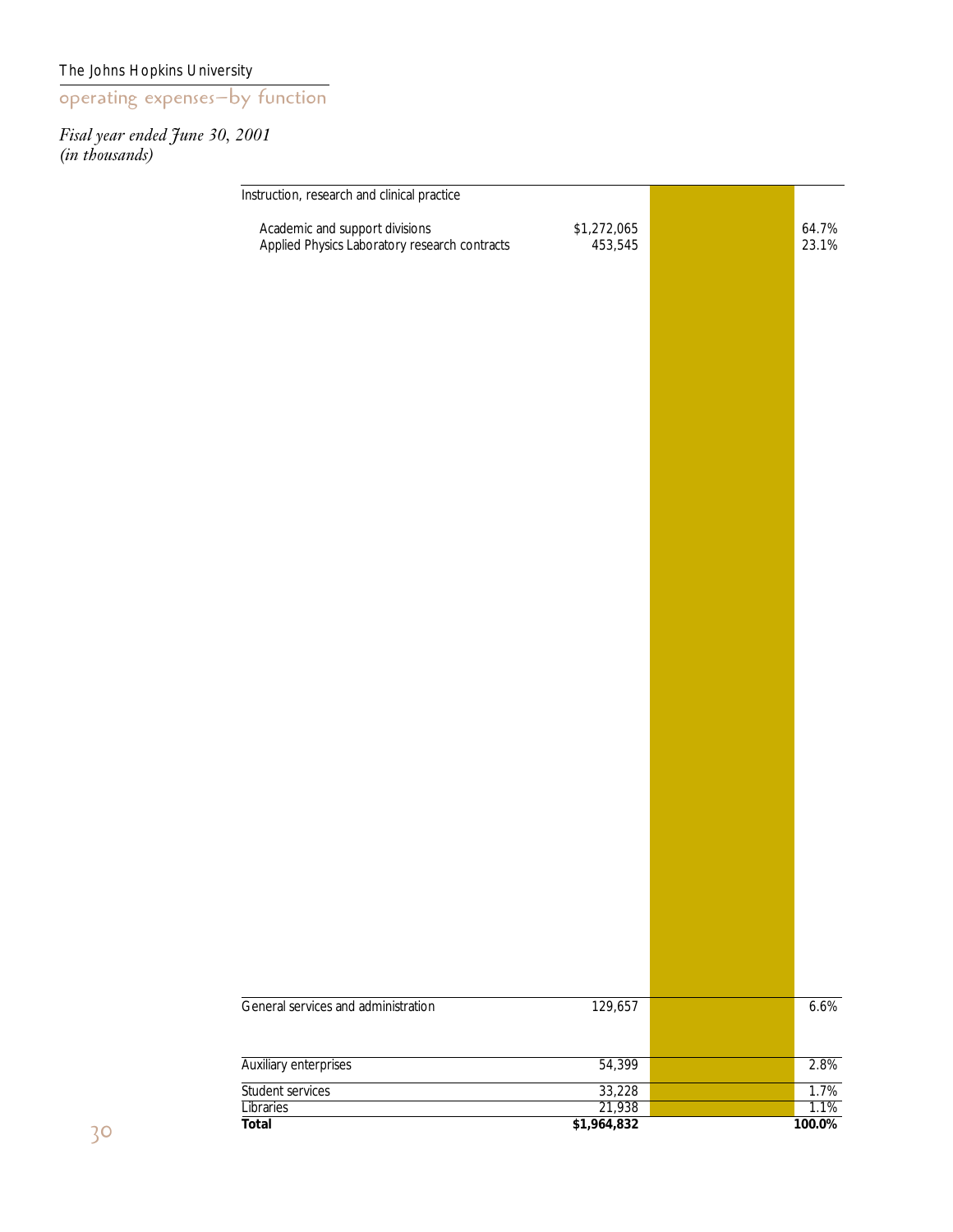The Johns Hopkins University

## operating expenses—by function

*Fisal year ended June 30, 2001*
*(in thousands)*

| | | |
|---|---|---|
| Instruction, research and clinical practice | | |
| Academic and support divisions | $1,272,065 | 64.7% |
| Applied Physics Laboratory research contracts | 453,545 | 23.1% |
| General services and administration | 129,657 | 6.6% |
| Auxiliary enterprises | 54,399 | 2.8% |
| Student services | 33,228 | 1.7% |
| Libraries | 21,938 | 1.1% |
| **Total** | **$1,964,832** | **100.0%** |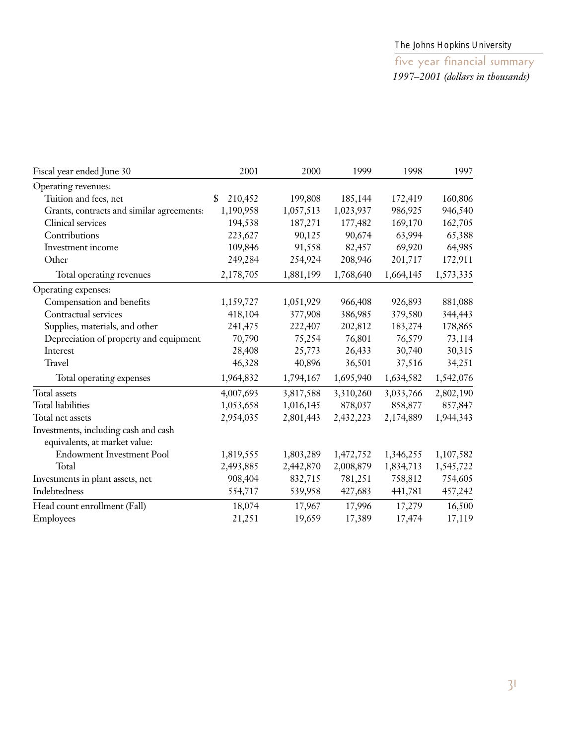The Johns Hopkins University

## five year financial summary

*1997–2001 (dollars in thousands)*

| Fiscal year ended June 30 | 2001 | 2000 | 1999 | 1998 | 1997 |
|---|---|---|---|---|---|
| Operating revenues: | | | | | |
| Tuition and fees, net | $ 210,452 | 199,808 | 185,144 | 172,419 | 160,806 |
| Grants, contracts and similar agreements: | 1,190,958 | 1,057,513 | 1,023,937 | 986,925 | 946,540 |
| Clinical services | 194,538 | 187,271 | 177,482 | 169,170 | 162,705 |
| Contributions | 223,627 | 90,125 | 90,674 | 63,994 | 65,388 |
| Investment income | 109,846 | 91,558 | 82,457 | 69,920 | 64,985 |
| Other | 249,284 | 254,924 | 208,946 | 201,717 | 172,911 |
| Total operating revenues | 2,178,705 | 1,881,199 | 1,768,640 | 1,664,145 | 1,573,335 |
| Operating expenses: | | | | | |
| Compensation and benefits | 1,159,727 | 1,051,929 | 966,408 | 926,893 | 881,088 |
| Contractual services | 418,104 | 377,908 | 386,985 | 379,580 | 344,443 |
| Supplies, materials, and other | 241,475 | 222,407 | 202,812 | 183,274 | 178,865 |
| Depreciation of property and equipment | 70,790 | 75,254 | 76,801 | 76,579 | 73,114 |
| Interest | 28,408 | 25,773 | 26,433 | 30,740 | 30,315 |
| Travel | 46,328 | 40,896 | 36,501 | 37,516 | 34,251 |
| Total operating expenses | 1,964,832 | 1,794,167 | 1,695,940 | 1,634,582 | 1,542,076 |
| Total assets | 4,007,693 | 3,817,588 | 3,310,260 | 3,033,766 | 2,802,190 |
| Total liabilities | 1,053,658 | 1,016,145 | 878,037 | 858,877 | 857,847 |
| Total net assets | 2,954,035 | 2,801,443 | 2,432,223 | 2,174,889 | 1,944,343 |
| Investments, including cash and cash equivalents, at market value: | | | | | |
| Endowment Investment Pool | 1,819,555 | 1,803,289 | 1,472,752 | 1,346,255 | 1,107,582 |
| Total | 2,493,885 | 2,442,870 | 2,008,879 | 1,834,713 | 1,545,722 |
| Investments in plant assets, net | 908,404 | 832,715 | 781,251 | 758,812 | 754,605 |
| Indebtedness | 554,717 | 539,958 | 427,683 | 441,781 | 457,242 |
| Head count enrollment (Fall) | 18,074 | 17,967 | 17,996 | 17,279 | 16,500 |
| Employees | 21,251 | 19,659 | 17,389 | 17,474 | 17,119 |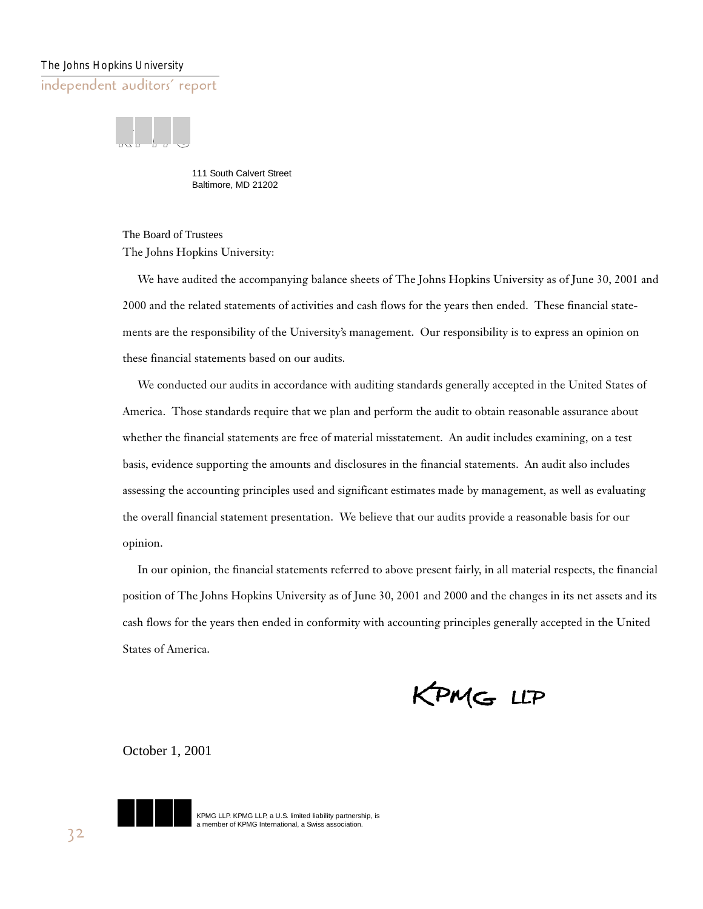# independent auditors' report

111 South Calvert Street
Baltimore, MD 21202

The Board of Trustees
The Johns Hopkins University:

We have audited the accompanying balance sheets of The Johns Hopkins University as of June 30, 2001 and 2000 and the related statements of activities and cash flows for the years then ended. These financial statements are the responsibility of the University's management. Our responsibility is to express an opinion on these financial statements based on our audits.

We conducted our audits in accordance with auditing standards generally accepted in the United States of America. Those standards require that we plan and perform the audit to obtain reasonable assurance about whether the financial statements are free of material misstatement. An audit includes examining, on a test basis, evidence supporting the amounts and disclosures in the financial statements. An audit also includes assessing the accounting principles used and significant estimates made by management, as well as evaluating the overall financial statement presentation. We believe that our audits provide a reasonable basis for our opinion.

In our opinion, the financial statements referred to above present fairly, in all material respects, the financial position of The Johns Hopkins University as of June 30, 2001 and 2000 and the changes in its net assets and its cash flows for the years then ended in conformity with accounting principles generally accepted in the United States of America.

KPMG LLP

October 1, 2001

KPMG LLP. KPMG LLP, a U.S. limited liability partnership, is a member of KPMG International, a Swiss association.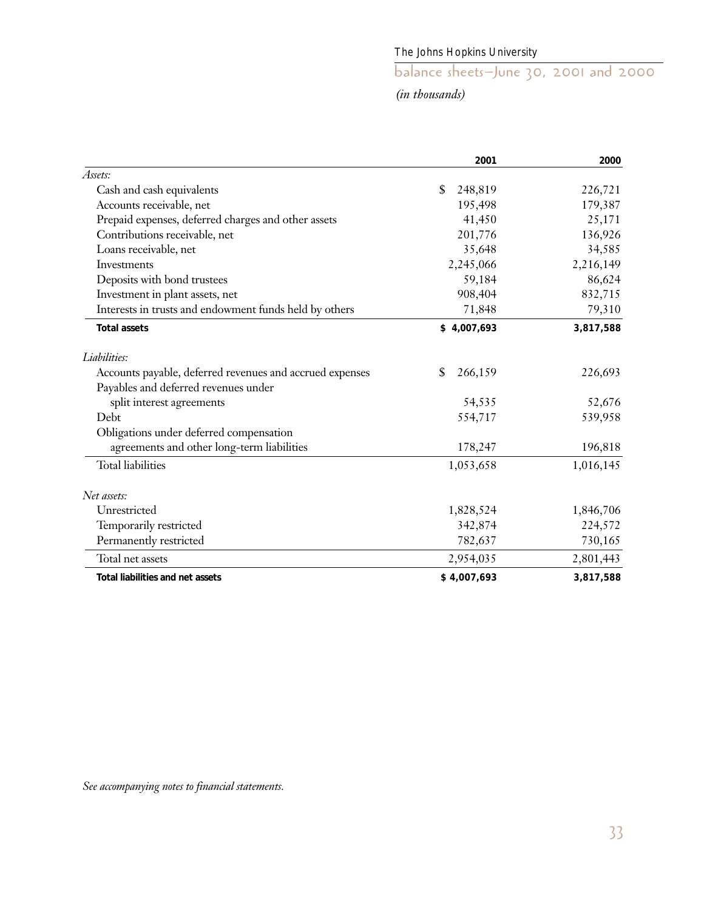The Johns Hopkins University

# balance sheets—June 30, 2001 and 2000

*(in thousands)*

| | 2001 | 2000 |
|---|---|---|
| *Assets:* | | |
| Cash and cash equivalents | $ 248,819 | 226,721 |
| Accounts receivable, net | 195,498 | 179,387 |
| Prepaid expenses, deferred charges and other assets | 41,450 | 25,171 |
| Contributions receivable, net | 201,776 | 136,926 |
| Loans receivable, net | 35,648 | 34,585 |
| Investments | 2,245,066 | 2,216,149 |
| Deposits with bond trustees | 59,184 | 86,624 |
| Investment in plant assets, net | 908,404 | 832,715 |
| Interests in trusts and endowment funds held by others | 71,848 | 79,310 |
| **Total assets** | **$ 4,007,693** | **3,817,588** |
| *Liabilities:* | | |
| Accounts payable, deferred revenues and accrued expenses | $ 266,159 | 226,693 |
| Payables and deferred revenues under split interest agreements | 54,535 | 52,676 |
| Debt | 554,717 | 539,958 |
| Obligations under deferred compensation agreements and other long-term liabilities | 178,247 | 196,818 |
| Total liabilities | 1,053,658 | 1,016,145 |
| *Net assets:* | | |
| Unrestricted | 1,828,524 | 1,846,706 |
| Temporarily restricted | 342,874 | 224,572 |
| Permanently restricted | 782,637 | 730,165 |
| Total net assets | 2,954,035 | 2,801,443 |
| **Total liabilities and net assets** | **$ 4,007,693** | **3,817,588** |

*See accompanying notes to financial statements.*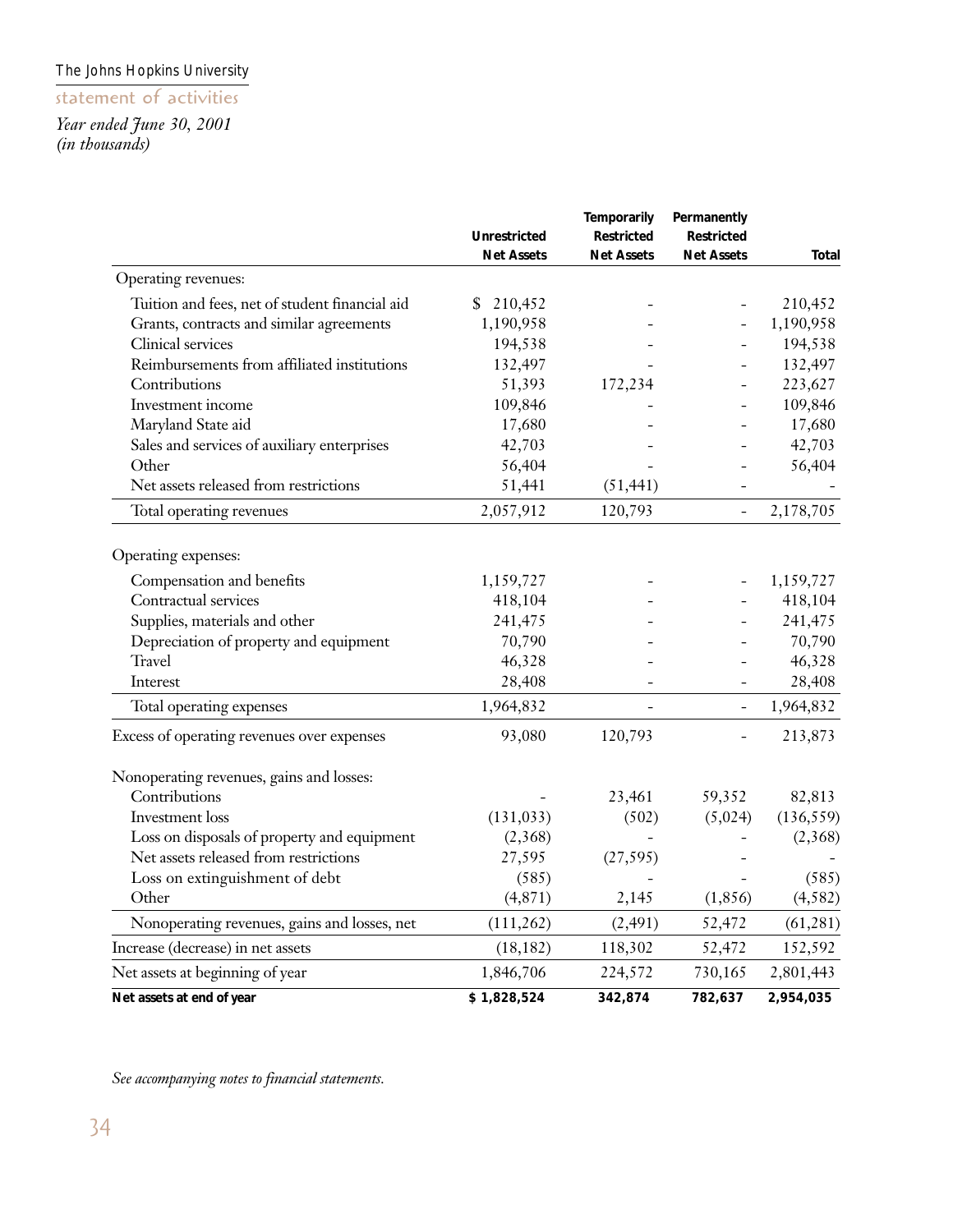The Johns Hopkins University

## statement of activities

*Year ended June 30, 2001*
*(in thousands)*

| | Unrestricted Net Assets | Temporarily Restricted Net Assets | Permanently Restricted Net Assets | Total |
|---|---|---|---|---|
| Operating revenues: | | | | |
| Tuition and fees, net of student financial aid | $ 210,452 | - | - | 210,452 |
| Grants, contracts and similar agreements | 1,190,958 | - | - | 1,190,958 |
| Clinical services | 194,538 | - | - | 194,538 |
| Reimbursements from affiliated institutions | 132,497 | - | - | 132,497 |
| Contributions | 51,393 | 172,234 | - | 223,627 |
| Investment income | 109,846 | - | - | 109,846 |
| Maryland State aid | 17,680 | - | - | 17,680 |
| Sales and services of auxiliary enterprises | 42,703 | - | - | 42,703 |
| Other | 56,404 | - | - | 56,404 |
| Net assets released from restrictions | 51,441 | (51,441) | - | - |
| Total operating revenues | 2,057,912 | 120,793 | - | 2,178,705 |
| Operating expenses: | | | | |
| Compensation and benefits | 1,159,727 | - | - | 1,159,727 |
| Contractual services | 418,104 | - | - | 418,104 |
| Supplies, materials and other | 241,475 | - | - | 241,475 |
| Depreciation of property and equipment | 70,790 | - | - | 70,790 |
| Travel | 46,328 | - | - | 46,328 |
| Interest | 28,408 | - | - | 28,408 |
| Total operating expenses | 1,964,832 | - | - | 1,964,832 |
| Excess of operating revenues over expenses | 93,080 | 120,793 | - | 213,873 |
| Nonoperating revenues, gains and losses: | | | | |
| Contributions | - | 23,461 | 59,352 | 82,813 |
| Investment loss | (131,033) | (502) | (5,024) | (136,559) |
| Loss on disposals of property and equipment | (2,368) | - | - | (2,368) |
| Net assets released from restrictions | 27,595 | (27,595) | - | - |
| Loss on extinguishment of debt | (585) | - | - | (585) |
| Other | (4,871) | 2,145 | (1,856) | (4,582) |
| Nonoperating revenues, gains and losses, net | (111,262) | (2,491) | 52,472 | (61,281) |
| Increase (decrease) in net assets | (18,182) | 118,302 | 52,472 | 152,592 |
| Net assets at beginning of year | 1,846,706 | 224,572 | 730,165 | 2,801,443 |
| **Net assets at end of year** | **$ 1,828,524** | **342,874** | **782,637** | **2,954,035** |

*See accompanying notes to financial statements.*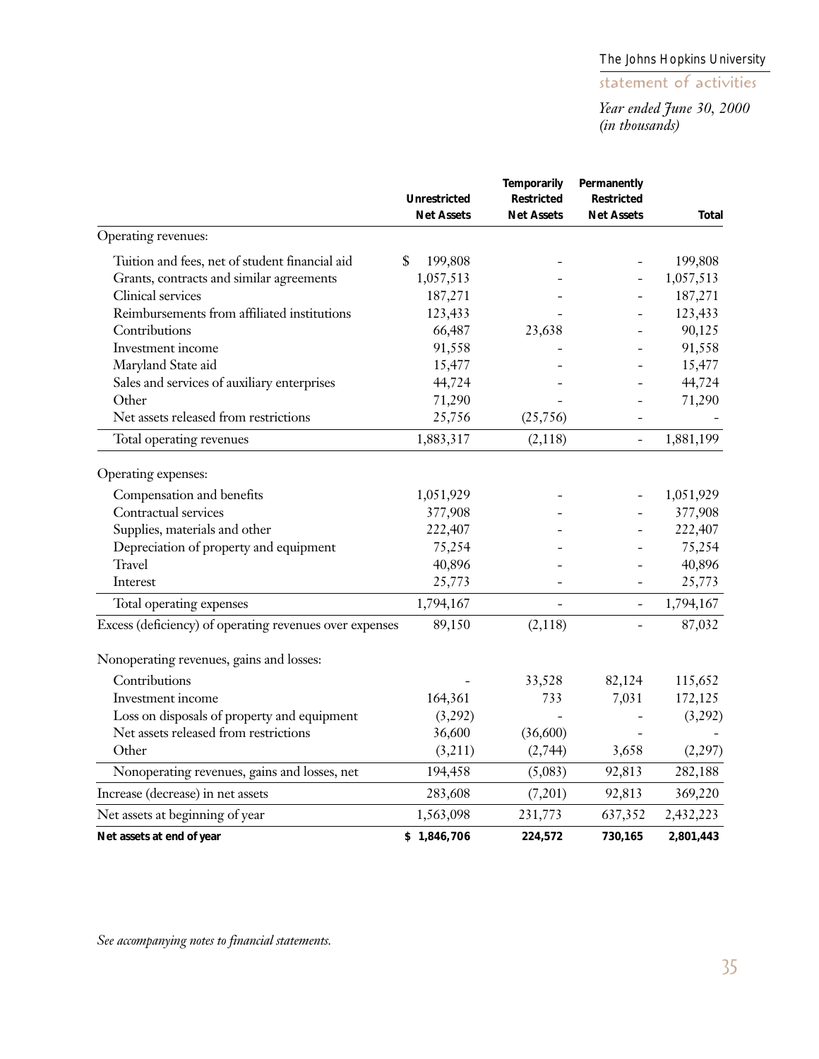The Johns Hopkins University

## statement of activities

*Year ended June 30, 2000*
*(in thousands)*

| | Unrestricted Net Assets | Temporarily Restricted Net Assets | Permanently Restricted Net Assets | Total |
|---|---|---|---|---|
| Operating revenues: | | | | |
| Tuition and fees, net of student financial aid | $ 199,808 | - | - | 199,808 |
| Grants, contracts and similar agreements | 1,057,513 | - | - | 1,057,513 |
| Clinical services | 187,271 | - | - | 187,271 |
| Reimbursements from affiliated institutions | 123,433 | - | - | 123,433 |
| Contributions | 66,487 | 23,638 | - | 90,125 |
| Investment income | 91,558 | - | - | 91,558 |
| Maryland State aid | 15,477 | - | - | 15,477 |
| Sales and services of auxiliary enterprises | 44,724 | - | - | 44,724 |
| Other | 71,290 | - | - | 71,290 |
| Net assets released from restrictions | 25,756 | (25,756) | - | - |
| Total operating revenues | 1,883,317 | (2,118) | - | 1,881,199 |
| Operating expenses: | | | | |
| Compensation and benefits | 1,051,929 | - | - | 1,051,929 |
| Contractual services | 377,908 | - | - | 377,908 |
| Supplies, materials and other | 222,407 | - | - | 222,407 |
| Depreciation of property and equipment | 75,254 | - | - | 75,254 |
| Travel | 40,896 | - | - | 40,896 |
| Interest | 25,773 | - | - | 25,773 |
| Total operating expenses | 1,794,167 | - | - | 1,794,167 |
| Excess (deficiency) of operating revenues over expenses | 89,150 | (2,118) | - | 87,032 |
| Nonoperating revenues, gains and losses: | | | | |
| Contributions | - | 33,528 | 82,124 | 115,652 |
| Investment income | 164,361 | 733 | 7,031 | 172,125 |
| Loss on disposals of property and equipment | (3,292) | - | - | (3,292) |
| Net assets released from restrictions | 36,600 | (36,600) | - | - |
| Other | (3,211) | (2,744) | 3,658 | (2,297) |
| Nonoperating revenues, gains and losses, net | 194,458 | (5,083) | 92,813 | 282,188 |
| Increase (decrease) in net assets | 283,608 | (7,201) | 92,813 | 369,220 |
| Net assets at beginning of year | 1,563,098 | 231,773 | 637,352 | 2,432,223 |
| **Net assets at end of year** | **$ 1,846,706** | **224,572** | **730,165** | **2,801,443** |

*See accompanying notes to financial statements.*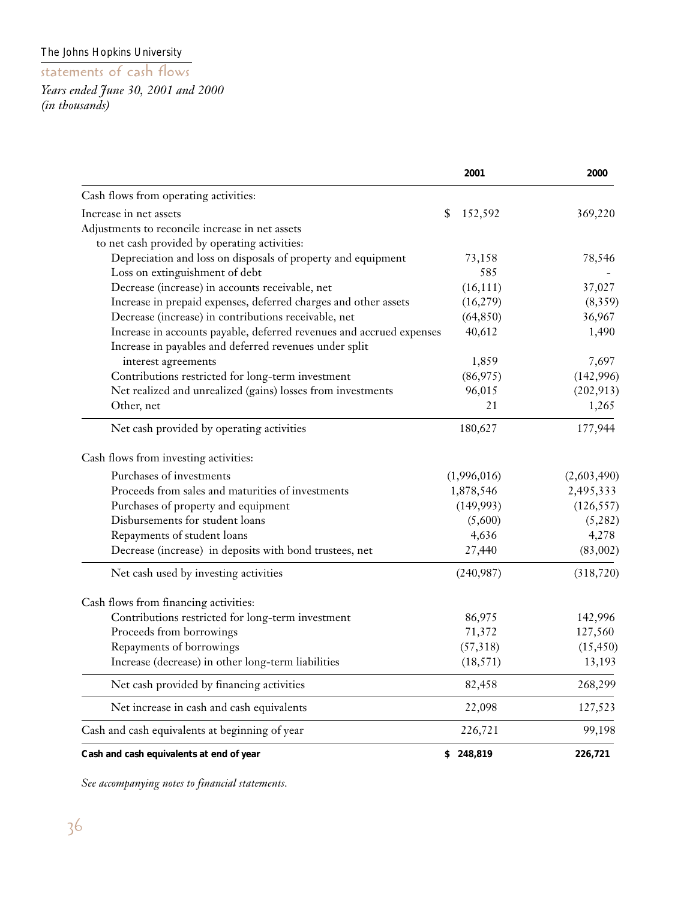The Johns Hopkins University

## statements of cash flows

*Years ended June 30, 2001 and 2000*
*(in thousands)*

| | 2001 | 2000 |
|---|---|---|
| Cash flows from operating activities: | | |
| Increase in net assets | $ 152,592 | 369,220 |
| Adjustments to reconcile increase in net assets to net cash provided by operating activities: | | |
| Depreciation and loss on disposals of property and equipment | 73,158 | 78,546 |
| Loss on extinguishment of debt | 585 | - |
| Decrease (increase) in accounts receivable, net | (16,111) | 37,027 |
| Increase in prepaid expenses, deferred charges and other assets | (16,279) | (8,359) |
| Decrease (increase) in contributions receivable, net | (64,850) | 36,967 |
| Increase in accounts payable, deferred revenues and accrued expenses | 40,612 | 1,490 |
| Increase in payables and deferred revenues under split interest agreements | 1,859 | 7,697 |
| Contributions restricted for long-term investment | (86,975) | (142,996) |
| Net realized and unrealized (gains) losses from investments | 96,015 | (202,913) |
| Other, net | 21 | 1,265 |
| Net cash provided by operating activities | 180,627 | 177,944 |
| Cash flows from investing activities: | | |
| Purchases of investments | (1,996,016) | (2,603,490) |
| Proceeds from sales and maturities of investments | 1,878,546 | 2,495,333 |
| Purchases of property and equipment | (149,993) | (126,557) |
| Disbursements for student loans | (5,600) | (5,282) |
| Repayments of student loans | 4,636 | 4,278 |
| Decrease (increase) in deposits with bond trustees, net | 27,440 | (83,002) |
| Net cash used by investing activities | (240,987) | (318,720) |
| Cash flows from financing activities: | | |
| Contributions restricted for long-term investment | 86,975 | 142,996 |
| Proceeds from borrowings | 71,372 | 127,560 |
| Repayments of borrowings | (57,318) | (15,450) |
| Increase (decrease) in other long-term liabilities | (18,571) | 13,193 |
| Net cash provided by financing activities | 82,458 | 268,299 |
| Net increase in cash and cash equivalents | 22,098 | 127,523 |
| Cash and cash equivalents at beginning of year | 226,721 | 99,198 |
| **Cash and cash equivalents at end of year** | **$ 248,819** | **226,721** |

*See accompanying notes to financial statements.*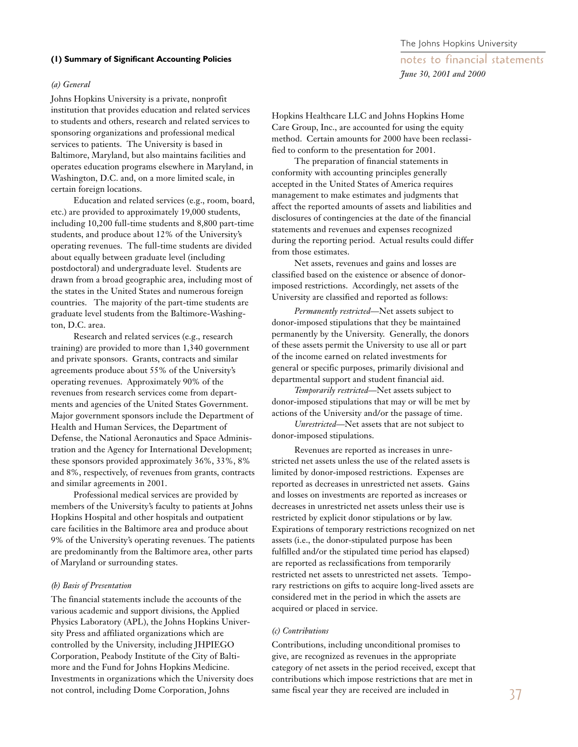## (1) Summary of Significant Accounting Policies

*(a) General*

Johns Hopkins University is a private, nonprofit institution that provides education and related services to students and others, research and related services to sponsoring organizations and professional medical services to patients. The University is based in Baltimore, Maryland, but also maintains facilities and operates education programs elsewhere in Maryland, in Washington, D.C. and, on a more limited scale, in certain foreign locations.

Education and related services (e.g., room, board, etc.) are provided to approximately 19,000 students, including 10,200 full-time students and 8,800 part-time students, and produce about 12% of the University's operating revenues. The full-time students are divided about equally between graduate level (including postdoctoral) and undergraduate level. Students are drawn from a broad geographic area, including most of the states in the United States and numerous foreign countries. The majority of the part-time students are graduate level students from the Baltimore-Washington, D.C. area.

Research and related services (e.g., research training) are provided to more than 1,340 government and private sponsors. Grants, contracts and similar agreements produce about 55% of the University's operating revenues. Approximately 90% of the revenues from research services come from departments and agencies of the United States Government. Major government sponsors include the Department of Health and Human Services, the Department of Defense, the National Aeronautics and Space Administration and the Agency for International Development; these sponsors provided approximately 36%, 33%, 8% and 8%, respectively, of revenues from grants, contracts and similar agreements in 2001.

Professional medical services are provided by members of the University's faculty to patients at Johns Hopkins Hospital and other hospitals and outpatient care facilities in the Baltimore area and produce about 9% of the University's operating revenues. The patients are predominantly from the Baltimore area, other parts of Maryland or surrounding states.

*(b) Basis of Presentation*

The financial statements include the accounts of the various academic and support divisions, the Applied Physics Laboratory (APL), the Johns Hopkins University Press and affiliated organizations which are controlled by the University, including JHPIEGO Corporation, Peabody Institute of the City of Baltimore and the Fund for Johns Hopkins Medicine. Investments in organizations which the University does not control, including Dome Corporation, Johns Hopkins Healthcare LLC and Johns Hopkins Home Care Group, Inc., are accounted for using the equity method. Certain amounts for 2000 have been reclassified to conform to the presentation for 2001.

The preparation of financial statements in conformity with accounting principles generally accepted in the United States of America requires management to make estimates and judgments that affect the reported amounts of assets and liabilities and disclosures of contingencies at the date of the financial statements and revenues and expenses recognized during the reporting period. Actual results could differ from those estimates.

Net assets, revenues and gains and losses are classified based on the existence or absence of donor-imposed restrictions. Accordingly, net assets of the University are classified and reported as follows:

*Permanently restricted*—Net assets subject to donor-imposed stipulations that they be maintained permanently by the University. Generally, the donors of these assets permit the University to use all or part of the income earned on related investments for general or specific purposes, primarily divisional and departmental support and student financial aid.

*Temporarily restricted*—Net assets subject to donor-imposed stipulations that may or will be met by actions of the University and/or the passage of time.

*Unrestricted*—Net assets that are not subject to donor-imposed stipulations.

Revenues are reported as increases in unrestricted net assets unless the use of the related assets is limited by donor-imposed restrictions. Expenses are reported as decreases in unrestricted net assets. Gains and losses on investments are reported as increases or decreases in unrestricted net assets unless their use is restricted by explicit donor stipulations or by law. Expirations of temporary restrictions recognized on net assets (i.e., the donor-stipulated purpose has been fulfilled and/or the stipulated time period has elapsed) are reported as reclassifications from temporarily restricted net assets to unrestricted net assets. Temporary restrictions on gifts to acquire long-lived assets are considered met in the period in which the assets are acquired or placed in service.

*(c) Contributions*

Contributions, including unconditional promises to give, are recognized as revenues in the appropriate category of net assets in the period received, except that contributions which impose restrictions that are met in same fiscal year they are received are included in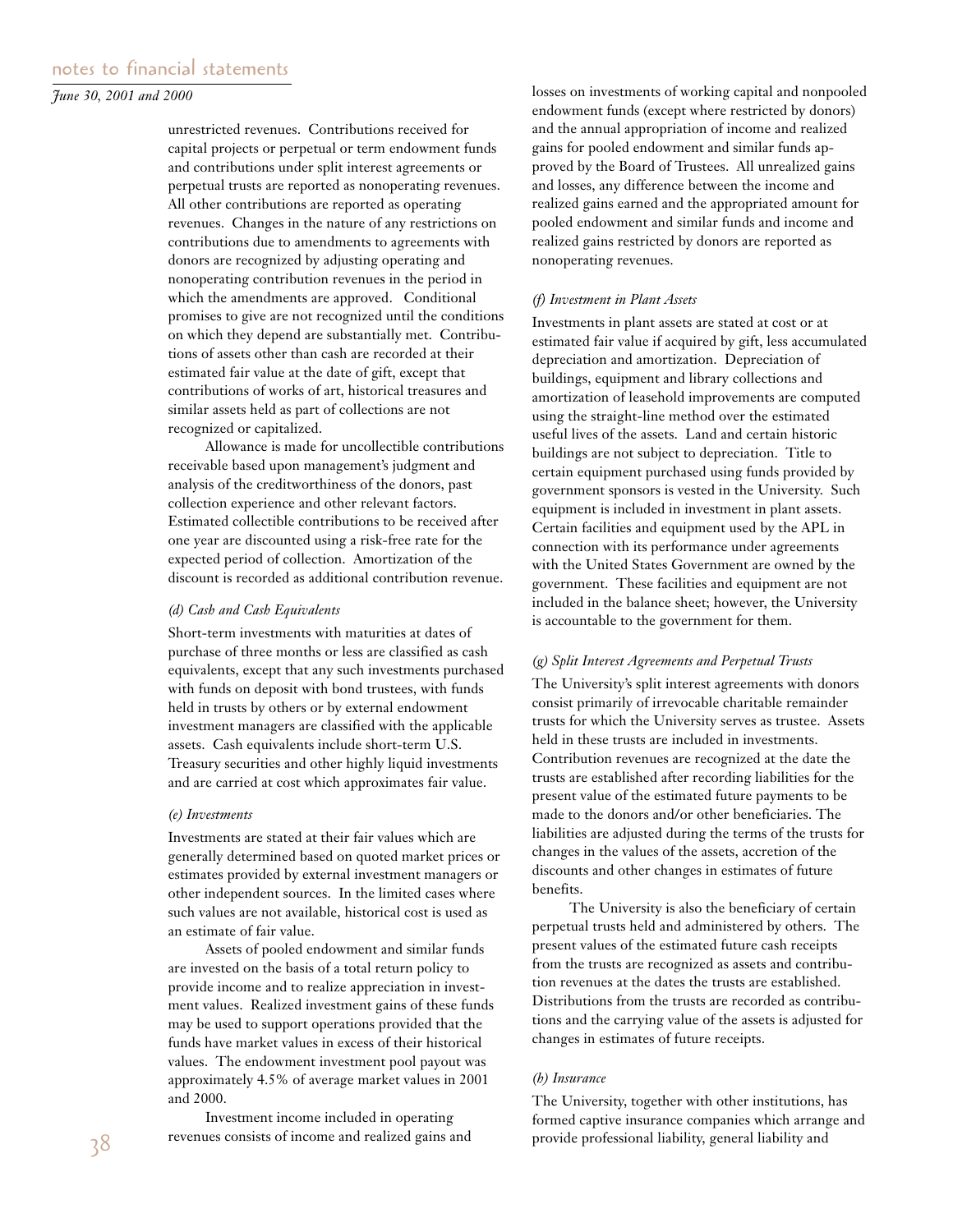unrestricted revenues. Contributions received for capital projects or perpetual or term endowment funds and contributions under split interest agreements or perpetual trusts are reported as nonoperating revenues. All other contributions are reported as operating revenues. Changes in the nature of any restrictions on contributions due to amendments to agreements with donors are recognized by adjusting operating and nonoperating contribution revenues in the period in which the amendments are approved. Conditional promises to give are not recognized until the conditions on which they depend are substantially met. Contributions of assets other than cash are recorded at their estimated fair value at the date of gift, except that contributions of works of art, historical treasures and similar assets held as part of collections are not recognized or capitalized.

Allowance is made for uncollectible contributions receivable based upon management's judgment and analysis of the creditworthiness of the donors, past collection experience and other relevant factors. Estimated collectible contributions to be received after one year are discounted using a risk-free rate for the expected period of collection. Amortization of the discount is recorded as additional contribution revenue.

*(d) Cash and Cash Equivalents*

Short-term investments with maturities at dates of purchase of three months or less are classified as cash equivalents, except that any such investments purchased with funds on deposit with bond trustees, with funds held in trusts by others or by external endowment investment managers are classified with the applicable assets. Cash equivalents include short-term U.S. Treasury securities and other highly liquid investments and are carried at cost which approximates fair value.

*(e) Investments*

Investments are stated at their fair values which are generally determined based on quoted market prices or estimates provided by external investment managers or other independent sources. In the limited cases where such values are not available, historical cost is used as an estimate of fair value.

Assets of pooled endowment and similar funds are invested on the basis of a total return policy to provide income and to realize appreciation in investment values. Realized investment gains of these funds may be used to support operations provided that the funds have market values in excess of their historical values. The endowment investment pool payout was approximately 4.5% of average market values in 2001 and 2000.

Investment income included in operating revenues consists of income and realized gains and losses on investments of working capital and nonpooled endowment funds (except where restricted by donors) and the annual appropriation of income and realized gains for pooled endowment and similar funds approved by the Board of Trustees. All unrealized gains and losses, any difference between the income and realized gains earned and the appropriated amount for pooled endowment and similar funds and income and realized gains restricted by donors are reported as nonoperating revenues.

*(f) Investment in Plant Assets*

Investments in plant assets are stated at cost or at estimated fair value if acquired by gift, less accumulated depreciation and amortization. Depreciation of buildings, equipment and library collections and amortization of leasehold improvements are computed using the straight-line method over the estimated useful lives of the assets. Land and certain historic buildings are not subject to depreciation. Title to certain equipment purchased using funds provided by government sponsors is vested in the University. Such equipment is included in investment in plant assets. Certain facilities and equipment used by the APL in connection with its performance under agreements with the United States Government are owned by the government. These facilities and equipment are not included in the balance sheet; however, the University is accountable to the government for them.

*(g) Split Interest Agreements and Perpetual Trusts*

The University's split interest agreements with donors consist primarily of irrevocable charitable remainder trusts for which the University serves as trustee. Assets held in these trusts are included in investments. Contribution revenues are recognized at the date the trusts are established after recording liabilities for the present value of the estimated future payments to be made to the donors and/or other beneficiaries. The liabilities are adjusted during the terms of the trusts for changes in the values of the assets, accretion of the discounts and other changes in estimates of future benefits.

The University is also the beneficiary of certain perpetual trusts held and administered by others. The present values of the estimated future cash receipts from the trusts are recognized as assets and contribution revenues at the dates the trusts are established. Distributions from the trusts are recorded as contributions and the carrying value of the assets is adjusted for changes in estimates of future receipts.

*(h) Insurance*

The University, together with other institutions, has formed captive insurance companies which arrange and provide professional liability, general liability and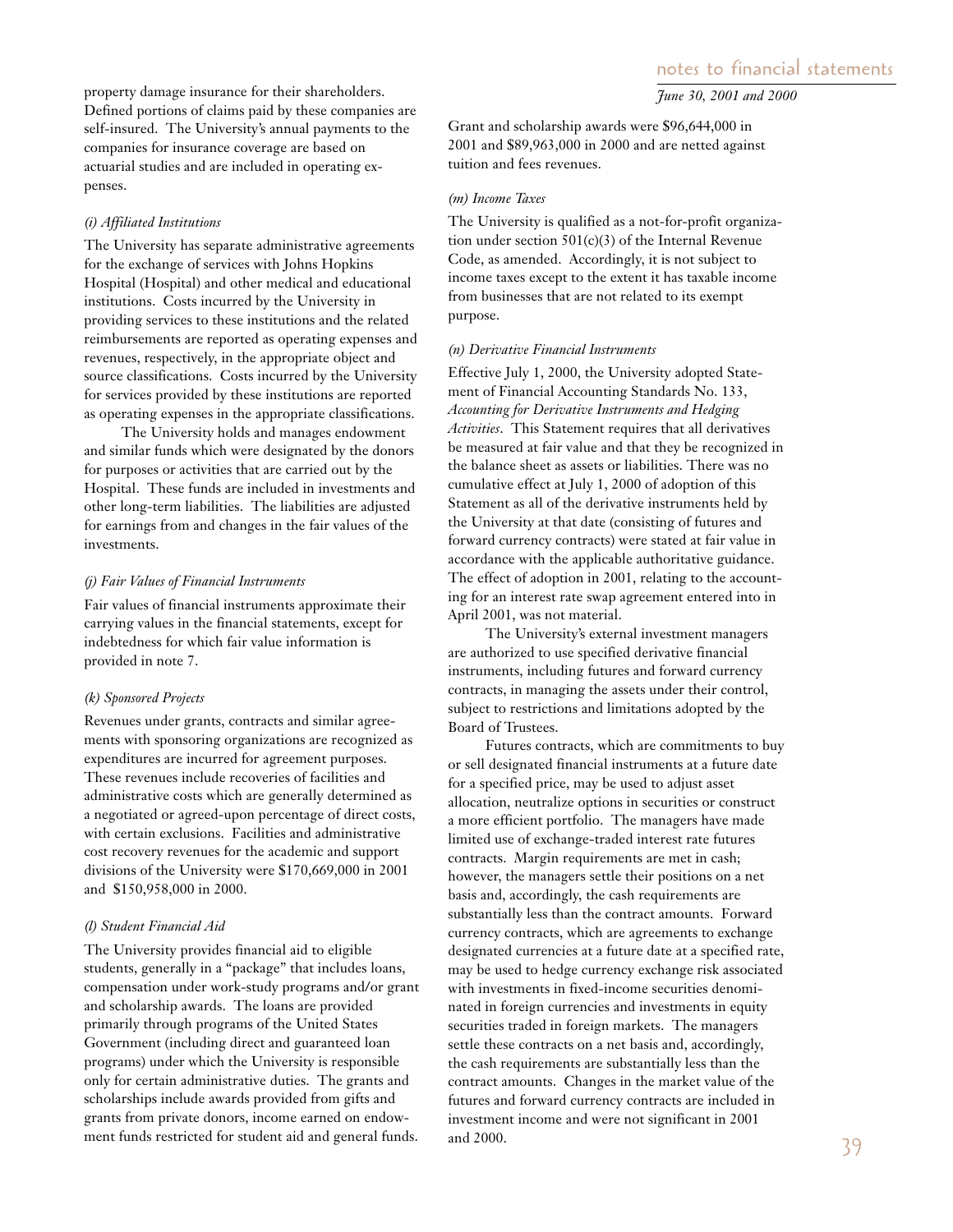property damage insurance for their shareholders. Defined portions of claims paid by these companies are self-insured. The University's annual payments to the companies for insurance coverage are based on actuarial studies and are included in operating expenses.

*(i) Affiliated Institutions*

The University has separate administrative agreements for the exchange of services with Johns Hopkins Hospital (Hospital) and other medical and educational institutions. Costs incurred by the University in providing services to these institutions and the related reimbursements are reported as operating expenses and revenues, respectively, in the appropriate object and source classifications. Costs incurred by the University for services provided by these institutions are reported as operating expenses in the appropriate classifications.

The University holds and manages endowment and similar funds which were designated by the donors for purposes or activities that are carried out by the Hospital. These funds are included in investments and other long-term liabilities. The liabilities are adjusted for earnings from and changes in the fair values of the investments.

*(j) Fair Values of Financial Instruments*

Fair values of financial instruments approximate their carrying values in the financial statements, except for indebtedness for which fair value information is provided in note 7.

*(k) Sponsored Projects*

Revenues under grants, contracts and similar agreements with sponsoring organizations are recognized as expenditures are incurred for agreement purposes. These revenues include recoveries of facilities and administrative costs which are generally determined as a negotiated or agreed-upon percentage of direct costs, with certain exclusions. Facilities and administrative cost recovery revenues for the academic and support divisions of the University were $170,669,000 in 2001 and $150,958,000 in 2000.

*(l) Student Financial Aid*

The University provides financial aid to eligible students, generally in a "package" that includes loans, compensation under work-study programs and/or grant and scholarship awards. The loans are provided primarily through programs of the United States Government (including direct and guaranteed loan programs) under which the University is responsible only for certain administrative duties. The grants and scholarships include awards provided from gifts and grants from private donors, income earned on endowment funds restricted for student aid and general funds. Grant and scholarship awards were $96,644,000 in 2001 and $89,963,000 in 2000 and are netted against tuition and fees revenues.

*(m) Income Taxes*

The University is qualified as a not-for-profit organization under section 501(c)(3) of the Internal Revenue Code, as amended. Accordingly, it is not subject to income taxes except to the extent it has taxable income from businesses that are not related to its exempt purpose.

*(n) Derivative Financial Instruments*

Effective July 1, 2000, the University adopted Statement of Financial Accounting Standards No. 133, *Accounting for Derivative Instruments and Hedging Activities*. This Statement requires that all derivatives be measured at fair value and that they be recognized in the balance sheet as assets or liabilities. There was no cumulative effect at July 1, 2000 of adoption of this Statement as all of the derivative instruments held by the University at that date (consisting of futures and forward currency contracts) were stated at fair value in accordance with the applicable authoritative guidance. The effect of adoption in 2001, relating to the accounting for an interest rate swap agreement entered into in April 2001, was not material.

The University's external investment managers are authorized to use specified derivative financial instruments, including futures and forward currency contracts, in managing the assets under their control, subject to restrictions and limitations adopted by the Board of Trustees.

Futures contracts, which are commitments to buy or sell designated financial instruments at a future date for a specified price, may be used to adjust asset allocation, neutralize options in securities or construct a more efficient portfolio. The managers have made limited use of exchange-traded interest rate futures contracts. Margin requirements are met in cash; however, the managers settle their positions on a net basis and, accordingly, the cash requirements are substantially less than the contract amounts. Forward currency contracts, which are agreements to exchange designated currencies at a future date at a specified rate, may be used to hedge currency exchange risk associated with investments in fixed-income securities denominated in foreign currencies and investments in equity securities traded in foreign markets. The managers settle these contracts on a net basis and, accordingly, the cash requirements are substantially less than the contract amounts. Changes in the market value of the futures and forward currency contracts are included in investment income and were not significant in 2001 and 2000.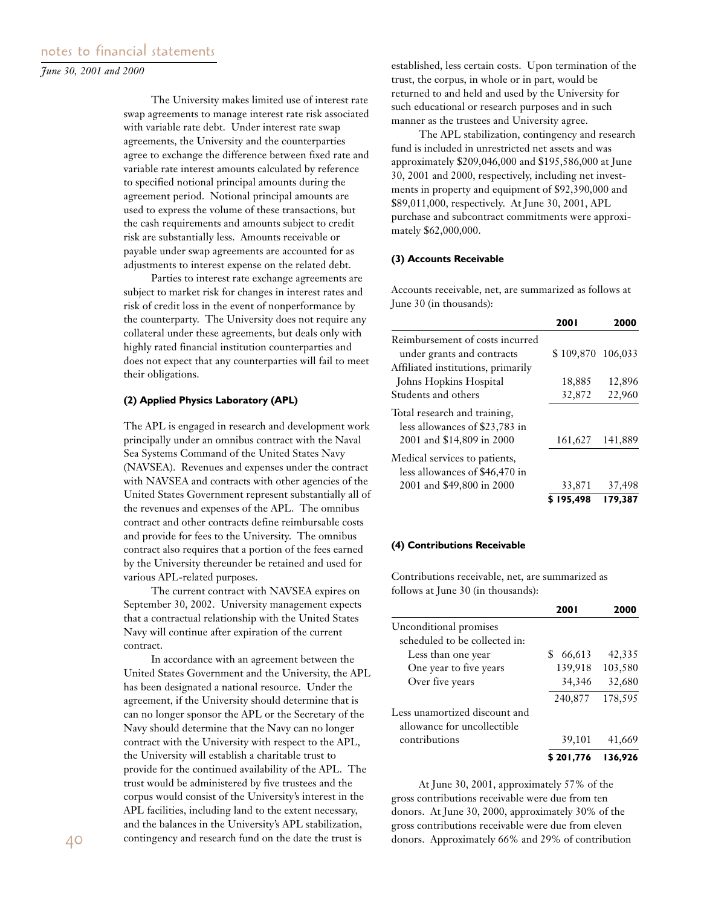The University makes limited use of interest rate swap agreements to manage interest rate risk associated with variable rate debt. Under interest rate swap agreements, the University and the counterparties agree to exchange the difference between fixed rate and variable rate interest amounts calculated by reference to specified notional principal amounts during the agreement period. Notional principal amounts are used to express the volume of these transactions, but the cash requirements and amounts subject to credit risk are substantially less. Amounts receivable or payable under swap agreements are accounted for as adjustments to interest expense on the related debt.

Parties to interest rate exchange agreements are subject to market risk for changes in interest rates and risk of credit loss in the event of nonperformance by the counterparty. The University does not require any collateral under these agreements, but deals only with highly rated financial institution counterparties and does not expect that any counterparties will fail to meet their obligations.

#### (2) Applied Physics Laboratory (APL)

The APL is engaged in research and development work principally under an omnibus contract with the Naval Sea Systems Command of the United States Navy (NAVSEA). Revenues and expenses under the contract with NAVSEA and contracts with other agencies of the United States Government represent substantially all of the revenues and expenses of the APL. The omnibus contract and other contracts define reimbursable costs and provide for fees to the University. The omnibus contract also requires that a portion of the fees earned by the University thereunder be retained and used for various APL-related purposes.

The current contract with NAVSEA expires on September 30, 2002. University management expects that a contractual relationship with the United States Navy will continue after expiration of the current contract.

In accordance with an agreement between the United States Government and the University, the APL has been designated a national resource. Under the agreement, if the University should determine that is can no longer sponsor the APL or the Secretary of the Navy should determine that the Navy can no longer contract with the University with respect to the APL, the University will establish a charitable trust to provide for the continued availability of the APL. The trust would be administered by five trustees and the corpus would consist of the University's interest in the APL facilities, including land to the extent necessary, and the balances in the University's APL stabilization, contingency and research fund on the date the trust is established, less certain costs. Upon termination of the trust, the corpus, in whole or in part, would be returned to and held and used by the University for such educational or research purposes and in such manner as the trustees and University agree.

The APL stabilization, contingency and research fund is included in unrestricted net assets and was approximately $209,046,000 and $195,586,000 at June 30, 2001 and 2000, respectively, including net investments in property and equipment of $92,390,000 and $89,011,000, respectively. At June 30, 2001, APL purchase and subcontract commitments were approximately $62,000,000.

#### (3) Accounts Receivable

Accounts receivable, net, are summarized as follows at June 30 (in thousands):

| | 2001 | 2000 |
|---|---|---|
| Reimbursement of costs incurred under grants and contracts | $ 109,870 | 106,033 |
| Affiliated institutions, primarily Johns Hopkins Hospital | 18,885 | 12,896 |
| Students and others | 32,872 | 22,960 |
| Total research and training, less allowances of $23,783 in 2001 and $14,809 in 2000 | 161,627 | 141,889 |
| Medical services to patients, less allowances of $46,470 in 2001 and $49,800 in 2000 | 33,871 | 37,498 |
| | **$ 195,498** | **179,387** |

#### (4) Contributions Receivable

Contributions receivable, net, are summarized as follows at June 30 (in thousands):

| | 2001 | 2000 |
|---|---|---|
| Unconditional promises scheduled to be collected in: | | |
| Less than one year | $ 66,613 | 42,335 |
| One year to five years | 139,918 | 103,580 |
| Over five years | 34,346 | 32,680 |
| | 240,877 | 178,595 |
| Less unamortized discount and allowance for uncollectible contributions | 39,101 | 41,669 |
| | **$ 201,776** | **136,926** |

At June 30, 2001, approximately 57% of the gross contributions receivable were due from ten donors. At June 30, 2000, approximately 30% of the gross contributions receivable were due from eleven donors. Approximately 66% and 29% of contribution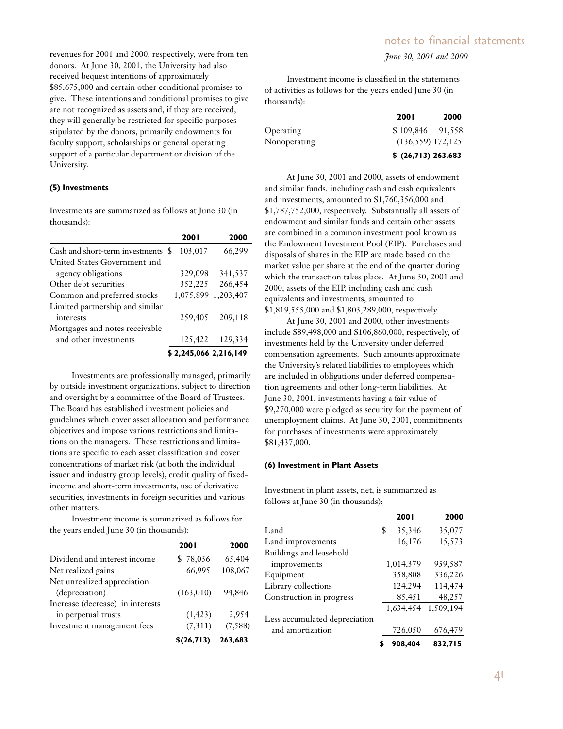revenues for 2001 and 2000, respectively, were from ten donors. At June 30, 2001, the University had also received bequest intentions of approximately $85,675,000 and certain other conditional promises to give. These intentions and conditional promises to give are not recognized as assets and, if they are received, they will generally be restricted for specific purposes stipulated by the donors, primarily endowments for faculty support, scholarships or general operating support of a particular department or division of the University.

**(5) Investments**

Investments are summarized as follows at June 30 (in thousands):

| | 2001 | 2000 |
|---|---|---|
| Cash and short-term investments | $ 103,017 | 66,299 |
| United States Government and agency obligations | 329,098 | 341,537 |
| Other debt securities | 352,225 | 266,454 |
| Common and preferred stocks | 1,075,899 | 1,203,407 |
| Limited partnership and similar interests | 259,405 | 209,118 |
| Mortgages and notes receivable and other investments | 125,422 | 129,334 |
| | **$ 2,245,066** | **2,216,149** |

Investments are professionally managed, primarily by outside investment organizations, subject to direction and oversight by a committee of the Board of Trustees. The Board has established investment policies and guidelines which cover asset allocation and performance objectives and impose various restrictions and limitations on the managers. These restrictions and limitations are specific to each asset classification and cover concentrations of market risk (at both the individual issuer and industry group levels), credit quality of fixed-income and short-term investments, use of derivative securities, investments in foreign securities and various other matters.

Investment income is summarized as follows for the years ended June 30 (in thousands):

| | 2001 | 2000 |
|---|---|---|
| Dividend and interest income | $ 78,036 | 65,404 |
| Net realized gains | 66,995 | 108,067 |
| Net unrealized appreciation (depreciation) | (163,010) | 94,846 |
| Increase (decrease) in interests in perpetual trusts | (1,423) | 2,954 |
| Investment management fees | (7,311) | (7,588) |
| | **$(26,713)** | **263,683** |

Investment income is classified in the statements of activities as follows for the years ended June 30 (in thousands):

| | 2001 | 2000 |
|---|---|---|
| Operating | $ 109,846 | 91,558 |
| Nonoperating | (136,559) | 172,125 |
| | **$ (26,713)** | **263,683** |

At June 30, 2001 and 2000, assets of endowment and similar funds, including cash and cash equivalents and investments, amounted to $1,760,356,000 and $1,787,752,000, respectively. Substantially all assets of endowment and similar funds and certain other assets are combined in a common investment pool known as the Endowment Investment Pool (EIP). Purchases and disposals of shares in the EIP are made based on the market value per share at the end of the quarter during which the transaction takes place. At June 30, 2001 and 2000, assets of the EIP, including cash and cash equivalents and investments, amounted to $1,819,555,000 and $1,803,289,000, respectively.

At June 30, 2001 and 2000, other investments include $89,498,000 and $106,860,000, respectively, of investments held by the University under deferred compensation agreements. Such amounts approximate the University's related liabilities to employees which are included in obligations under deferred compensation agreements and other long-term liabilities. At June 30, 2001, investments having a fair value of $9,270,000 were pledged as security for the payment of unemployment claims. At June 30, 2001, commitments for purchases of investments were approximately $81,437,000.

**(6) Investment in Plant Assets**

Investment in plant assets, net, is summarized as follows at June 30 (in thousands):

| | 2001 | 2000 |
|---|---|---|
| Land | $ 35,346 | 35,077 |
| Land improvements | 16,176 | 15,573 |
| Buildings and leasehold improvements | 1,014,379 | 959,587 |
| Equipment | 358,808 | 336,226 |
| Library collections | 124,294 | 114,474 |
| Construction in progress | 85,451 | 48,257 |
| | 1,634,454 | 1,509,194 |
| Less accumulated depreciation and amortization | 726,050 | 676,479 |
| | **$ 908,404** | **832,715** |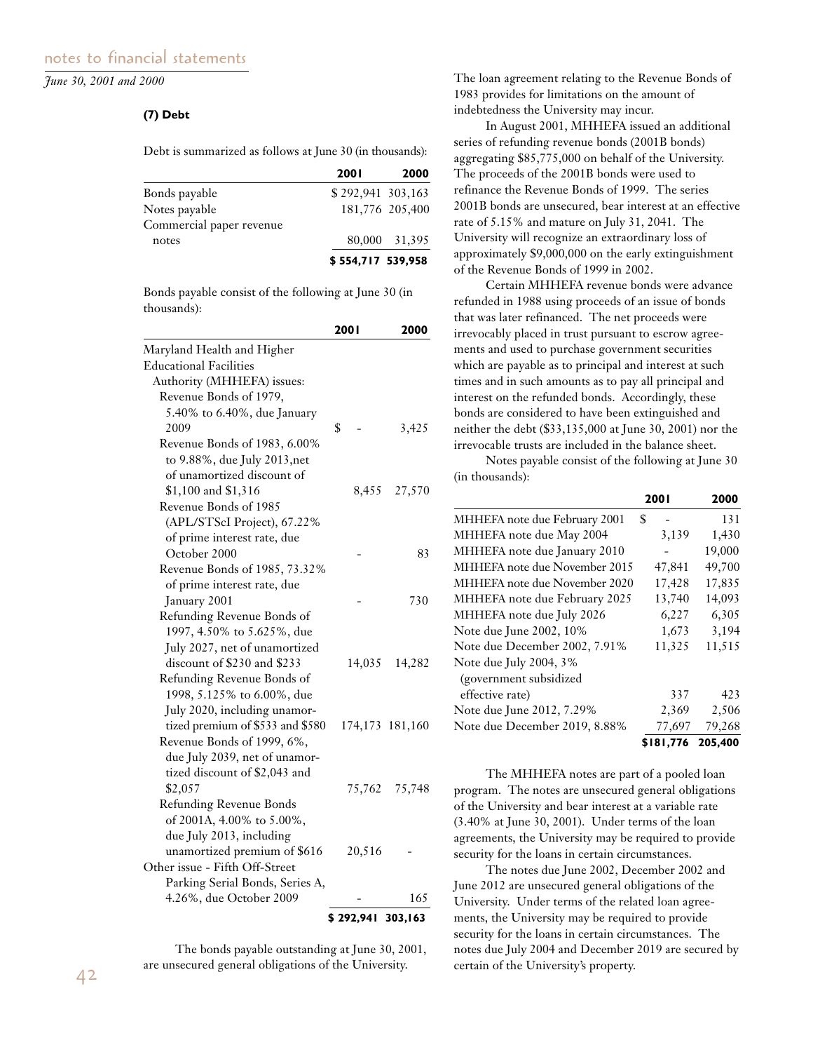### (7) Debt

Debt is summarized as follows at June 30 (in thousands):

| | 2001 | 2000 |
|---|---|---|
| Bonds payable | $ 292,941 | 303,163 |
| Notes payable | 181,776 | 205,400 |
| Commercial paper revenue notes | 80,000 | 31,395 |
| | **$ 554,717** | **539,958** |

Bonds payable consist of the following at June 30 (in thousands):

| | 2001 | 2000 |
|---|---|---|
| Maryland Health and Higher Educational Facilities Authority (MHHEFA) issues: | | |
| Revenue Bonds of 1979, 5.40% to 6.40%, due January 2009 | $ - | 3,425 |
| Revenue Bonds of 1983, 6.00% to 9.88%, due July 2013,net of unamortized discount of $1,100 and $1,316 | 8,455 | 27,570 |
| Revenue Bonds of 1985 (APL/STScI Project), 67.22% of prime interest rate, due October 2000 | - | 83 |
| Revenue Bonds of 1985, 73.32% of prime interest rate, due January 2001 | - | 730 |
| Refunding Revenue Bonds of 1997, 4.50% to 5.625%, due July 2027, net of unamortized discount of $230 and $233 | 14,035 | 14,282 |
| Refunding Revenue Bonds of 1998, 5.125% to 6.00%, due July 2020, including unamortized premium of $533 and $580 | 174,173 | 181,160 |
| Revenue Bonds of 1999, 6%, due July 2039, net of unamortized discount of $2,043 and $2,057 | 75,762 | 75,748 |
| Refunding Revenue Bonds of 2001A, 4.00% to 5.00%, due July 2013, including unamortized premium of $616 | 20,516 | - |
| Other issue - Fifth Off-Street Parking Serial Bonds, Series A, 4.26%, due October 2009 | - | 165 |
| | **$ 292,941** | **303,163** |

The bonds payable outstanding at June 30, 2001, are unsecured general obligations of the University.

The loan agreement relating to the Revenue Bonds of 1983 provides for limitations on the amount of indebtedness the University may incur.

In August 2001, MHHEFA issued an additional series of refunding revenue bonds (2001B bonds) aggregating $85,775,000 on behalf of the University. The proceeds of the 2001B bonds were used to refinance the Revenue Bonds of 1999. The series 2001B bonds are unsecured, bear interest at an effective rate of 5.15% and mature on July 31, 2041. The University will recognize an extraordinary loss of approximately $9,000,000 on the early extinguishment of the Revenue Bonds of 1999 in 2002.

Certain MHHEFA revenue bonds were advance refunded in 1988 using proceeds of an issue of bonds that was later refinanced. The net proceeds were irrevocably placed in trust pursuant to escrow agreements and used to purchase government securities which are payable as to principal and interest at such times and in such amounts as to pay all principal and interest on the refunded bonds. Accordingly, these bonds are considered to have been extinguished and neither the debt ($33,135,000 at June 30, 2001) nor the irrevocable trusts are included in the balance sheet.

Notes payable consist of the following at June 30 (in thousands):

| | 2001 | 2000 |
|---|---|---|
| MHHEFA note due February 2001 | $ - | 131 |
| MHHEFA note due May 2004 | 3,139 | 1,430 |
| MHHEFA note due January 2010 | - | 19,000 |
| MHHEFA note due November 2015 | 47,841 | 49,700 |
| MHHEFA note due November 2020 | 17,428 | 17,835 |
| MHHEFA note due February 2025 | 13,740 | 14,093 |
| MHHEFA note due July 2026 | 6,227 | 6,305 |
| Note due June 2002, 10% | 1,673 | 3,194 |
| Note due December 2002, 7.91% | 11,325 | 11,515 |
| Note due July 2004, 3% (government subsidized effective rate) | 337 | 423 |
| Note due June 2012, 7.29% | 2,369 | 2,506 |
| Note due December 2019, 8.88% | 77,697 | 79,268 |
| | **$181,776** | **205,400** |

The MHHEFA notes are part of a pooled loan program. The notes are unsecured general obligations of the University and bear interest at a variable rate (3.40% at June 30, 2001). Under terms of the loan agreements, the University may be required to provide security for the loans in certain circumstances.

The notes due June 2002, December 2002 and June 2012 are unsecured general obligations of the University. Under terms of the related loan agreements, the University may be required to provide security for the loans in certain circumstances. The notes due July 2004 and December 2019 are secured by certain of the University's property.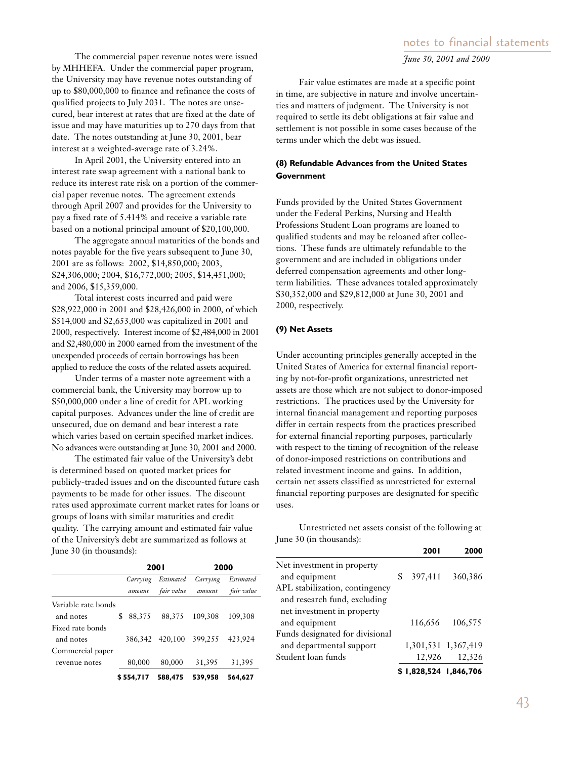The commercial paper revenue notes were issued by MHHEFA. Under the commercial paper program, the University may have revenue notes outstanding of up to $80,000,000 to finance and refinance the costs of qualified projects to July 2031. The notes are unsecured, bear interest at rates that are fixed at the date of issue and may have maturities up to 270 days from that date. The notes outstanding at June 30, 2001, bear interest at a weighted-average rate of 3.24%.

In April 2001, the University entered into an interest rate swap agreement with a national bank to reduce its interest rate risk on a portion of the commercial paper revenue notes. The agreement extends through April 2007 and provides for the University to pay a fixed rate of 5.414% and receive a variable rate based on a notional principal amount of $20,100,000.

The aggregate annual maturities of the bonds and notes payable for the five years subsequent to June 30, 2001 are as follows: 2002, $14,850,000; 2003, $24,306,000; 2004, $16,772,000; 2005, $14,451,000; and 2006, $15,359,000.

Total interest costs incurred and paid were $28,922,000 in 2001 and $28,426,000 in 2000, of which $514,000 and $2,653,000 was capitalized in 2001 and 2000, respectively. Interest income of $2,484,000 in 2001 and $2,480,000 in 2000 earned from the investment of the unexpended proceeds of certain borrowings has been applied to reduce the costs of the related assets acquired.

Under terms of a master note agreement with a commercial bank, the University may borrow up to $50,000,000 under a line of credit for APL working capital purposes. Advances under the line of credit are unsecured, due on demand and bear interest a rate which varies based on certain specified market indices. No advances were outstanding at June 30, 2001 and 2000.

The estimated fair value of the University's debt is determined based on quoted market prices for publicly-traded issues and on the discounted future cash payments to be made for other issues. The discount rates used approximate current market rates for loans or groups of loans with similar maturities and credit quality. The carrying amount and estimated fair value of the University's debt are summarized as follows at June 30 (in thousands):

| | 2001 | | 2000 | |
|---|---|---|---|---|
| | *Carrying amount* | *Estimated fair value* | *Carrying amount* | *Estimated fair value* |
| Variable rate bonds and notes | $ 88,375 | 88,375 | 109,308 | 109,308 |
| Fixed rate bonds and notes | 386,342 | 420,100 | 399,255 | 423,924 |
| Commercial paper revenue notes | 80,000 | 80,000 | 31,395 | 31,395 |
| | **$ 554,717** | **588,475** | **539,958** | **564,627** |

Fair value estimates are made at a specific point in time, are subjective in nature and involve uncertainties and matters of judgment. The University is not required to settle its debt obligations at fair value and settlement is not possible in some cases because of the terms under which the debt was issued.

**(8) Refundable Advances from the United States Government**

Funds provided by the United States Government under the Federal Perkins, Nursing and Health Professions Student Loan programs are loaned to qualified students and may be reloaned after collections. These funds are ultimately refundable to the government and are included in obligations under deferred compensation agreements and other long-term liabilities. These advances totaled approximately $30,352,000 and $29,812,000 at June 30, 2001 and 2000, respectively.

**(9) Net Assets**

Under accounting principles generally accepted in the United States of America for external financial reporting by not-for-profit organizations, unrestricted net assets are those which are not subject to donor-imposed restrictions. The practices used by the University for internal financial management and reporting purposes differ in certain respects from the practices prescribed for external financial reporting purposes, particularly with respect to the timing of recognition of the release of donor-imposed restrictions on contributions and related investment income and gains. In addition, certain net assets classified as unrestricted for external financial reporting purposes are designated for specific uses.

Unrestricted net assets consist of the following at June 30 (in thousands):

| | 2001 | 2000 |
|---|---|---|
| Net investment in property and equipment | $ 397,411 | 360,386 |
| APL stabilization, contingency and research fund, excluding net investment in property and equipment | 116,656 | 106,575 |
| Funds designated for divisional and departmental support | 1,301,531 | 1,367,419 |
| Student loan funds | 12,926 | 12,326 |
| | **$ 1,828,524** | **1,846,706** |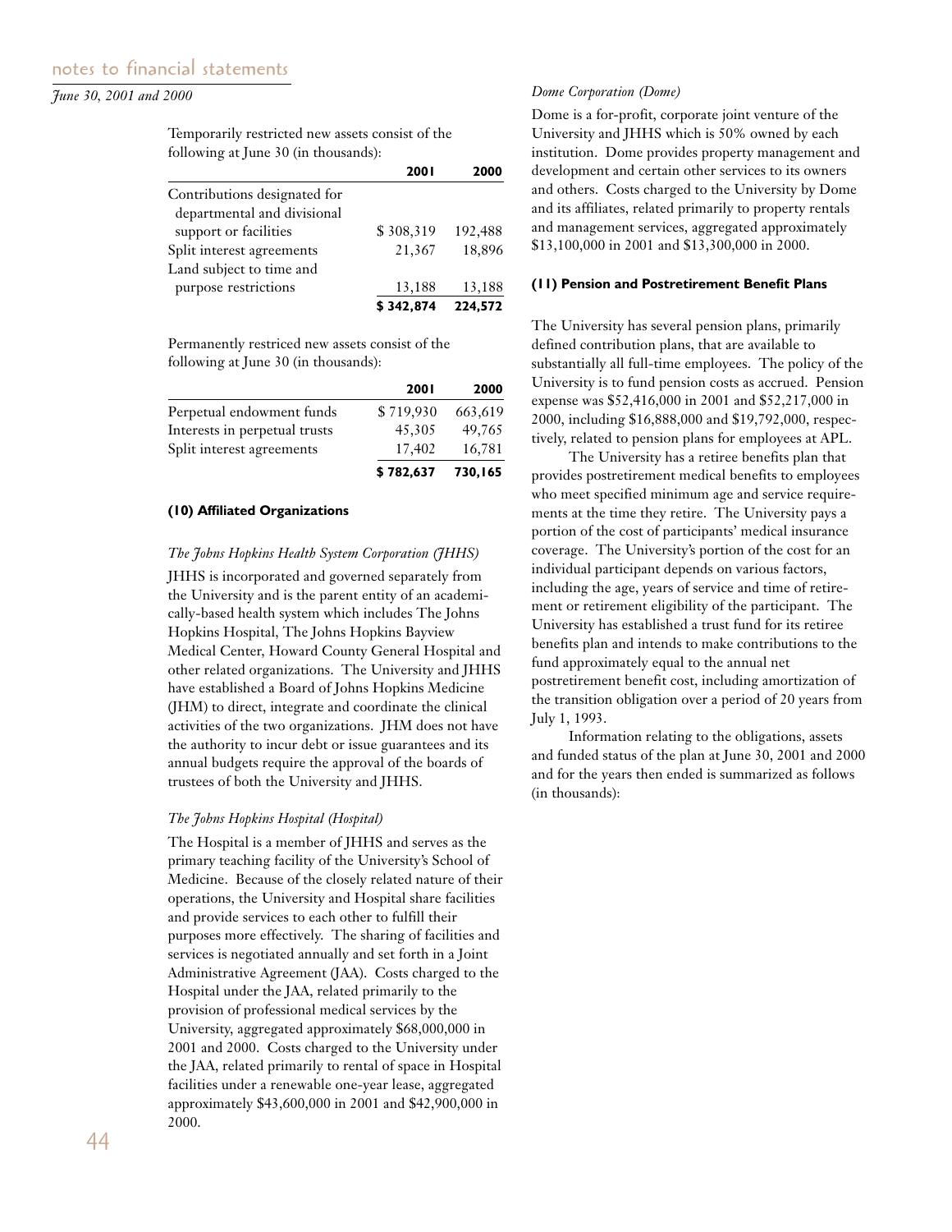Temporarily restricted new assets consist of the following at June 30 (in thousands):

| | 2001 | 2000 |
|---|---|---|
| Contributions designated for departmental and divisional support or facilities | $ 308,319 | 192,488 |
| Split interest agreements | 21,367 | 18,896 |
| Land subject to time and purpose restrictions | 13,188 | 13,188 |
| | **$ 342,874** | **224,572** |

Permanently restriced new assets consist of the following at June 30 (in thousands):

| | 2001 | 2000 |
|---|---|---|
| Perpetual endowment funds | $ 719,930 | 663,619 |
| Interests in perpetual trusts | 45,305 | 49,765 |
| Split interest agreements | 17,402 | 16,781 |
| | **$ 782,637** | **730,165** |

**(10) Affiliated Organizations**

*The Johns Hopkins Health System Corporation (JHHS)*

JHHS is incorporated and governed separately from the University and is the parent entity of an academically-based health system which includes The Johns Hopkins Hospital, The Johns Hopkins Bayview Medical Center, Howard County General Hospital and other related organizations. The University and JHHS have established a Board of Johns Hopkins Medicine (JHM) to direct, integrate and coordinate the clinical activities of the two organizations. JHM does not have the authority to incur debt or issue guarantees and its annual budgets require the approval of the boards of trustees of both the University and JHHS.

*The Johns Hopkins Hospital (Hospital)*

The Hospital is a member of JHHS and serves as the primary teaching facility of the University's School of Medicine. Because of the closely related nature of their operations, the University and Hospital share facilities and provide services to each other to fulfill their purposes more effectively. The sharing of facilities and services is negotiated annually and set forth in a Joint Administrative Agreement (JAA). Costs charged to the Hospital under the JAA, related primarily to the provision of professional medical services by the University, aggregated approximately $68,000,000 in 2001 and 2000. Costs charged to the University under the JAA, related primarily to rental of space in Hospital facilities under a renewable one-year lease, aggregated approximately $43,600,000 in 2001 and $42,900,000 in 2000.

*Dome Corporation (Dome)*

Dome is a for-profit, corporate joint venture of the University and JHHS which is 50% owned by each institution. Dome provides property management and development and certain other services to its owners and others. Costs charged to the University by Dome and its affiliates, related primarily to property rentals and management services, aggregated approximately $13,100,000 in 2001 and $13,300,000 in 2000.

**(11) Pension and Postretirement Benefit Plans**

The University has several pension plans, primarily defined contribution plans, that are available to substantially all full-time employees. The policy of the University is to fund pension costs as accrued. Pension expense was $52,416,000 in 2001 and $52,217,000 in 2000, including $16,888,000 and $19,792,000, respectively, related to pension plans for employees at APL.

The University has a retiree benefits plan that provides postretirement medical benefits to employees who meet specified minimum age and service requirements at the time they retire. The University pays a portion of the cost of participants' medical insurance coverage. The University's portion of the cost for an individual participant depends on various factors, including the age, years of service and time of retirement or retirement eligibility of the participant. The University has established a trust fund for its retiree benefits plan and intends to make contributions to the fund approximately equal to the annual net postretirement benefit cost, including amortization of the transition obligation over a period of 20 years from July 1, 1993.

Information relating to the obligations, assets and funded status of the plan at June 30, 2001 and 2000 and for the years then ended is summarized as follows (in thousands):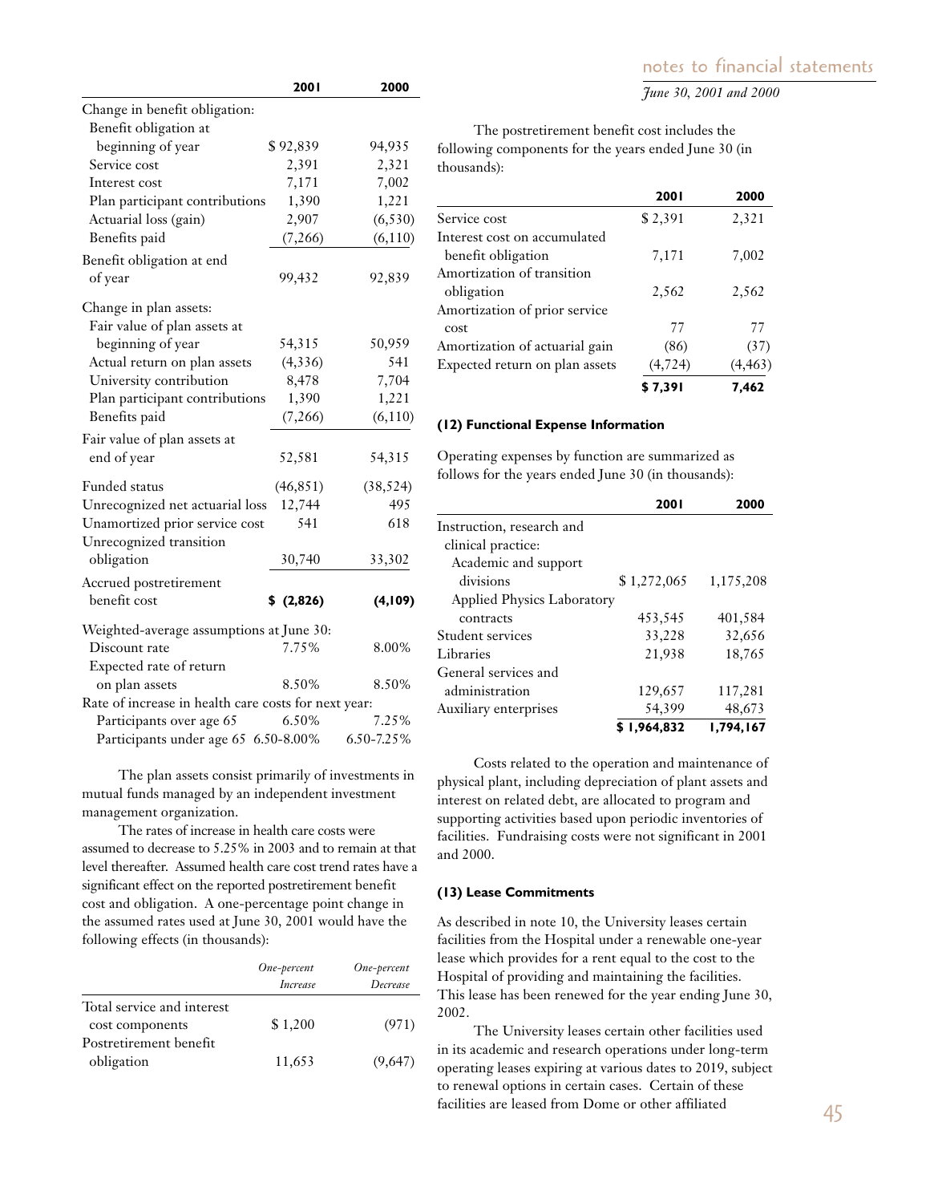| | 2001 | 2000 |
|---|---|---|
| Change in benefit obligation: | | |
| Benefit obligation at beginning of year | $ 92,839 | 94,935 |
| Service cost | 2,391 | 2,321 |
| Interest cost | 7,171 | 7,002 |
| Plan participant contributions | 1,390 | 1,221 |
| Actuarial loss (gain) | 2,907 | (6,530) |
| Benefits paid | (7,266) | (6,110) |
| Benefit obligation at end of year | 99,432 | 92,839 |
| Change in plan assets: | | |
| Fair value of plan assets at beginning of year | 54,315 | 50,959 |
| Actual return on plan assets | (4,336) | 541 |
| University contribution | 8,478 | 7,704 |
| Plan participant contributions | 1,390 | 1,221 |
| Benefits paid | (7,266) | (6,110) |
| Fair value of plan assets at end of year | 52,581 | 54,315 |
| Funded status | (46,851) | (38,524) |
| Unrecognized net actuarial loss | 12,744 | 495 |
| Unamortized prior service cost | 541 | 618 |
| Unrecognized transition obligation | 30,740 | 33,302 |
| Accrued postretirement benefit cost | **$ (2,826)** | **(4,109)** |
| Weighted-average assumptions at June 30: | | |
| Discount rate | 7.75% | 8.00% |
| Expected rate of return on plan assets | 8.50% | 8.50% |
| Rate of increase in health care costs for next year: | | |
| Participants over age 65 | 6.50% | 7.25% |
| Participants under age 65 | 6.50-8.00% | 6.50-7.25% |

The plan assets consist primarily of investments in mutual funds managed by an independent investment management organization.

The rates of increase in health care costs were assumed to decrease to 5.25% in 2003 and to remain at that level thereafter. Assumed health care cost trend rates have a significant effect on the reported postretirement benefit cost and obligation. A one-percentage point change in the assumed rates used at June 30, 2001 would have the following effects (in thousands):

| | *One-percent Increase* | *One-percent Decrease* |
|---|---|---|
| Total service and interest cost components | $ 1,200 | (971) |
| Postretirement benefit obligation | 11,653 | (9,647) |

The postretirement benefit cost includes the following components for the years ended June 30 (in thousands):

| | 2001 | 2000 |
|---|---|---|
| Service cost | $ 2,391 | 2,321 |
| Interest cost on accumulated benefit obligation | 7,171 | 7,002 |
| Amortization of transition obligation | 2,562 | 2,562 |
| Amortization of prior service cost | 77 | 77 |
| Amortization of actuarial gain | (86) | (37) |
| Expected return on plan assets | (4,724) | (4,463) |
| | **$ 7,391** | **7,462** |

### (12) Functional Expense Information

Operating expenses by function are summarized as follows for the years ended June 30 (in thousands):

| | 2001 | 2000 |
|---|---|---|
| Instruction, research and clinical practice: | | |
| Academic and support divisions | $ 1,272,065 | 1,175,208 |
| Applied Physics Laboratory contracts | 453,545 | 401,584 |
| Student services | 33,228 | 32,656 |
| Libraries | 21,938 | 18,765 |
| General services and administration | 129,657 | 117,281 |
| Auxiliary enterprises | 54,399 | 48,673 |
| | **$ 1,964,832** | **1,794,167** |

Costs related to the operation and maintenance of physical plant, including depreciation of plant assets and interest on related debt, are allocated to program and supporting activities based upon periodic inventories of facilities. Fundraising costs were not significant in 2001 and 2000.

### (13) Lease Commitments

As described in note 10, the University leases certain facilities from the Hospital under a renewable one-year lease which provides for a rent equal to the cost to the Hospital of providing and maintaining the facilities. This lease has been renewed for the year ending June 30, 2002.

The University leases certain other facilities used in its academic and research operations under long-term operating leases expiring at various dates to 2019, subject to renewal options in certain cases. Certain of these facilities are leased from Dome or other affiliated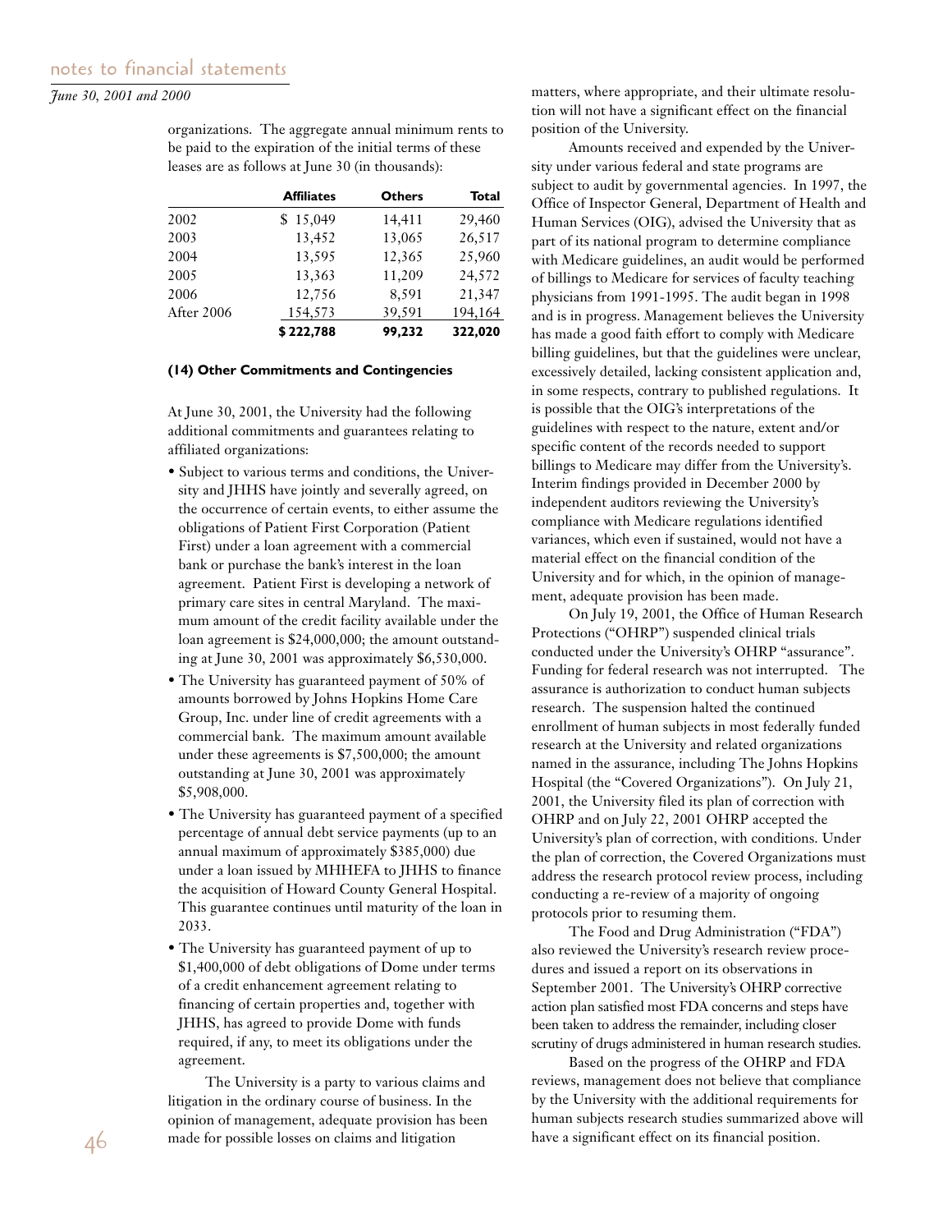organizations. The aggregate annual minimum rents to be paid to the expiration of the initial terms of these leases are as follows at June 30 (in thousands):

| | **Affiliates** | **Others** | **Total** |
|---|---|---|---|
| 2002 | $ 15,049 | 14,411 | 29,460 |
| 2003 | 13,452 | 13,065 | 26,517 |
| 2004 | 13,595 | 12,365 | 25,960 |
| 2005 | 13,363 | 11,209 | 24,572 |
| 2006 | 12,756 | 8,591 | 21,347 |
| After 2006 | 154,573 | 39,591 | 194,164 |
| | **$ 222,788** | **99,232** | **322,020** |

#### (14) Other Commitments and Contingencies

At June 30, 2001, the University had the following additional commitments and guarantees relating to affiliated organizations:

- Subject to various terms and conditions, the University and JHHS have jointly and severally agreed, on the occurrence of certain events, to either assume the obligations of Patient First Corporation (Patient First) under a loan agreement with a commercial bank or purchase the bank's interest in the loan agreement. Patient First is developing a network of primary care sites in central Maryland. The maximum amount of the credit facility available under the loan agreement is $24,000,000; the amount outstanding at June 30, 2001 was approximately $6,530,000.
- The University has guaranteed payment of 50% of amounts borrowed by Johns Hopkins Home Care Group, Inc. under line of credit agreements with a commercial bank. The maximum amount available under these agreements is $7,500,000; the amount outstanding at June 30, 2001 was approximately $5,908,000.
- The University has guaranteed payment of a specified percentage of annual debt service payments (up to an annual maximum of approximately $385,000) due under a loan issued by MHHEFA to JHHS to finance the acquisition of Howard County General Hospital. This guarantee continues until maturity of the loan in 2033.
- The University has guaranteed payment of up to $1,400,000 of debt obligations of Dome under terms of a credit enhancement agreement relating to financing of certain properties and, together with JHHS, has agreed to provide Dome with funds required, if any, to meet its obligations under the agreement.

The University is a party to various claims and litigation in the ordinary course of business. In the opinion of management, adequate provision has been made for possible losses on claims and litigation matters, where appropriate, and their ultimate resolution will not have a significant effect on the financial position of the University.

Amounts received and expended by the University under various federal and state programs are subject to audit by governmental agencies. In 1997, the Office of Inspector General, Department of Health and Human Services (OIG), advised the University that as part of its national program to determine compliance with Medicare guidelines, an audit would be performed of billings to Medicare for services of faculty teaching physicians from 1991-1995. The audit began in 1998 and is in progress. Management believes the University has made a good faith effort to comply with Medicare billing guidelines, but that the guidelines were unclear, excessively detailed, lacking consistent application and, in some respects, contrary to published regulations. It is possible that the OIG's interpretations of the guidelines with respect to the nature, extent and/or specific content of the records needed to support billings to Medicare may differ from the University's. Interim findings provided in December 2000 by independent auditors reviewing the University's compliance with Medicare regulations identified variances, which even if sustained, would not have a material effect on the financial condition of the University and for which, in the opinion of management, adequate provision has been made.

On July 19, 2001, the Office of Human Research Protections ("OHRP") suspended clinical trials conducted under the University's OHRP "assurance". Funding for federal research was not interrupted. The assurance is authorization to conduct human subjects research. The suspension halted the continued enrollment of human subjects in most federally funded research at the University and related organizations named in the assurance, including The Johns Hopkins Hospital (the "Covered Organizations"). On July 21, 2001, the University filed its plan of correction with OHRP and on July 22, 2001 OHRP accepted the University's plan of correction, with conditions. Under the plan of correction, the Covered Organizations must address the research protocol review process, including conducting a re-review of a majority of ongoing protocols prior to resuming them.

The Food and Drug Administration ("FDA") also reviewed the University's research review procedures and issued a report on its observations in September 2001. The University's OHRP corrective action plan satisfied most FDA concerns and steps have been taken to address the remainder, including closer scrutiny of drugs administered in human research studies.

Based on the progress of the OHRP and FDA reviews, management does not believe that compliance by the University with the additional requirements for human subjects research studies summarized above will have a significant effect on its financial position.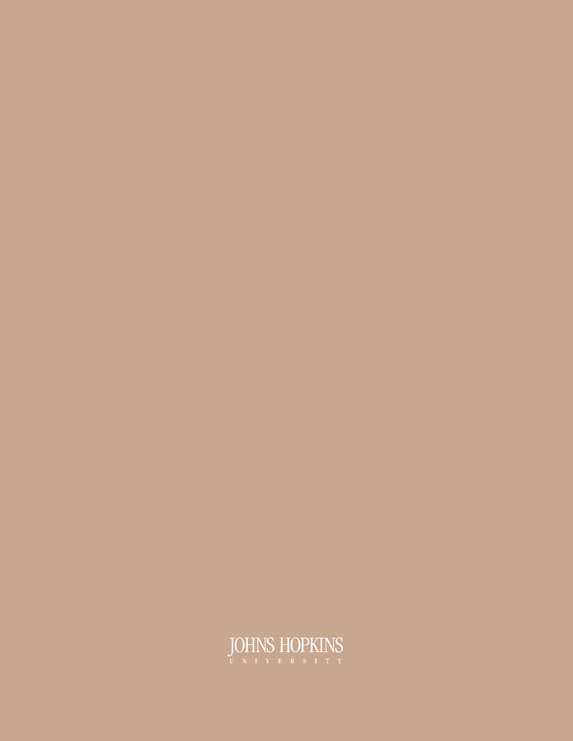JOHNS HOPKINS
UNIVERSITY